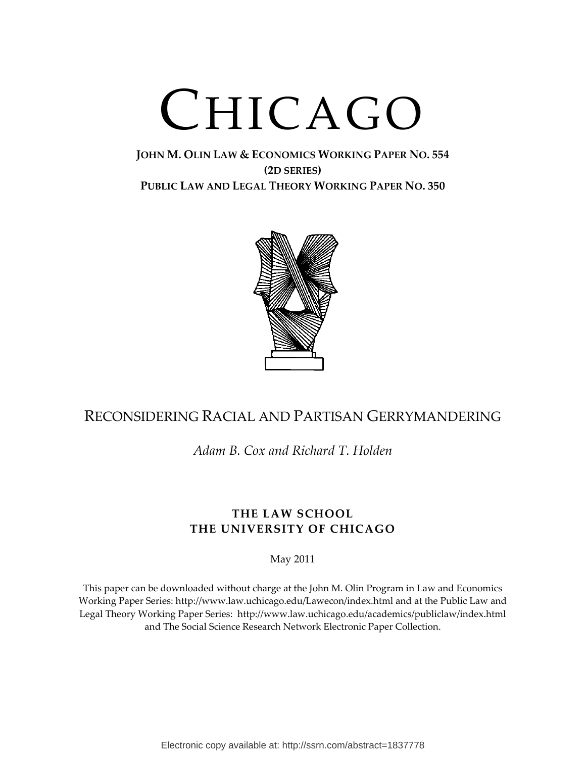# CHICAGO

**JOHN M. OLIN LAW & ECONOMICS WORKING PAPER NO. 554**
**(2D SERIES)**
**PUBLIC LAW AND LEGAL THEORY WORKING PAPER NO. 350**

## RECONSIDERING RACIAL AND PARTISAN GERRYMANDERING

*Adam B. Cox and Richard T. Holden*

**THE LAW SCHOOL**
**THE UNIVERSITY OF CHICAGO**

May 2011

This paper can be downloaded without charge at the John M. Olin Program in Law and Economics Working Paper Series: http://www.law.uchicago.edu/Lawecon/index.html and at the Public Law and Legal Theory Working Paper Series: http://www.law.uchicago.edu/academics/publiclaw/index.html and The Social Science Research Network Electronic Paper Collection.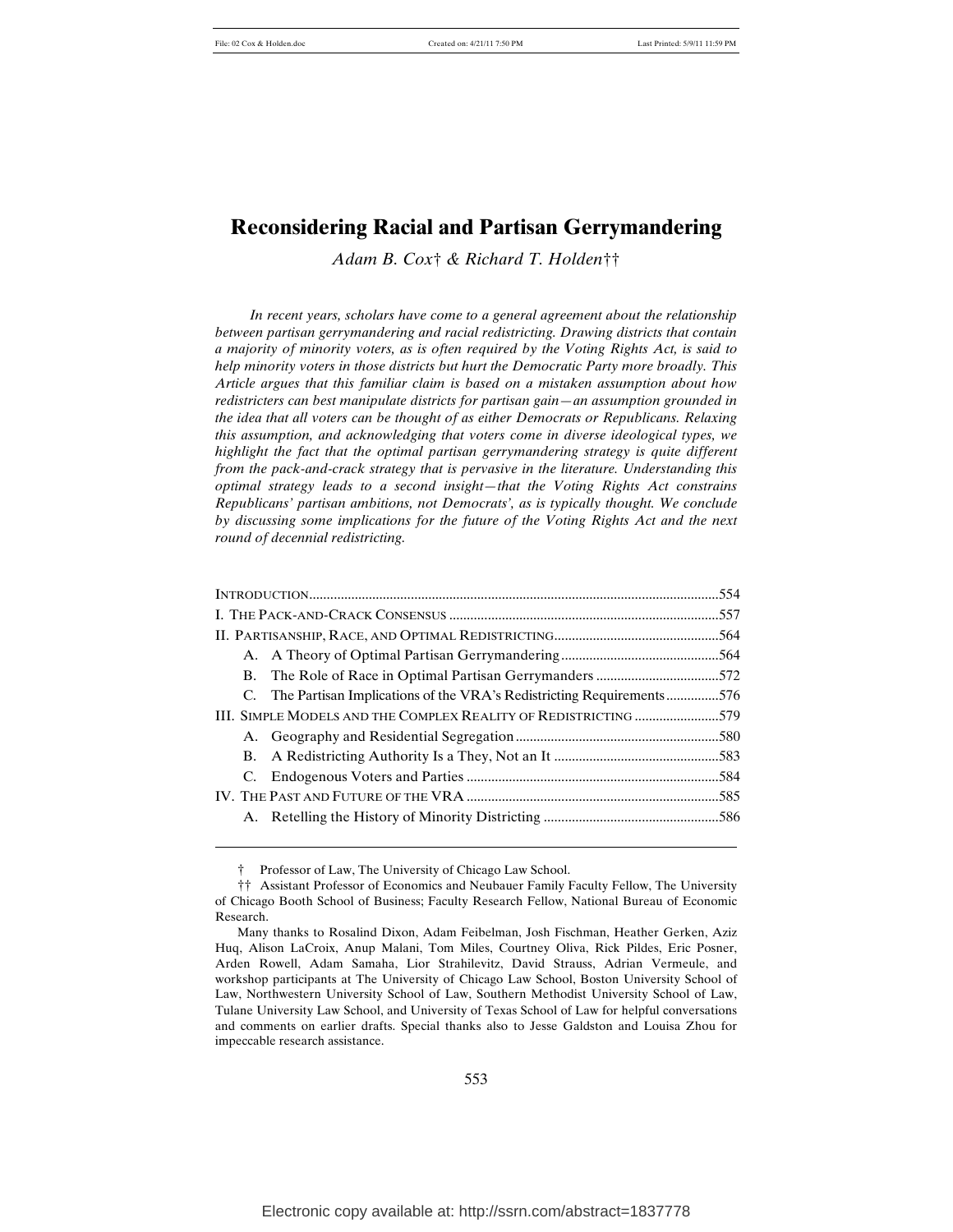# Reconsidering Racial and Partisan Gerrymandering

*Adam B. Cox† & Richard T. Holden††*

*In recent years, scholars have come to a general agreement about the relationship between partisan gerrymandering and racial redistricting. Drawing districts that contain a majority of minority voters, as is often required by the Voting Rights Act, is said to help minority voters in those districts but hurt the Democratic Party more broadly. This Article argues that this familiar claim is based on a mistaken assumption about how redistricters can best manipulate districts for partisan gain—an assumption grounded in the idea that all voters can be thought of as either Democrats or Republicans. Relaxing this assumption, and acknowledging that voters come in diverse ideological types, we highlight the fact that the optimal partisan gerrymandering strategy is quite different from the pack-and-crack strategy that is pervasive in the literature. Understanding this optimal strategy leads to a second insight—that the Voting Rights Act constrains Republicans' partisan ambitions, not Democrats', as is typically thought. We conclude by discussing some implications for the future of the Voting Rights Act and the next round of decennial redistricting.*

INTRODUCTION .......... 554
I. THE PACK-AND-CRACK CONSENSUS .......... 557
II. PARTISANSHIP, RACE, AND OPTIMAL REDISTRICTING .......... 564
  A. A Theory of Optimal Partisan Gerrymandering .......... 564
  B. The Role of Race in Optimal Partisan Gerrymanders .......... 572
  C. The Partisan Implications of the VRA's Redistricting Requirements .......... 576
III. SIMPLE MODELS AND THE COMPLEX REALITY OF REDISTRICTING .......... 579
  A. Geography and Residential Segregation .......... 580
  B. A Redistricting Authority Is a They, Not an It .......... 583
  C. Endogenous Voters and Parties .......... 584
IV. THE PAST AND FUTURE OF THE VRA .......... 585
  A. Retelling the History of Minority Districting .......... 586

---

† Professor of Law, The University of Chicago Law School.

†† Assistant Professor of Economics and Neubauer Family Faculty Fellow, The University of Chicago Booth School of Business; Faculty Research Fellow, National Bureau of Economic Research.

Many thanks to Rosalind Dixon, Adam Feibelman, Josh Fischman, Heather Gerken, Aziz Huq, Alison LaCroix, Anup Malani, Tom Miles, Courtney Oliva, Rick Pildes, Eric Posner, Arden Rowell, Adam Samaha, Lior Strahilevitz, David Strauss, Adrian Vermeule, and workshop participants at The University of Chicago Law School, Boston University School of Law, Northwestern University School of Law, Southern Methodist University School of Law, Tulane University Law School, and University of Texas School of Law for helpful conversations and comments on earlier drafts. Special thanks also to Jesse Galdston and Louisa Zhou for impeccable research assistance.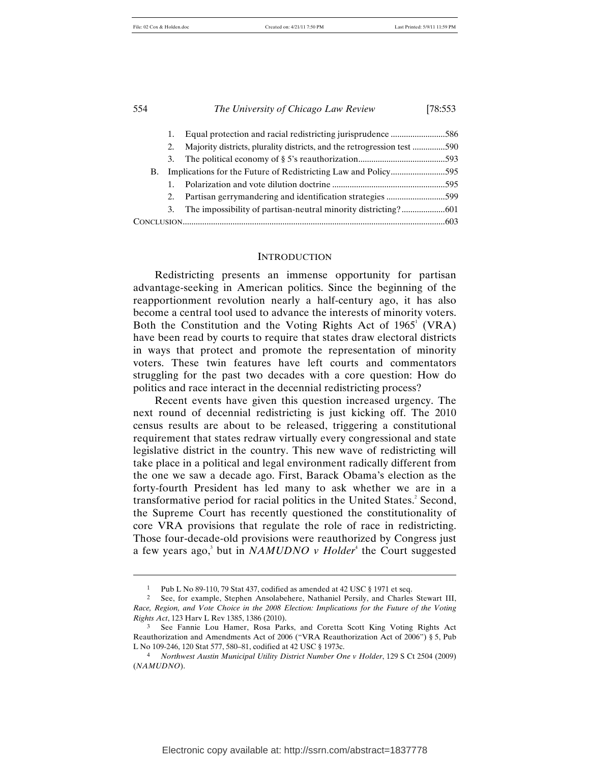1. Equal protection and racial redistricting jurisprudence .........................586
2. Majority districts, plurality districts, and the retrogression test ...............590
3. The political economy of § 5's reauthorization........................................593

B. Implications for the Future of Redistricting Law and Policy.........................595

1. Polarization and vote dilution doctrine ....................................................595
2. Partisan gerrymandering and identification strategies ...........................599
3. The impossibility of partisan-neutral minority districting?....................601

CONCLUSION........................................................................................................603

## INTRODUCTION

Redistricting presents an immense opportunity for partisan advantage-seeking in American politics. Since the beginning of the reapportionment revolution nearly a half-century ago, it has also become a central tool used to advance the interests of minority voters. Both the Constitution and the Voting Rights Act of 1965[1] (VRA) have been read by courts to require that states draw electoral districts in ways that protect and promote the representation of minority voters. These twin features have left courts and commentators struggling for the past two decades with a core question: How do politics and race interact in the decennial redistricting process?

Recent events have given this question increased urgency. The next round of decennial redistricting is just kicking off. The 2010 census results are about to be released, triggering a constitutional requirement that states redraw virtually every congressional and state legislative district in the country. This new wave of redistricting will take place in a political and legal environment radically different from the one we saw a decade ago. First, Barack Obama's election as the forty-fourth President has led many to ask whether we are in a transformative period for racial politics in the United States.[2] Second, the Supreme Court has recently questioned the constitutionality of core VRA provisions that regulate the role of race in redistricting. Those four-decade-old provisions were reauthorized by Congress just a few years ago,[3] but in *NAMUDNO v Holder*[4] the Court suggested

---

[1] Pub L No 89-110, 79 Stat 437, codified as amended at 42 USC § 1971 et seq.

[2] See, for example, Stephen Ansolabehere, Nathaniel Persily, and Charles Stewart III, *Race, Region, and Vote Choice in the 2008 Election: Implications for the Future of the Voting Rights Act*, 123 Harv L Rev 1385, 1386 (2010).

[3] See Fannie Lou Hamer, Rosa Parks, and Coretta Scott King Voting Rights Act Reauthorization and Amendments Act of 2006 ("VRA Reauthorization Act of 2006") § 5, Pub L No 109-246, 120 Stat 577, 580–81, codified at 42 USC § 1973c.

[4] *Northwest Austin Municipal Utility District Number One v Holder*, 129 S Ct 2504 (2009) (*NAMUDNO*).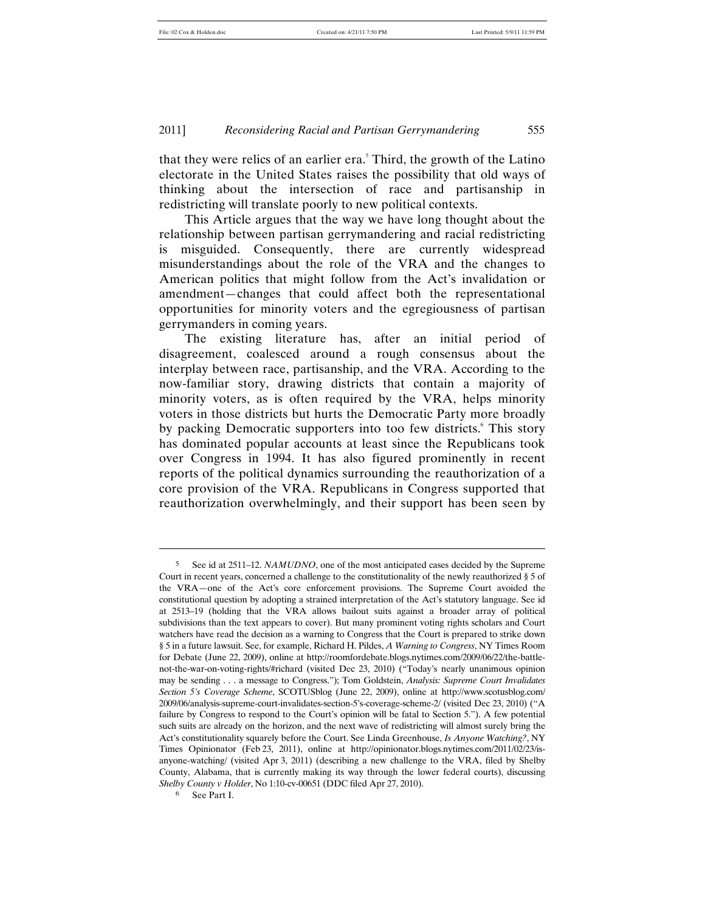that they were relics of an earlier era.[5] Third, the growth of the Latino electorate in the United States raises the possibility that old ways of thinking about the intersection of race and partisanship in redistricting will translate poorly to new political contexts.

This Article argues that the way we have long thought about the relationship between partisan gerrymandering and racial redistricting is misguided. Consequently, there are currently widespread misunderstandings about the role of the VRA and the changes to American politics that might follow from the Act's invalidation or amendment—changes that could affect both the representational opportunities for minority voters and the egregiousness of partisan gerrymanders in coming years.

The existing literature has, after an initial period of disagreement, coalesced around a rough consensus about the interplay between race, partisanship, and the VRA. According to the now-familiar story, drawing districts that contain a majority of minority voters, as is often required by the VRA, helps minority voters in those districts but hurts the Democratic Party more broadly by packing Democratic supporters into too few districts.[6] This story has dominated popular accounts at least since the Republicans took over Congress in 1994. It has also figured prominently in recent reports of the political dynamics surrounding the reauthorization of a core provision of the VRA. Republicans in Congress supported that reauthorization overwhelmingly, and their support has been seen by

---

[5] See id at 2511–12. *NAMUDNO*, one of the most anticipated cases decided by the Supreme Court in recent years, concerned a challenge to the constitutionality of the newly reauthorized § 5 of the VRA—one of the Act's core enforcement provisions. The Supreme Court avoided the constitutional question by adopting a strained interpretation of the Act's statutory language. See id at 2513–19 (holding that the VRA allows bailout suits against a broader array of political subdivisions than the text appears to cover). But many prominent voting rights scholars and Court watchers have read the decision as a warning to Congress that the Court is prepared to strike down § 5 in a future lawsuit. See, for example, Richard H. Pildes, *A Warning to Congress*, NY Times Room for Debate (June 22, 2009), online at http://roomfordebate.blogs.nytimes.com/2009/06/22/the-battle-not-the-war-on-voting-rights/#richard (visited Dec 23, 2010) ("Today's nearly unanimous opinion may be sending . . . a message to Congress."); Tom Goldstein, *Analysis: Supreme Court Invalidates Section 5's Coverage Scheme*, SCOTUSblog (June 22, 2009), online at http://www.scotusblog.com/2009/06/analysis-supreme-court-invalidates-section-5's-coverage-scheme-2/ (visited Dec 23, 2010) ("A failure by Congress to respond to the Court's opinion will be fatal to Section 5."). A few potential such suits are already on the horizon, and the next wave of redistricting will almost surely bring the Act's constitutionality squarely before the Court. See Linda Greenhouse, *Is Anyone Watching?*, NY Times Opinionator (Feb 23, 2011), online at http://opinionator.blogs.nytimes.com/2011/02/23/is-anyone-watching/ (visited Apr 3, 2011) (describing a new challenge to the VRA, filed by Shelby County, Alabama, that is currently making its way through the lower federal courts), discussing *Shelby County v Holder*, No 1:10-cv-00651 (DDC filed Apr 27, 2010).

[6] See Part I.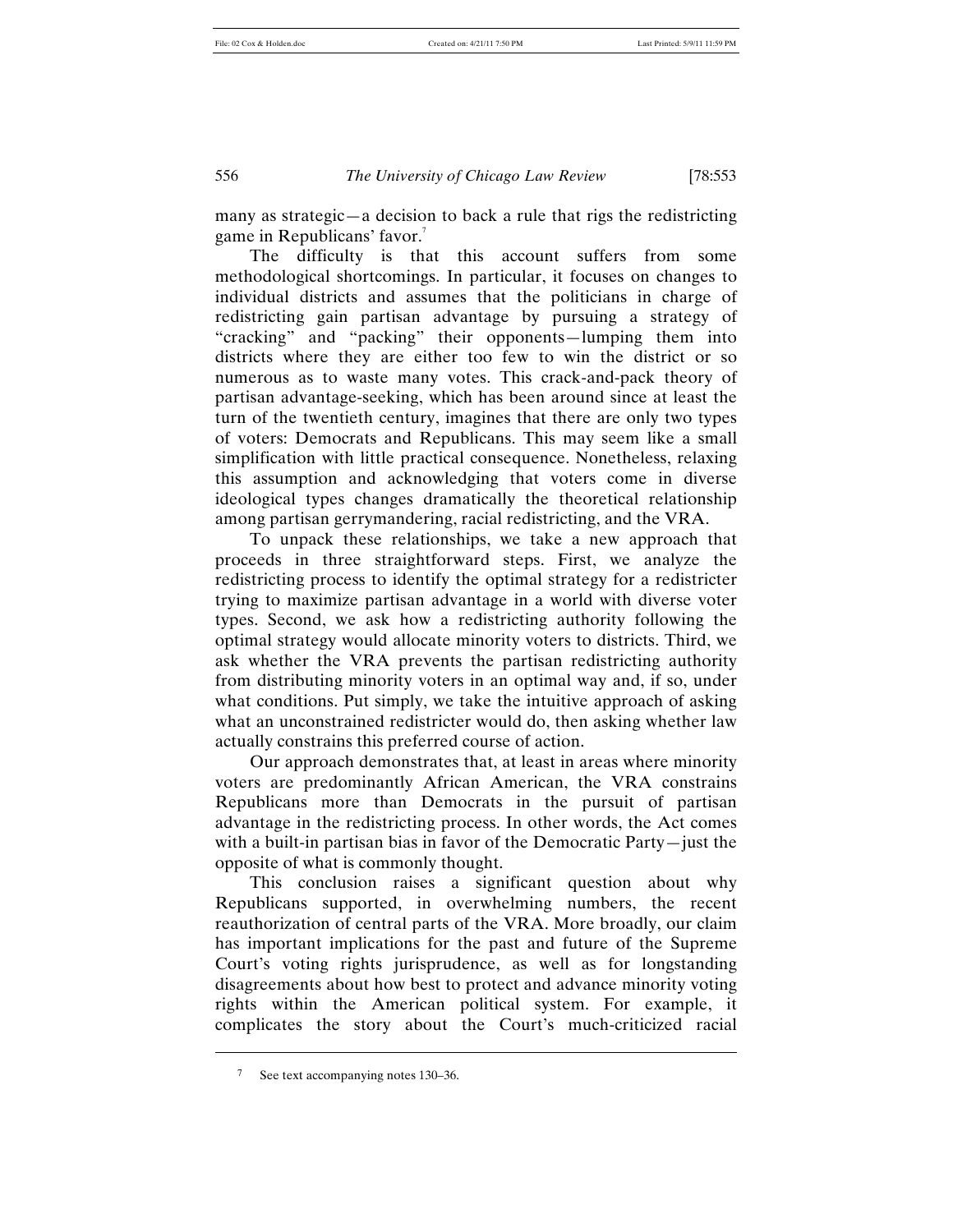many as strategic—a decision to back a rule that rigs the redistricting game in Republicans' favor.[7]

The difficulty is that this account suffers from some methodological shortcomings. In particular, it focuses on changes to individual districts and assumes that the politicians in charge of redistricting gain partisan advantage by pursuing a strategy of "cracking" and "packing" their opponents—lumping them into districts where they are either too few to win the district or so numerous as to waste many votes. This crack-and-pack theory of partisan advantage-seeking, which has been around since at least the turn of the twentieth century, imagines that there are only two types of voters: Democrats and Republicans. This may seem like a small simplification with little practical consequence. Nonetheless, relaxing this assumption and acknowledging that voters come in diverse ideological types changes dramatically the theoretical relationship among partisan gerrymandering, racial redistricting, and the VRA.

To unpack these relationships, we take a new approach that proceeds in three straightforward steps. First, we analyze the redistricting process to identify the optimal strategy for a redistricter trying to maximize partisan advantage in a world with diverse voter types. Second, we ask how a redistricting authority following the optimal strategy would allocate minority voters to districts. Third, we ask whether the VRA prevents the partisan redistricting authority from distributing minority voters in an optimal way and, if so, under what conditions. Put simply, we take the intuitive approach of asking what an unconstrained redistricter would do, then asking whether law actually constrains this preferred course of action.

Our approach demonstrates that, at least in areas where minority voters are predominantly African American, the VRA constrains Republicans more than Democrats in the pursuit of partisan advantage in the redistricting process. In other words, the Act comes with a built-in partisan bias in favor of the Democratic Party—just the opposite of what is commonly thought.

This conclusion raises a significant question about why Republicans supported, in overwhelming numbers, the recent reauthorization of central parts of the VRA. More broadly, our claim has important implications for the past and future of the Supreme Court's voting rights jurisprudence, as well as for longstanding disagreements about how best to protect and advance minority voting rights within the American political system. For example, it complicates the story about the Court's much-criticized racial

---

[7] See text accompanying notes 130–36.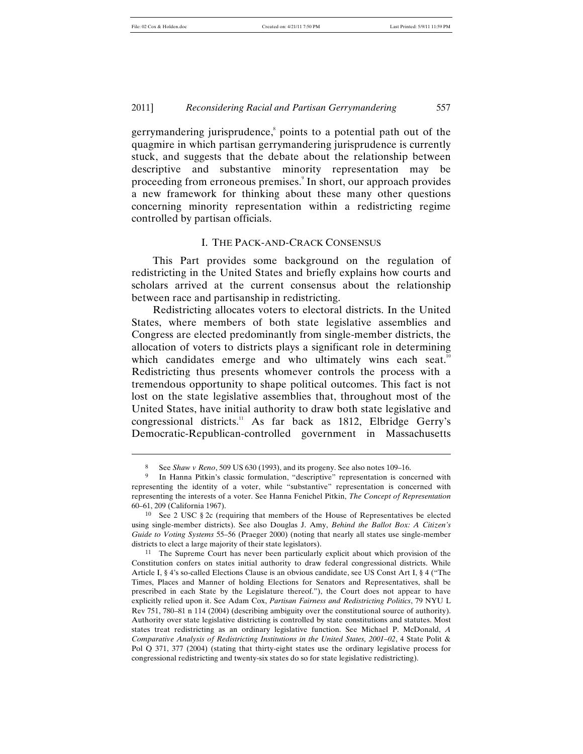gerrymandering jurisprudence,[8] points to a potential path out of the quagmire in which partisan gerrymandering jurisprudence is currently stuck, and suggests that the debate about the relationship between descriptive and substantive minority representation may be proceeding from erroneous premises.[9] In short, our approach provides a new framework for thinking about these many other questions concerning minority representation within a redistricting regime controlled by partisan officials.

## I. THE PACK-AND-CRACK CONSENSUS

This Part provides some background on the regulation of redistricting in the United States and briefly explains how courts and scholars arrived at the current consensus about the relationship between race and partisanship in redistricting.

Redistricting allocates voters to electoral districts. In the United States, where members of both state legislative assemblies and Congress are elected predominantly from single-member districts, the allocation of voters to districts plays a significant role in determining which candidates emerge and who ultimately wins each seat.[10] Redistricting thus presents whomever controls the process with a tremendous opportunity to shape political outcomes. This fact is not lost on the state legislative assemblies that, throughout most of the United States, have initial authority to draw both state legislative and congressional districts.[11] As far back as 1812, Elbridge Gerry's Democratic-Republican-controlled government in Massachusetts

---

8 See *Shaw v Reno*, 509 US 630 (1993), and its progeny. See also notes 109–16.

9 In Hanna Pitkin's classic formulation, "descriptive" representation is concerned with representing the identity of a voter, while "substantive" representation is concerned with representing the interests of a voter. See Hanna Fenichel Pitkin, *The Concept of Representation* 60–61, 209 (California 1967).

10 See 2 USC § 2c (requiring that members of the House of Representatives be elected using single-member districts). See also Douglas J. Amy, *Behind the Ballot Box: A Citizen's Guide to Voting Systems* 55–56 (Praeger 2000) (noting that nearly all states use single-member districts to elect a large majority of their state legislators).

11 The Supreme Court has never been particularly explicit about which provision of the Constitution confers on states initial authority to draw federal congressional districts. While Article I, § 4's so-called Elections Clause is an obvious candidate, see US Const Art I, § 4 ("The Times, Places and Manner of holding Elections for Senators and Representatives, shall be prescribed in each State by the Legislature thereof."), the Court does not appear to have explicitly relied upon it. See Adam Cox, *Partisan Fairness and Redistricting Politics*, 79 NYU L Rev 751, 780–81 n 114 (2004) (describing ambiguity over the constitutional source of authority). Authority over state legislative districting is controlled by state constitutions and statutes. Most states treat redistricting as an ordinary legislative function. See Michael P. McDonald, *A Comparative Analysis of Redistricting Institutions in the United States, 2001–02*, 4 State Polit & Pol Q 371, 377 (2004) (stating that thirty-eight states use the ordinary legislative process for congressional redistricting and twenty-six states do so for state legislative redistricting).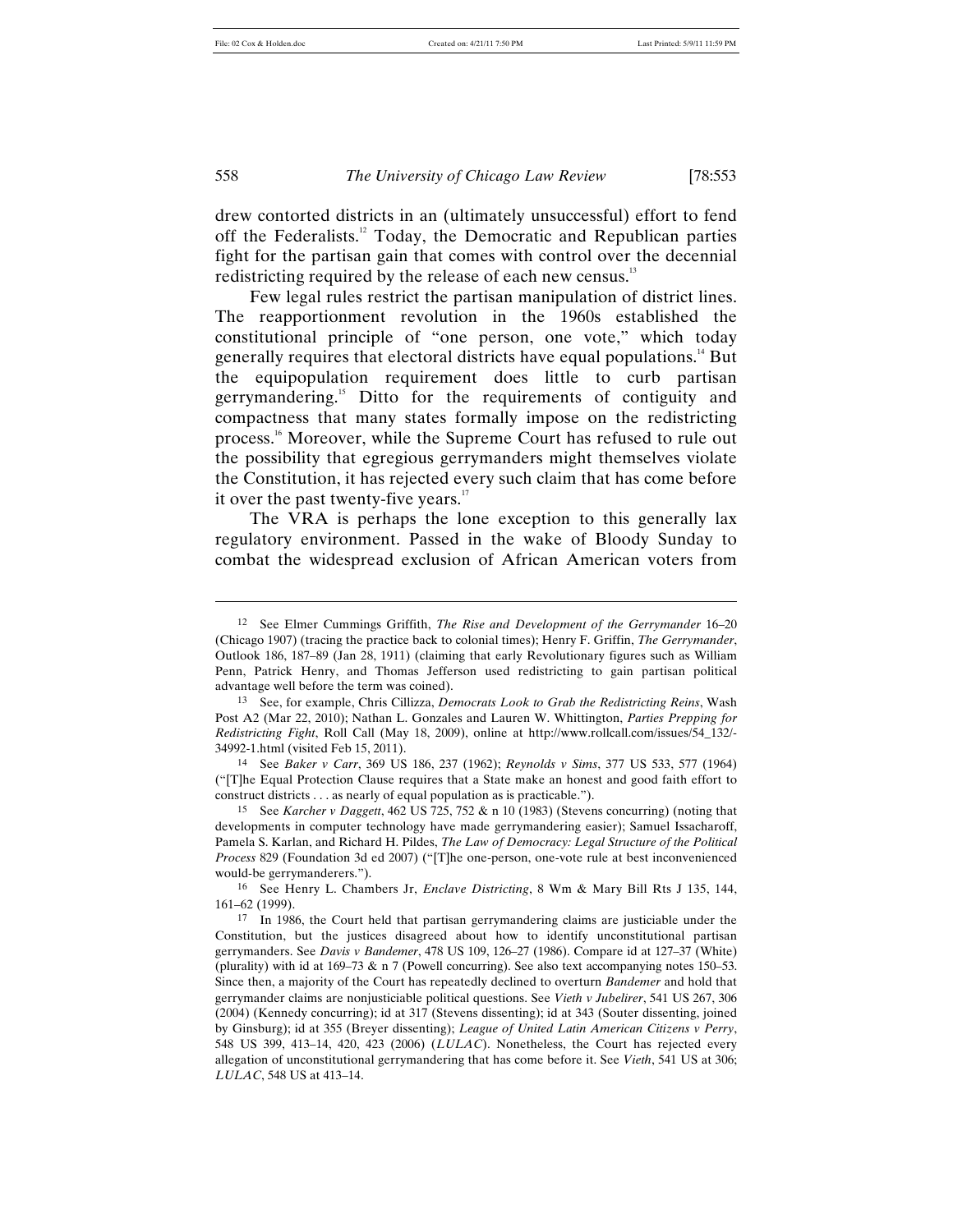drew contorted districts in an (ultimately unsuccessful) effort to fend off the Federalists.[12] Today, the Democratic and Republican parties fight for the partisan gain that comes with control over the decennial redistricting required by the release of each new census.[13]

Few legal rules restrict the partisan manipulation of district lines. The reapportionment revolution in the 1960s established the constitutional principle of "one person, one vote," which today generally requires that electoral districts have equal populations.[14] But the equipopulation requirement does little to curb partisan gerrymandering.[15] Ditto for the requirements of contiguity and compactness that many states formally impose on the redistricting process.[16] Moreover, while the Supreme Court has refused to rule out the possibility that egregious gerrymanders might themselves violate the Constitution, it has rejected every such claim that has come before it over the past twenty-five years.[17]

The VRA is perhaps the lone exception to this generally lax regulatory environment. Passed in the wake of Bloody Sunday to combat the widespread exclusion of African American voters from

---

12 See Elmer Cummings Griffith, *The Rise and Development of the Gerrymander* 16–20 (Chicago 1907) (tracing the practice back to colonial times); Henry F. Griffin, *The Gerrymander*, Outlook 186, 187–89 (Jan 28, 1911) (claiming that early Revolutionary figures such as William Penn, Patrick Henry, and Thomas Jefferson used redistricting to gain partisan political advantage well before the term was coined).

13 See, for example, Chris Cillizza, *Democrats Look to Grab the Redistricting Reins*, Wash Post A2 (Mar 22, 2010); Nathan L. Gonzales and Lauren W. Whittington, *Parties Prepping for Redistricting Fight*, Roll Call (May 18, 2009), online at http://www.rollcall.com/issues/54_132/-34992-1.html (visited Feb 15, 2011).

14 See *Baker v Carr*, 369 US 186, 237 (1962); *Reynolds v Sims*, 377 US 533, 577 (1964) ("[T]he Equal Protection Clause requires that a State make an honest and good faith effort to construct districts . . . as nearly of equal population as is practicable.").

15 See *Karcher v Daggett*, 462 US 725, 752 & n 10 (1983) (Stevens concurring) (noting that developments in computer technology have made gerrymandering easier); Samuel Issacharoff, Pamela S. Karlan, and Richard H. Pildes, *The Law of Democracy: Legal Structure of the Political Process* 829 (Foundation 3d ed 2007) ("[T]he one-person, one-vote rule at best inconvenienced would-be gerrymanderers.").

16 See Henry L. Chambers Jr, *Enclave Districting*, 8 Wm & Mary Bill Rts J 135, 144, 161–62 (1999).

17 In 1986, the Court held that partisan gerrymandering claims are justiciable under the Constitution, but the justices disagreed about how to identify unconstitutional partisan gerrymanders. See *Davis v Bandemer*, 478 US 109, 126–27 (1986). Compare id at 127–37 (White) (plurality) with id at 169–73 & n 7 (Powell concurring). See also text accompanying notes 150–53. Since then, a majority of the Court has repeatedly declined to overturn *Bandemer* and hold that gerrymander claims are nonjusticiable political questions. See *Vieth v Jubelirer*, 541 US 267, 306 (2004) (Kennedy concurring); id at 317 (Stevens dissenting); id at 343 (Souter dissenting, joined by Ginsburg); id at 355 (Breyer dissenting); *League of United Latin American Citizens v Perry*, 548 US 399, 413–14, 420, 423 (2006) (*LULAC*). Nonetheless, the Court has rejected every allegation of unconstitutional gerrymandering that has come before it. See *Vieth*, 541 US at 306; *LULAC*, 548 US at 413–14.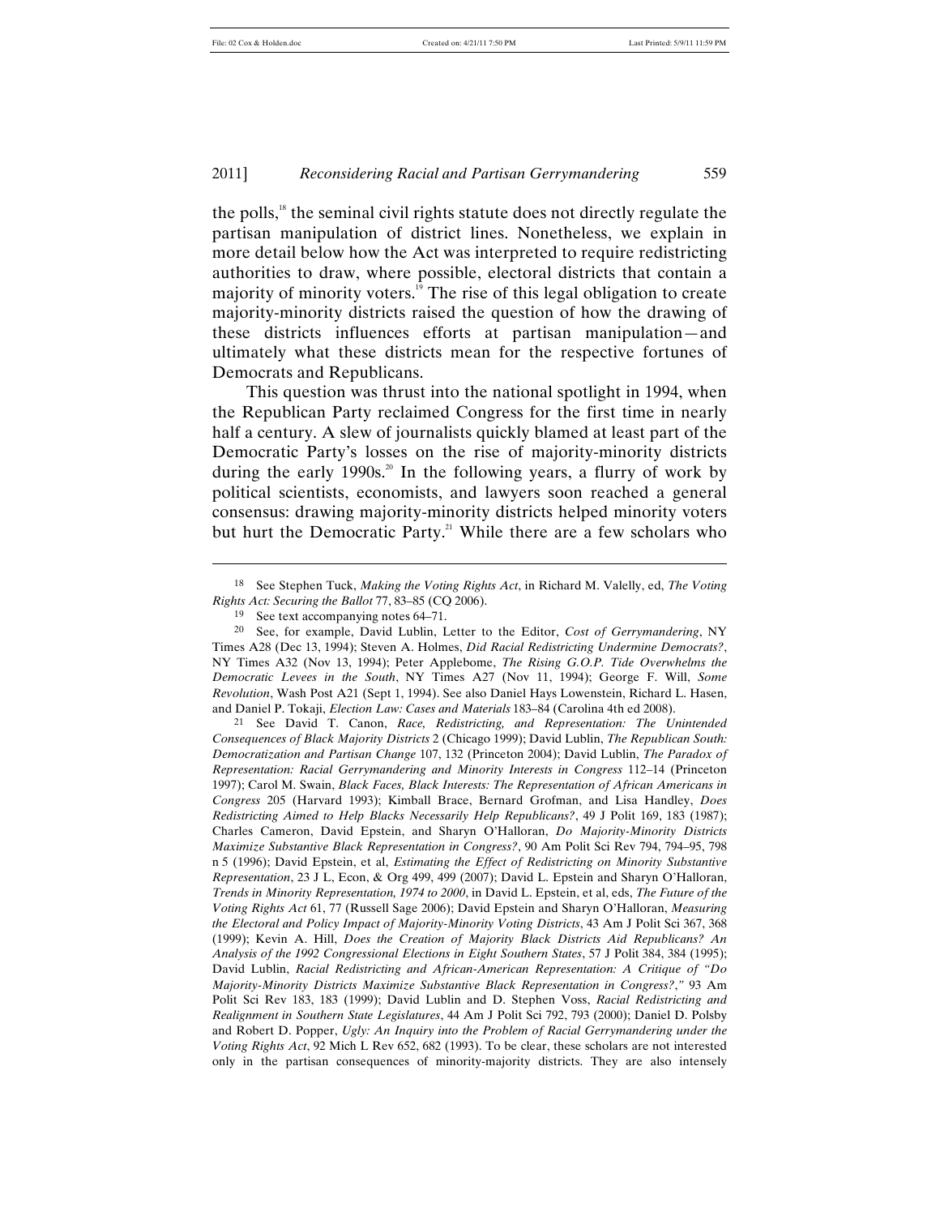the polls,[18] the seminal civil rights statute does not directly regulate the partisan manipulation of district lines. Nonetheless, we explain in more detail below how the Act was interpreted to require redistricting authorities to draw, where possible, electoral districts that contain a majority of minority voters.[19] The rise of this legal obligation to create majority-minority districts raised the question of how the drawing of these districts influences efforts at partisan manipulation—and ultimately what these districts mean for the respective fortunes of Democrats and Republicans.

This question was thrust into the national spotlight in 1994, when the Republican Party reclaimed Congress for the first time in nearly half a century. A slew of journalists quickly blamed at least part of the Democratic Party's losses on the rise of majority-minority districts during the early 1990s.[20] In the following years, a flurry of work by political scientists, economists, and lawyers soon reached a general consensus: drawing majority-minority districts helped minority voters but hurt the Democratic Party.[21] While there are a few scholars who

---

18 See Stephen Tuck, *Making the Voting Rights Act*, in Richard M. Valelly, ed, *The Voting Rights Act: Securing the Ballot* 77, 83–85 (CQ 2006).

19 See text accompanying notes 64–71.

20 See, for example, David Lublin, Letter to the Editor, *Cost of Gerrymandering*, NY Times A28 (Dec 13, 1994); Steven A. Holmes, *Did Racial Redistricting Undermine Democrats?*, NY Times A32 (Nov 13, 1994); Peter Applebome, *The Rising G.O.P. Tide Overwhelms the Democratic Levees in the South*, NY Times A27 (Nov 11, 1994); George F. Will, *Some Revolution*, Wash Post A21 (Sept 1, 1994). See also Daniel Hays Lowenstein, Richard L. Hasen, and Daniel P. Tokaji, *Election Law: Cases and Materials* 183–84 (Carolina 4th ed 2008).

21 See David T. Canon, *Race, Redistricting, and Representation: The Unintended Consequences of Black Majority Districts* 2 (Chicago 1999); David Lublin, *The Republican South: Democratization and Partisan Change* 107, 132 (Princeton 2004); David Lublin, *The Paradox of Representation: Racial Gerrymandering and Minority Interests in Congress* 112–14 (Princeton 1997); Carol M. Swain, *Black Faces, Black Interests: The Representation of African Americans in Congress* 205 (Harvard 1993); Kimball Brace, Bernard Grofman, and Lisa Handley, *Does Redistricting Aimed to Help Blacks Necessarily Help Republicans?*, 49 J Polit 169, 183 (1987); Charles Cameron, David Epstein, and Sharyn O'Halloran, *Do Majority-Minority Districts Maximize Substantive Black Representation in Congress?*, 90 Am Polit Sci Rev 794, 794–95, 798 n 5 (1996); David Epstein, et al, *Estimating the Effect of Redistricting on Minority Substantive Representation*, 23 J L, Econ, & Org 499, 499 (2007); David L. Epstein and Sharyn O'Halloran, *Trends in Minority Representation, 1974 to 2000*, in David L. Epstein, et al, eds, *The Future of the Voting Rights Act* 61, 77 (Russell Sage 2006); David Epstein and Sharyn O'Halloran, *Measuring the Electoral and Policy Impact of Majority-Minority Voting Districts*, 43 Am J Polit Sci 367, 368 (1999); Kevin A. Hill, *Does the Creation of Majority Black Districts Aid Republicans? An Analysis of the 1992 Congressional Elections in Eight Southern States*, 57 J Polit 384, 384 (1995); David Lublin, *Racial Redistricting and African-American Representation: A Critique of "Do Majority-Minority Districts Maximize Substantive Black Representation in Congress?*,*"* 93 Am Polit Sci Rev 183, 183 (1999); David Lublin and D. Stephen Voss, *Racial Redistricting and Realignment in Southern State Legislatures*, 44 Am J Polit Sci 792, 793 (2000); Daniel D. Polsby and Robert D. Popper, *Ugly: An Inquiry into the Problem of Racial Gerrymandering under the Voting Rights Act*, 92 Mich L Rev 652, 682 (1993). To be clear, these scholars are not interested only in the partisan consequences of minority-majority districts. They are also intensely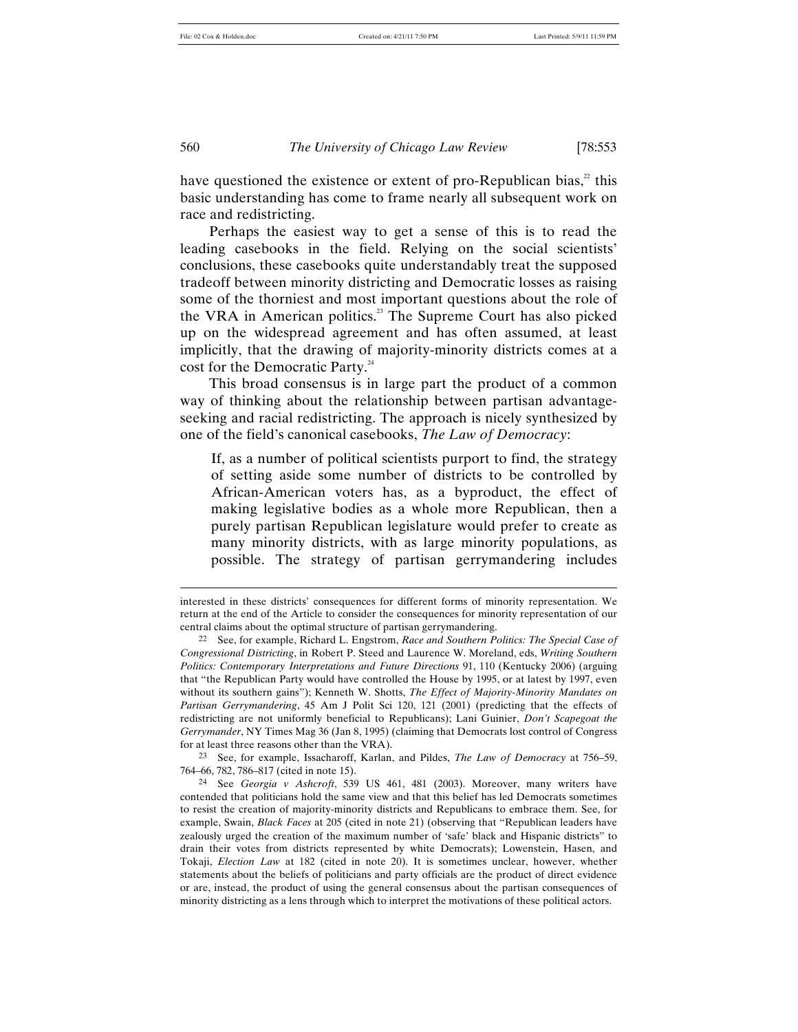have questioned the existence or extent of pro-Republican bias,[22] this basic understanding has come to frame nearly all subsequent work on race and redistricting.

Perhaps the easiest way to get a sense of this is to read the leading casebooks in the field. Relying on the social scientists' conclusions, these casebooks quite understandably treat the supposed tradeoff between minority districting and Democratic losses as raising some of the thorniest and most important questions about the role of the VRA in American politics.[23] The Supreme Court has also picked up on the widespread agreement and has often assumed, at least implicitly, that the drawing of majority-minority districts comes at a cost for the Democratic Party.[24]

This broad consensus is in large part the product of a common way of thinking about the relationship between partisan advantage-seeking and racial redistricting. The approach is nicely synthesized by one of the field's canonical casebooks, *The Law of Democracy*:

> If, as a number of political scientists purport to find, the strategy of setting aside some number of districts to be controlled by African-American voters has, as a byproduct, the effect of making legislative bodies as a whole more Republican, then a purely partisan Republican legislature would prefer to create as many minority districts, with as large minority populations, as possible. The strategy of partisan gerrymandering includes

---

interested in these districts' consequences for different forms of minority representation. We return at the end of the Article to consider the consequences for minority representation of our central claims about the optimal structure of partisan gerrymandering.

22 See, for example, Richard L. Engstrom, *Race and Southern Politics: The Special Case of Congressional Districting*, in Robert P. Steed and Laurence W. Moreland, eds, *Writing Southern Politics: Contemporary Interpretations and Future Directions* 91, 110 (Kentucky 2006) (arguing that "the Republican Party would have controlled the House by 1995, or at latest by 1997, even without its southern gains"); Kenneth W. Shotts, *The Effect of Majority-Minority Mandates on Partisan Gerrymandering*, 45 Am J Polit Sci 120, 121 (2001) (predicting that the effects of redistricting are not uniformly beneficial to Republicans); Lani Guinier, *Don't Scapegoat the Gerrymander*, NY Times Mag 36 (Jan 8, 1995) (claiming that Democrats lost control of Congress for at least three reasons other than the VRA).

23 See, for example, Issacharoff, Karlan, and Pildes, *The Law of Democracy* at 756–59, 764–66, 782, 786–817 (cited in note 15).

24 See *Georgia v Ashcroft*, 539 US 461, 481 (2003). Moreover, many writers have contended that politicians hold the same view and that this belief has led Democrats sometimes to resist the creation of majority-minority districts and Republicans to embrace them. See, for example, Swain, *Black Faces* at 205 (cited in note 21) (observing that "Republican leaders have zealously urged the creation of the maximum number of 'safe' black and Hispanic districts" to drain their votes from districts represented by white Democrats); Lowenstein, Hasen, and Tokaji, *Election Law* at 182 (cited in note 20). It is sometimes unclear, however, whether statements about the beliefs of politicians and party officials are the product of direct evidence or are, instead, the product of using the general consensus about the partisan consequences of minority districting as a lens through which to interpret the motivations of these political actors.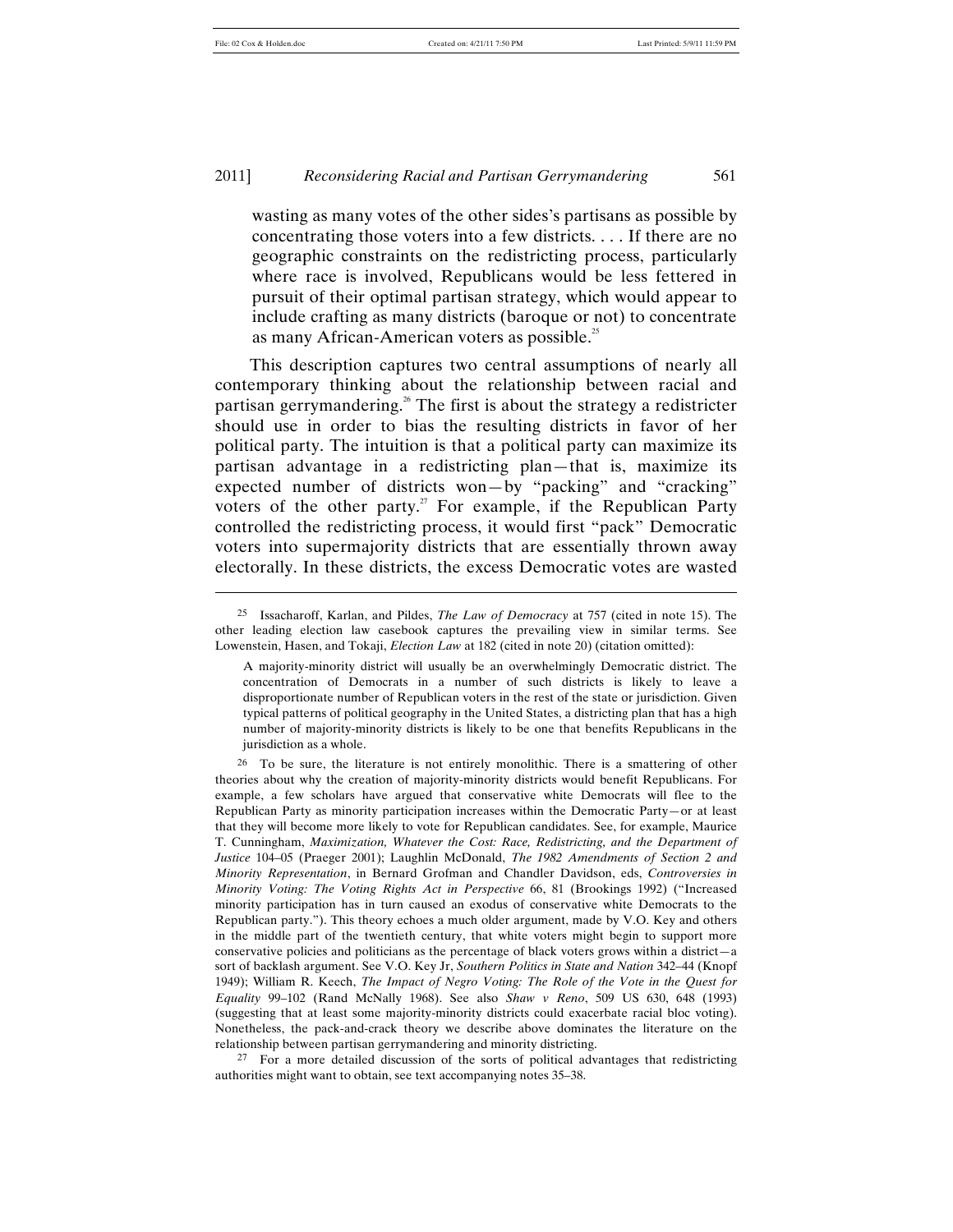> wasting as many votes of the other sides's partisans as possible by concentrating those voters into a few districts. . . . If there are no geographic constraints on the redistricting process, particularly where race is involved, Republicans would be less fettered in pursuit of their optimal partisan strategy, which would appear to include crafting as many districts (baroque or not) to concentrate as many African-American voters as possible.[25]

This description captures two central assumptions of nearly all contemporary thinking about the relationship between racial and partisan gerrymandering.[26] The first is about the strategy a redistricter should use in order to bias the resulting districts in favor of her political party. The intuition is that a political party can maximize its partisan advantage in a redistricting plan—that is, maximize its expected number of districts won—by "packing" and "cracking" voters of the other party.[27] For example, if the Republican Party controlled the redistricting process, it would first "pack" Democratic voters into supermajority districts that are essentially thrown away electorally. In these districts, the excess Democratic votes are wasted

---

[25] Issacharoff, Karlan, and Pildes, *The Law of Democracy* at 757 (cited in note 15). The other leading election law casebook captures the prevailing view in similar terms. See Lowenstein, Hasen, and Tokaji, *Election Law* at 182 (cited in note 20) (citation omitted):

> A majority-minority district will usually be an overwhelmingly Democratic district. The concentration of Democrats in a number of such districts is likely to leave a disproportionate number of Republican voters in the rest of the state or jurisdiction. Given typical patterns of political geography in the United States, a districting plan that has a high number of majority-minority districts is likely to be one that benefits Republicans in the jurisdiction as a whole.

[26] To be sure, the literature is not entirely monolithic. There is a smattering of other theories about why the creation of majority-minority districts would benefit Republicans. For example, a few scholars have argued that conservative white Democrats will flee to the Republican Party as minority participation increases within the Democratic Party—or at least that they will become more likely to vote for Republican candidates. See, for example, Maurice T. Cunningham, *Maximization, Whatever the Cost: Race, Redistricting, and the Department of Justice* 104–05 (Praeger 2001); Laughlin McDonald, *The 1982 Amendments of Section 2 and Minority Representation*, in Bernard Grofman and Chandler Davidson, eds, *Controversies in Minority Voting: The Voting Rights Act in Perspective* 66, 81 (Brookings 1992) ("Increased minority participation has in turn caused an exodus of conservative white Democrats to the Republican party."). This theory echoes a much older argument, made by V.O. Key and others in the middle part of the twentieth century, that white voters might begin to support more conservative policies and politicians as the percentage of black voters grows within a district—a sort of backlash argument. See V.O. Key Jr, *Southern Politics in State and Nation* 342–44 (Knopf 1949); William R. Keech, *The Impact of Negro Voting: The Role of the Vote in the Quest for Equality* 99–102 (Rand McNally 1968). See also *Shaw v Reno*, 509 US 630, 648 (1993) (suggesting that at least some majority-minority districts could exacerbate racial bloc voting). Nonetheless, the pack-and-crack theory we describe above dominates the literature on the relationship between partisan gerrymandering and minority districting.

[27] For a more detailed discussion of the sorts of political advantages that redistricting authorities might want to obtain, see text accompanying notes 35–38.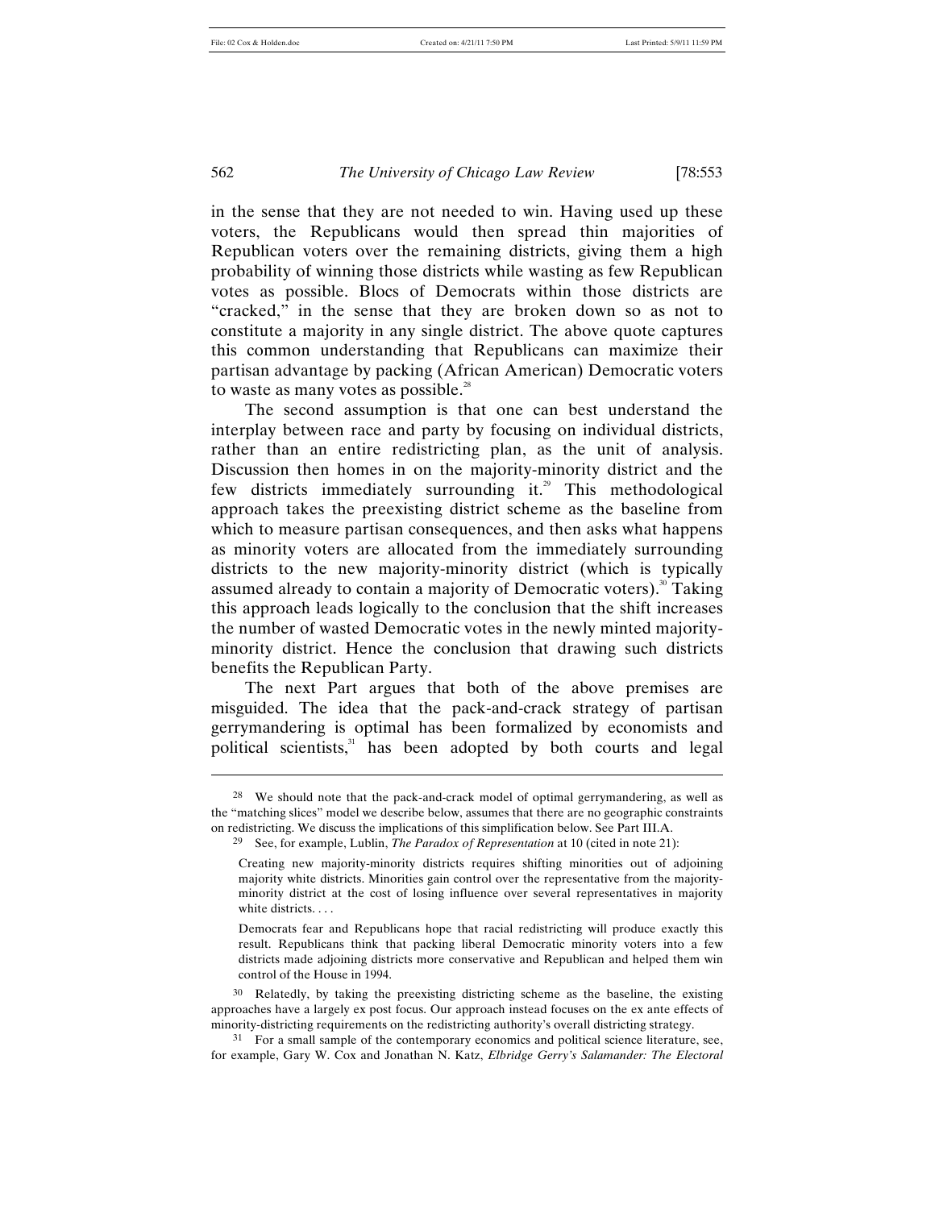in the sense that they are not needed to win. Having used up these voters, the Republicans would then spread thin majorities of Republican voters over the remaining districts, giving them a high probability of winning those districts while wasting as few Republican votes as possible. Blocs of Democrats within those districts are "cracked," in the sense that they are broken down so as not to constitute a majority in any single district. The above quote captures this common understanding that Republicans can maximize their partisan advantage by packing (African American) Democratic voters to waste as many votes as possible.[28]

The second assumption is that one can best understand the interplay between race and party by focusing on individual districts, rather than an entire redistricting plan, as the unit of analysis. Discussion then homes in on the majority-minority district and the few districts immediately surrounding it.[29] This methodological approach takes the preexisting district scheme as the baseline from which to measure partisan consequences, and then asks what happens as minority voters are allocated from the immediately surrounding districts to the new majority-minority district (which is typically assumed already to contain a majority of Democratic voters).[30] Taking this approach leads logically to the conclusion that the shift increases the number of wasted Democratic votes in the newly minted majority-minority district. Hence the conclusion that drawing such districts benefits the Republican Party.

The next Part argues that both of the above premises are misguided. The idea that the pack-and-crack strategy of partisan gerrymandering is optimal has been formalized by economists and political scientists,[31] has been adopted by both courts and legal

---

[28] We should note that the pack-and-crack model of optimal gerrymandering, as well as the "matching slices" model we describe below, assumes that there are no geographic constraints on redistricting. We discuss the implications of this simplification below. See Part III.A.

[29] See, for example, Lublin, *The Paradox of Representation* at 10 (cited in note 21):

> Creating new majority-minority districts requires shifting minorities out of adjoining majority white districts. Minorities gain control over the representative from the majority-minority district at the cost of losing influence over several representatives in majority white districts. . . .
>
> Democrats fear and Republicans hope that racial redistricting will produce exactly this result. Republicans think that packing liberal Democratic minority voters into a few districts made adjoining districts more conservative and Republican and helped them win control of the House in 1994.

[30] Relatedly, by taking the preexisting districting scheme as the baseline, the existing approaches have a largely ex post focus. Our approach instead focuses on the ex ante effects of minority-districting requirements on the redistricting authority's overall districting strategy.

[31] For a small sample of the contemporary economics and political science literature, see, for example, Gary W. Cox and Jonathan N. Katz, *Elbridge Gerry's Salamander: The Electoral*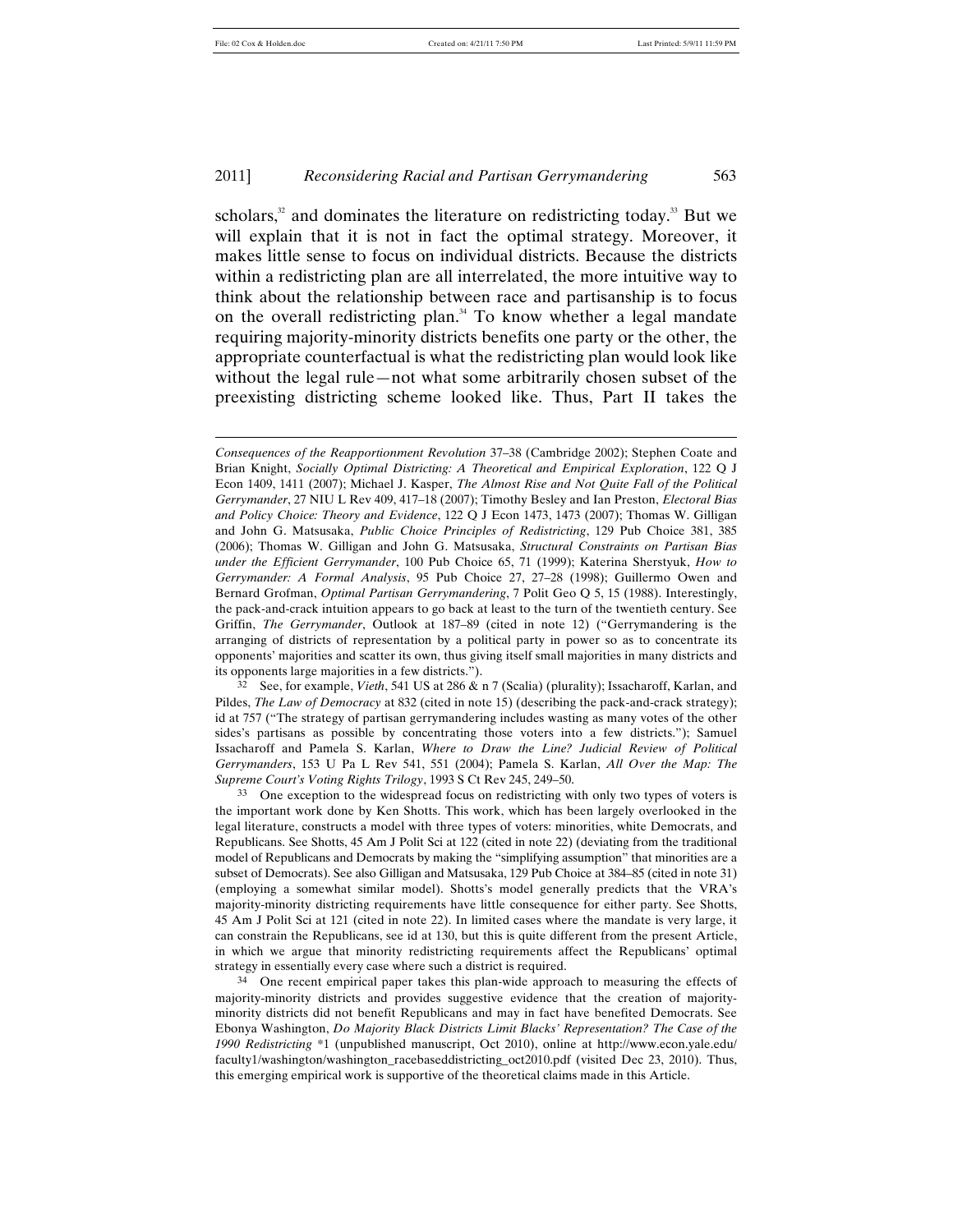scholars,[32] and dominates the literature on redistricting today.[33] But we will explain that it is not in fact the optimal strategy. Moreover, it makes little sense to focus on individual districts. Because the districts within a redistricting plan are all interrelated, the more intuitive way to think about the relationship between race and partisanship is to focus on the overall redistricting plan.[34] To know whether a legal mandate requiring majority-minority districts benefits one party or the other, the appropriate counterfactual is what the redistricting plan would look like without the legal rule—not what some arbitrarily chosen subset of the preexisting districting scheme looked like. Thus, Part II takes the

---

*Consequences of the Reapportionment Revolution* 37–38 (Cambridge 2002); Stephen Coate and Brian Knight, *Socially Optimal Districting: A Theoretical and Empirical Exploration*, 122 Q J Econ 1409, 1411 (2007); Michael J. Kasper, *The Almost Rise and Not Quite Fall of the Political Gerrymander*, 27 NIU L Rev 409, 417–18 (2007); Timothy Besley and Ian Preston, *Electoral Bias and Policy Choice: Theory and Evidence*, 122 Q J Econ 1473, 1473 (2007); Thomas W. Gilligan and John G. Matsusaka, *Public Choice Principles of Redistricting*, 129 Pub Choice 381, 385 (2006); Thomas W. Gilligan and John G. Matsusaka, *Structural Constraints on Partisan Bias under the Efficient Gerrymander*, 100 Pub Choice 65, 71 (1999); Katerina Sherstyuk, *How to Gerrymander: A Formal Analysis*, 95 Pub Choice 27, 27–28 (1998); Guillermo Owen and Bernard Grofman, *Optimal Partisan Gerrymandering*, 7 Polit Geo Q 5, 15 (1988). Interestingly, the pack-and-crack intuition appears to go back at least to the turn of the twentieth century. See Griffin, *The Gerrymander*, Outlook at 187–89 (cited in note 12) ("Gerrymandering is the arranging of districts of representation by a political party in power so as to concentrate its opponents' majorities and scatter its own, thus giving itself small majorities in many districts and its opponents large majorities in a few districts.").

[32] See, for example, *Vieth*, 541 US at 286 & n 7 (Scalia) (plurality); Issacharoff, Karlan, and Pildes, *The Law of Democracy* at 832 (cited in note 15) (describing the pack-and-crack strategy); id at 757 ("The strategy of partisan gerrymandering includes wasting as many votes of the other sides's partisans as possible by concentrating those voters into a few districts."); Samuel Issacharoff and Pamela S. Karlan, *Where to Draw the Line? Judicial Review of Political Gerrymanders*, 153 U Pa L Rev 541, 551 (2004); Pamela S. Karlan, *All Over the Map: The Supreme Court's Voting Rights Trilogy*, 1993 S Ct Rev 245, 249–50.

[33] One exception to the widespread focus on redistricting with only two types of voters is the important work done by Ken Shotts. This work, which has been largely overlooked in the legal literature, constructs a model with three types of voters: minorities, white Democrats, and Republicans. See Shotts, 45 Am J Polit Sci at 122 (cited in note 22) (deviating from the traditional model of Republicans and Democrats by making the "simplifying assumption" that minorities are a subset of Democrats). See also Gilligan and Matsusaka, 129 Pub Choice at 384–85 (cited in note 31) (employing a somewhat similar model). Shotts's model generally predicts that the VRA's majority-minority districting requirements have little consequence for either party. See Shotts, 45 Am J Polit Sci at 121 (cited in note 22). In limited cases where the mandate is very large, it can constrain the Republicans, see id at 130, but this is quite different from the present Article, in which we argue that minority redistricting requirements affect the Republicans' optimal strategy in essentially every case where such a district is required.

[34] One recent empirical paper takes this plan-wide approach to measuring the effects of majority-minority districts and provides suggestive evidence that the creation of majority-minority districts did not benefit Republicans and may in fact have benefited Democrats. See Ebonya Washington, *Do Majority Black Districts Limit Blacks' Representation? The Case of the 1990 Redistricting* *1 (unpublished manuscript, Oct 2010), online at http://www.econ.yale.edu/faculty1/washington/washington_racebaseddistricting_oct2010.pdf (visited Dec 23, 2010). Thus, this emerging empirical work is supportive of the theoretical claims made in this Article.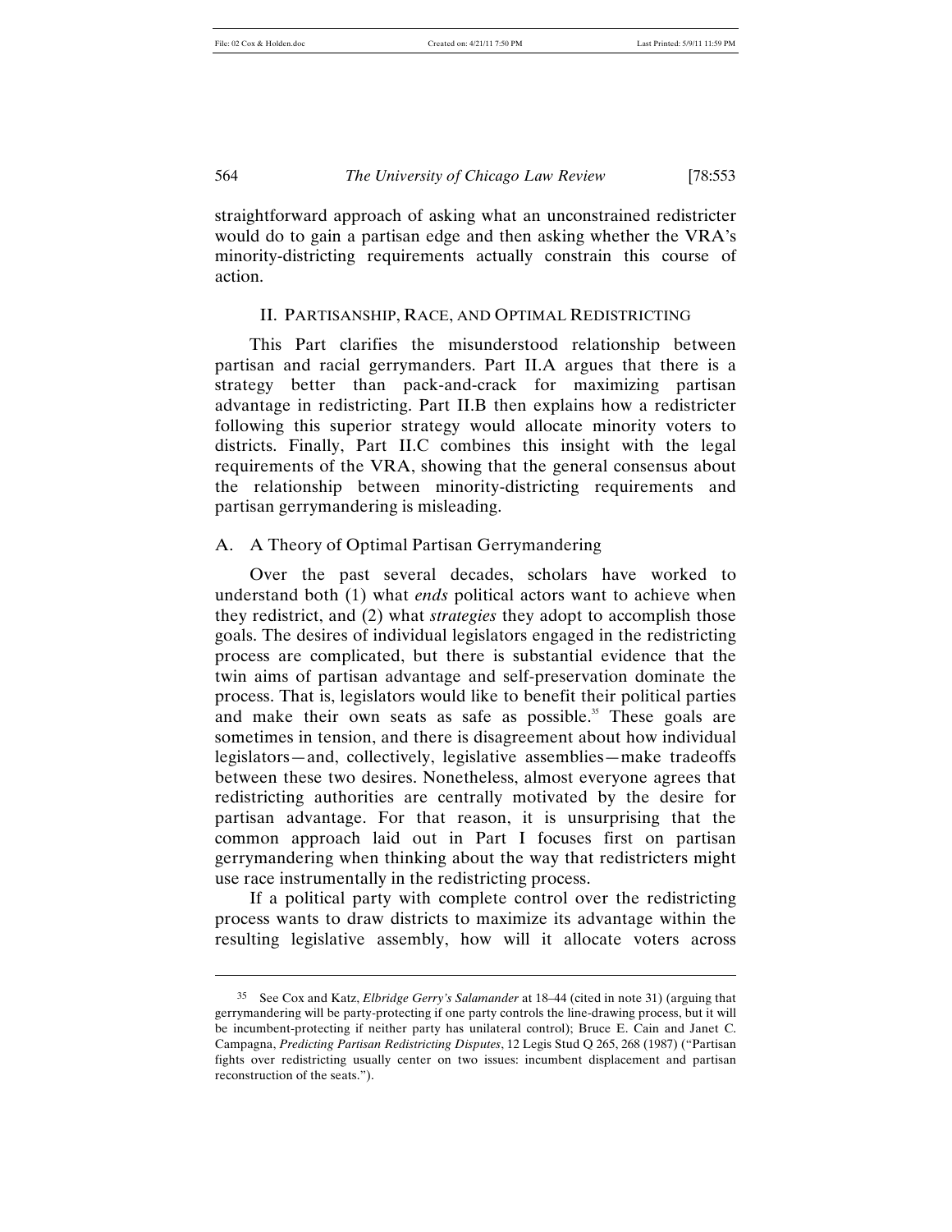straightforward approach of asking what an unconstrained redistricter would do to gain a partisan edge and then asking whether the VRA's minority-districting requirements actually constrain this course of action.

## II. PARTISANSHIP, RACE, AND OPTIMAL REDISTRICTING

This Part clarifies the misunderstood relationship between partisan and racial gerrymanders. Part II.A argues that there is a strategy better than pack-and-crack for maximizing partisan advantage in redistricting. Part II.B then explains how a redistricter following this superior strategy would allocate minority voters to districts. Finally, Part II.C combines this insight with the legal requirements of the VRA, showing that the general consensus about the relationship between minority-districting requirements and partisan gerrymandering is misleading.

### A. A Theory of Optimal Partisan Gerrymandering

Over the past several decades, scholars have worked to understand both (1) what *ends* political actors want to achieve when they redistrict, and (2) what *strategies* they adopt to accomplish those goals. The desires of individual legislators engaged in the redistricting process are complicated, but there is substantial evidence that the twin aims of partisan advantage and self-preservation dominate the process. That is, legislators would like to benefit their political parties and make their own seats as safe as possible.[35] These goals are sometimes in tension, and there is disagreement about how individual legislators—and, collectively, legislative assemblies—make tradeoffs between these two desires. Nonetheless, almost everyone agrees that redistricting authorities are centrally motivated by the desire for partisan advantage. For that reason, it is unsurprising that the common approach laid out in Part I focuses first on partisan gerrymandering when thinking about the way that redistricters might use race instrumentally in the redistricting process.

If a political party with complete control over the redistricting process wants to draw districts to maximize its advantage within the resulting legislative assembly, how will it allocate voters across

---

[35] See Cox and Katz, *Elbridge Gerry's Salamander* at 18–44 (cited in note 31) (arguing that gerrymandering will be party-protecting if one party controls the line-drawing process, but it will be incumbent-protecting if neither party has unilateral control); Bruce E. Cain and Janet C. Campagna, *Predicting Partisan Redistricting Disputes*, 12 Legis Stud Q 265, 268 (1987) ("Partisan fights over redistricting usually center on two issues: incumbent displacement and partisan reconstruction of the seats.").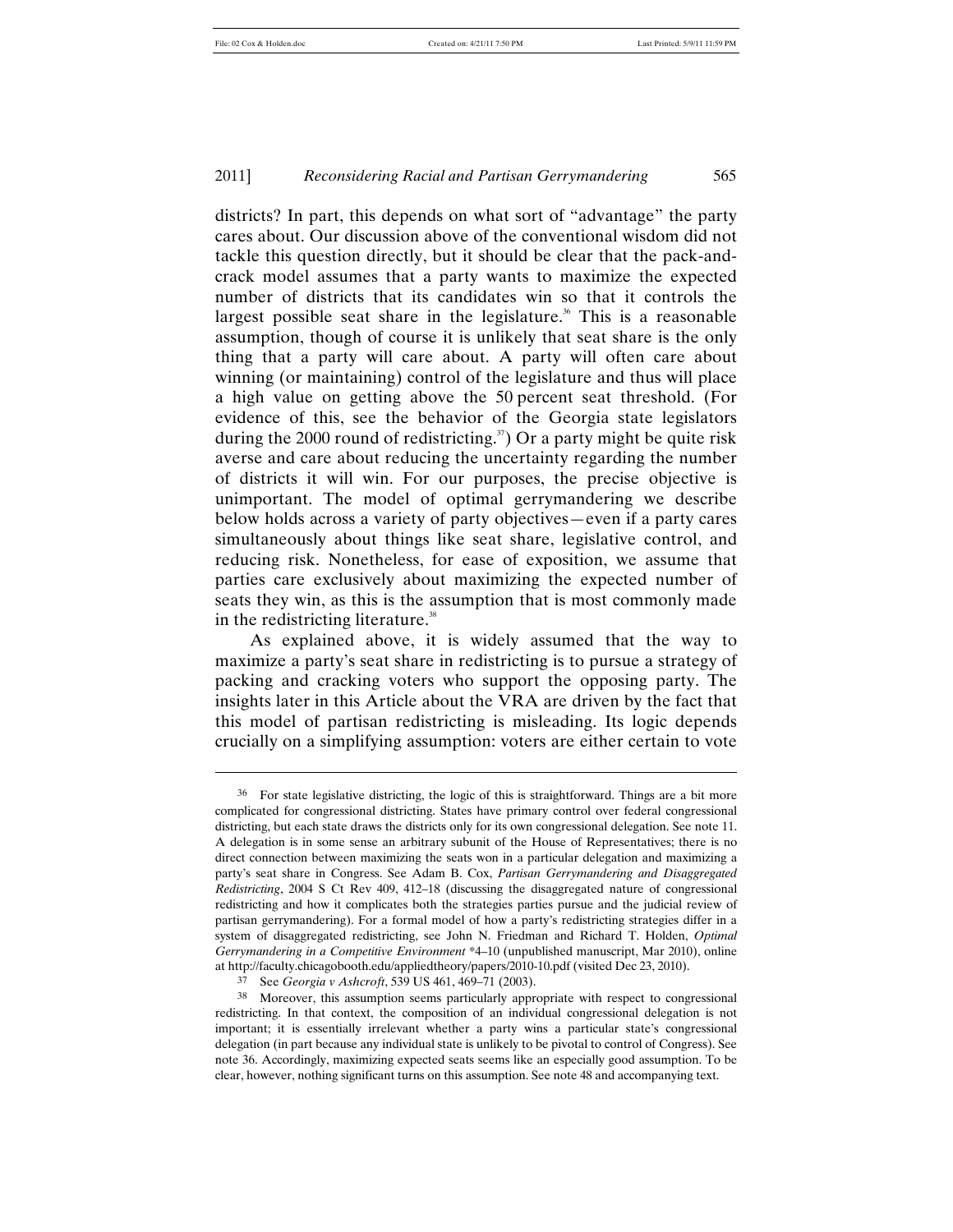districts? In part, this depends on what sort of "advantage" the party cares about. Our discussion above of the conventional wisdom did not tackle this question directly, but it should be clear that the pack-and-crack model assumes that a party wants to maximize the expected number of districts that its candidates win so that it controls the largest possible seat share in the legislature.[36] This is a reasonable assumption, though of course it is unlikely that seat share is the only thing that a party will care about. A party will often care about winning (or maintaining) control of the legislature and thus will place a high value on getting above the 50 percent seat threshold. (For evidence of this, see the behavior of the Georgia state legislators during the 2000 round of redistricting.[37]) Or a party might be quite risk averse and care about reducing the uncertainty regarding the number of districts it will win. For our purposes, the precise objective is unimportant. The model of optimal gerrymandering we describe below holds across a variety of party objectives—even if a party cares simultaneously about things like seat share, legislative control, and reducing risk. Nonetheless, for ease of exposition, we assume that parties care exclusively about maximizing the expected number of seats they win, as this is the assumption that is most commonly made in the redistricting literature.[38]

As explained above, it is widely assumed that the way to maximize a party's seat share in redistricting is to pursue a strategy of packing and cracking voters who support the opposing party. The insights later in this Article about the VRA are driven by the fact that this model of partisan redistricting is misleading. Its logic depends crucially on a simplifying assumption: voters are either certain to vote

---

[36] For state legislative districting, the logic of this is straightforward. Things are a bit more complicated for congressional districting. States have primary control over federal congressional districting, but each state draws the districts only for its own congressional delegation. See note 11. A delegation is in some sense an arbitrary subunit of the House of Representatives; there is no direct connection between maximizing the seats won in a particular delegation and maximizing a party's seat share in Congress. See Adam B. Cox, *Partisan Gerrymandering and Disaggregated Redistricting*, 2004 S Ct Rev 409, 412–18 (discussing the disaggregated nature of congressional redistricting and how it complicates both the strategies parties pursue and the judicial review of partisan gerrymandering). For a formal model of how a party's redistricting strategies differ in a system of disaggregated redistricting, see John N. Friedman and Richard T. Holden, *Optimal Gerrymandering in a Competitive Environment* \*4–10 (unpublished manuscript, Mar 2010), online at http://faculty.chicagobooth.edu/appliedtheory/papers/2010-10.pdf (visited Dec 23, 2010).

[37] See *Georgia v Ashcroft*, 539 US 461, 469–71 (2003).

[38] Moreover, this assumption seems particularly appropriate with respect to congressional redistricting. In that context, the composition of an individual congressional delegation is not important; it is essentially irrelevant whether a party wins a particular state's congressional delegation (in part because any individual state is unlikely to be pivotal to control of Congress). See note 36. Accordingly, maximizing expected seats seems like an especially good assumption. To be clear, however, nothing significant turns on this assumption. See note 48 and accompanying text.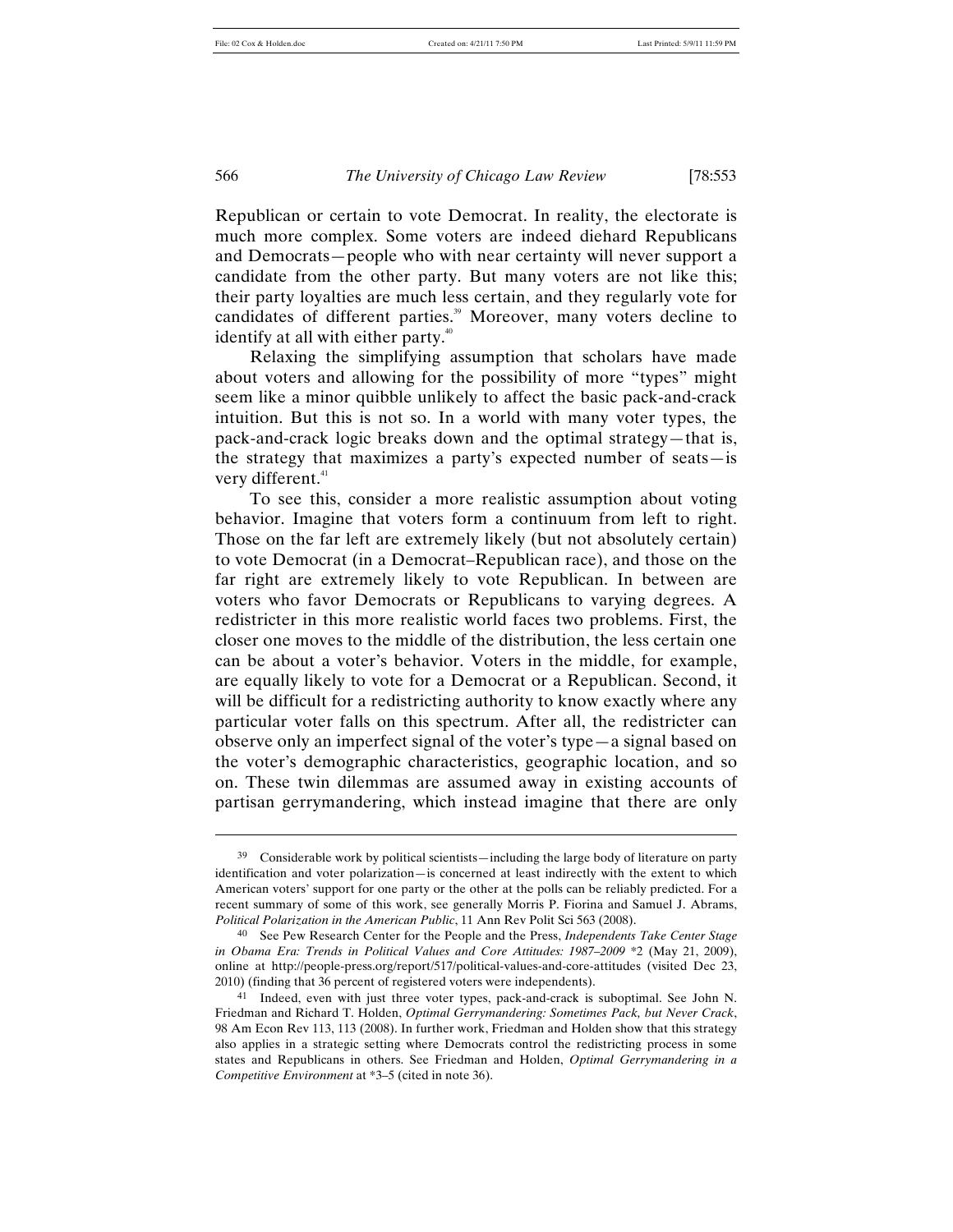Republican or certain to vote Democrat. In reality, the electorate is much more complex. Some voters are indeed diehard Republicans and Democrats—people who with near certainty will never support a candidate from the other party. But many voters are not like this; their party loyalties are much less certain, and they regularly vote for candidates of different parties.[39] Moreover, many voters decline to identify at all with either party.[40]

Relaxing the simplifying assumption that scholars have made about voters and allowing for the possibility of more "types" might seem like a minor quibble unlikely to affect the basic pack-and-crack intuition. But this is not so. In a world with many voter types, the pack-and-crack logic breaks down and the optimal strategy—that is, the strategy that maximizes a party's expected number of seats—is very different.[41]

To see this, consider a more realistic assumption about voting behavior. Imagine that voters form a continuum from left to right. Those on the far left are extremely likely (but not absolutely certain) to vote Democrat (in a Democrat–Republican race), and those on the far right are extremely likely to vote Republican. In between are voters who favor Democrats or Republicans to varying degrees. A redistricter in this more realistic world faces two problems. First, the closer one moves to the middle of the distribution, the less certain one can be about a voter's behavior. Voters in the middle, for example, are equally likely to vote for a Democrat or a Republican. Second, it will be difficult for a redistricting authority to know exactly where any particular voter falls on this spectrum. After all, the redistricter can observe only an imperfect signal of the voter's type—a signal based on the voter's demographic characteristics, geographic location, and so on. These twin dilemmas are assumed away in existing accounts of partisan gerrymandering, which instead imagine that there are only

---

[39] Considerable work by political scientists—including the large body of literature on party identification and voter polarization—is concerned at least indirectly with the extent to which American voters' support for one party or the other at the polls can be reliably predicted. For a recent summary of some of this work, see generally Morris P. Fiorina and Samuel J. Abrams, *Political Polarization in the American Public*, 11 Ann Rev Polit Sci 563 (2008).

[40] See Pew Research Center for the People and the Press, *Independents Take Center Stage in Obama Era: Trends in Political Values and Core Attitudes: 1987–2009* *2 (May 21, 2009), online at http://people-press.org/report/517/political-values-and-core-attitudes (visited Dec 23, 2010) (finding that 36 percent of registered voters were independents).

[41] Indeed, even with just three voter types, pack-and-crack is suboptimal. See John N. Friedman and Richard T. Holden, *Optimal Gerrymandering: Sometimes Pack, but Never Crack*, 98 Am Econ Rev 113, 113 (2008). In further work, Friedman and Holden show that this strategy also applies in a strategic setting where Democrats control the redistricting process in some states and Republicans in others. See Friedman and Holden, *Optimal Gerrymandering in a Competitive Environment* at *3–5 (cited in note 36).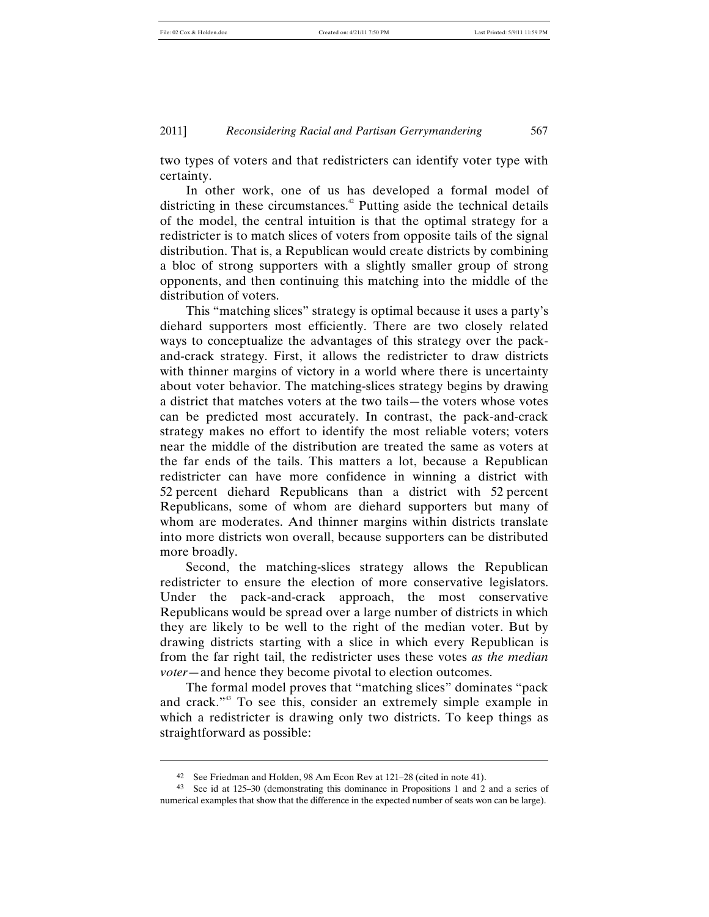two types of voters and that redistricters can identify voter type with certainty.

In other work, one of us has developed a formal model of districting in these circumstances.[42] Putting aside the technical details of the model, the central intuition is that the optimal strategy for a redistricter is to match slices of voters from opposite tails of the signal distribution. That is, a Republican would create districts by combining a bloc of strong supporters with a slightly smaller group of strong opponents, and then continuing this matching into the middle of the distribution of voters.

This "matching slices" strategy is optimal because it uses a party's diehard supporters most efficiently. There are two closely related ways to conceptualize the advantages of this strategy over the pack-and-crack strategy. First, it allows the redistricter to draw districts with thinner margins of victory in a world where there is uncertainty about voter behavior. The matching-slices strategy begins by drawing a district that matches voters at the two tails—the voters whose votes can be predicted most accurately. In contrast, the pack-and-crack strategy makes no effort to identify the most reliable voters; voters near the middle of the distribution are treated the same as voters at the far ends of the tails. This matters a lot, because a Republican redistricter can have more confidence in winning a district with 52 percent diehard Republicans than a district with 52 percent Republicans, some of whom are diehard supporters but many of whom are moderates. And thinner margins within districts translate into more districts won overall, because supporters can be distributed more broadly.

Second, the matching-slices strategy allows the Republican redistricter to ensure the election of more conservative legislators. Under the pack-and-crack approach, the most conservative Republicans would be spread over a large number of districts in which they are likely to be well to the right of the median voter. But by drawing districts starting with a slice in which every Republican is from the far right tail, the redistricter uses these votes *as the median voter*—and hence they become pivotal to election outcomes.

The formal model proves that "matching slices" dominates "pack and crack."[43] To see this, consider an extremely simple example in which a redistricter is drawing only two districts. To keep things as straightforward as possible:

---

[42] See Friedman and Holden, 98 Am Econ Rev at 121–28 (cited in note 41).

[43] See id at 125–30 (demonstrating this dominance in Propositions 1 and 2 and a series of numerical examples that show that the difference in the expected number of seats won can be large).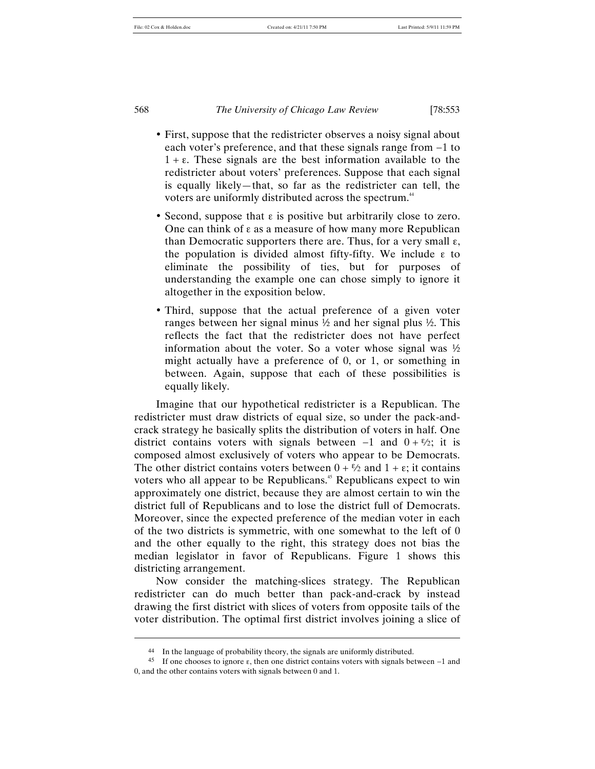- First, suppose that the redistricter observes a noisy signal about each voter's preference, and that these signals range from $-1$ to $1 + \varepsilon$. These signals are the best information available to the redistricter about voters' preferences. Suppose that each signal is equally likely—that, so far as the redistricter can tell, the voters are uniformly distributed across the spectrum.[44]
- Second, suppose that $\varepsilon$ is positive but arbitrarily close to zero. One can think of $\varepsilon$ as a measure of how many more Republican than Democratic supporters there are. Thus, for a very small $\varepsilon$, the population is divided almost fifty-fifty. We include $\varepsilon$ to eliminate the possibility of ties, but for purposes of understanding the example one can chose simply to ignore it altogether in the exposition below.
- Third, suppose that the actual preference of a given voter ranges between her signal minus ½ and her signal plus ½. This reflects the fact that the redistricter does not have perfect information about the voter. So a voter whose signal was ½ might actually have a preference of 0, or 1, or something in between. Again, suppose that each of these possibilities is equally likely.

Imagine that our hypothetical redistricter is a Republican. The redistricter must draw districts of equal size, so under the pack-and-crack strategy he basically splits the distribution of voters in half. One district contains voters with signals between $-1$ and $0 + \varepsilon/2$; it is composed almost exclusively of voters who appear to be Democrats. The other district contains voters between $0 + \varepsilon/2$ and $1 + \varepsilon$; it contains voters who all appear to be Republicans.[45] Republicans expect to win approximately one district, because they are almost certain to win the district full of Republicans and to lose the district full of Democrats. Moreover, since the expected preference of the median voter in each of the two districts is symmetric, with one somewhat to the left of 0 and the other equally to the right, this strategy does not bias the median legislator in favor of Republicans. Figure 1 shows this districting arrangement.

Now consider the matching-slices strategy. The Republican redistricter can do much better than pack-and-crack by instead drawing the first district with slices of voters from opposite tails of the voter distribution. The optimal first district involves joining a slice of

[44] In the language of probability theory, the signals are uniformly distributed.

[45] If one chooses to ignore $\varepsilon$, then one district contains voters with signals between $-1$ and 0, and the other contains voters with signals between 0 and 1.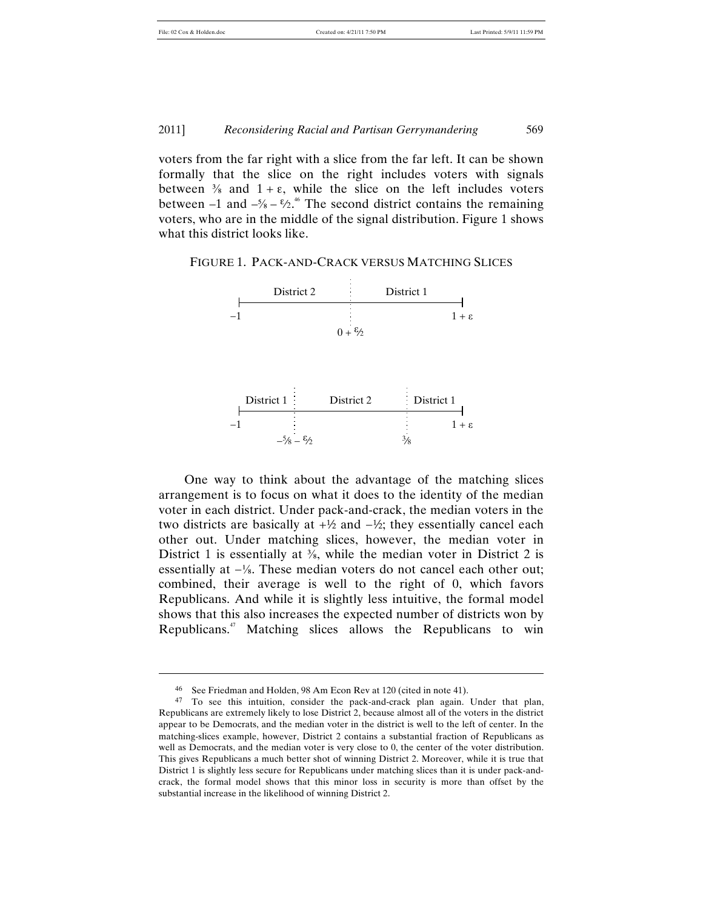voters from the far right with a slice from the far left. It can be shown formally that the slice on the right includes voters with signals between $\frac{3}{8}$ and $1 + \varepsilon$, while the slice on the left includes voters between $-1$ and $-\frac{5}{8} - \frac{\varepsilon}{2}$.[46] The second district contains the remaining voters, who are in the middle of the signal distribution. Figure 1 shows what this district looks like.

FIGURE 1. PACK-AND-CRACK VERSUS MATCHING SLICES

District 2 | District 1

$-1$ ——— $0 + \frac{\varepsilon}{2}$ ——— $1 + \varepsilon$

District 1 | District 2 | District 1

$-1$ ——— $-\frac{5}{8} - \frac{\varepsilon}{2}$ ——— $\frac{3}{8}$ ——— $1 + \varepsilon$

One way to think about the advantage of the matching slices arrangement is to focus on what it does to the identity of the median voter in each district. Under pack-and-crack, the median voters in the two districts are basically at $+\frac{1}{2}$ and $-\frac{1}{2}$; they essentially cancel each other out. Under matching slices, however, the median voter in District 1 is essentially at $\frac{3}{8}$, while the median voter in District 2 is essentially at $-\frac{1}{8}$. These median voters do not cancel each other out; combined, their average is well to the right of 0, which favors Republicans. And while it is slightly less intuitive, the formal model shows that this also increases the expected number of districts won by Republicans.[47] Matching slices allows the Republicans to win

---

[46] See Friedman and Holden, 98 Am Econ Rev at 120 (cited in note 41).

[47] To see this intuition, consider the pack-and-crack plan again. Under that plan, Republicans are extremely likely to lose District 2, because almost all of the voters in the district appear to be Democrats, and the median voter in the district is well to the left of center. In the matching-slices example, however, District 2 contains a substantial fraction of Republicans as well as Democrats, and the median voter is very close to 0, the center of the voter distribution. This gives Republicans a much better shot of winning District 2. Moreover, while it is true that District 1 is slightly less secure for Republicans under matching slices than it is under pack-and-crack, the formal model shows that this minor loss in security is more than offset by the substantial increase in the likelihood of winning District 2.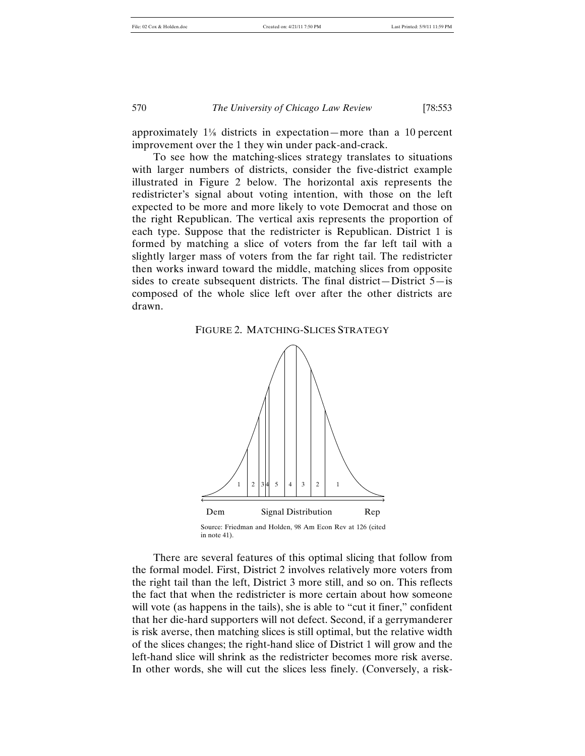approximately 1⅛ districts in expectation—more than a 10 percent improvement over the 1 they win under pack-and-crack.

To see how the matching-slices strategy translates to situations with larger numbers of districts, consider the five-district example illustrated in Figure 2 below. The horizontal axis represents the redistricter's signal about voting intention, with those on the left expected to be more and more likely to vote Democrat and those on the right Republican. The vertical axis represents the proportion of each type. Suppose that the redistricter is Republican. District 1 is formed by matching a slice of voters from the far left tail with a slightly larger mass of voters from the far right tail. The redistricter then works inward toward the middle, matching slices from opposite sides to create subsequent districts. The final district—District 5—is composed of the whole slice left over after the other districts are drawn.

FIGURE 2. MATCHING-SLICES STRATEGY

Dem — Signal Distribution — Rep

Source: Friedman and Holden, 98 Am Econ Rev at 126 (cited in note 41).

There are several features of this optimal slicing that follow from the formal model. First, District 2 involves relatively more voters from the right tail than the left, District 3 more still, and so on. This reflects the fact that when the redistricter is more certain about how someone will vote (as happens in the tails), she is able to "cut it finer," confident that her die-hard supporters will not defect. Second, if a gerrymanderer is risk averse, then matching slices is still optimal, but the relative width of the slices changes; the right-hand slice of District 1 will grow and the left-hand slice will shrink as the redistricter becomes more risk averse. In other words, she will cut the slices less finely. (Conversely, a risk-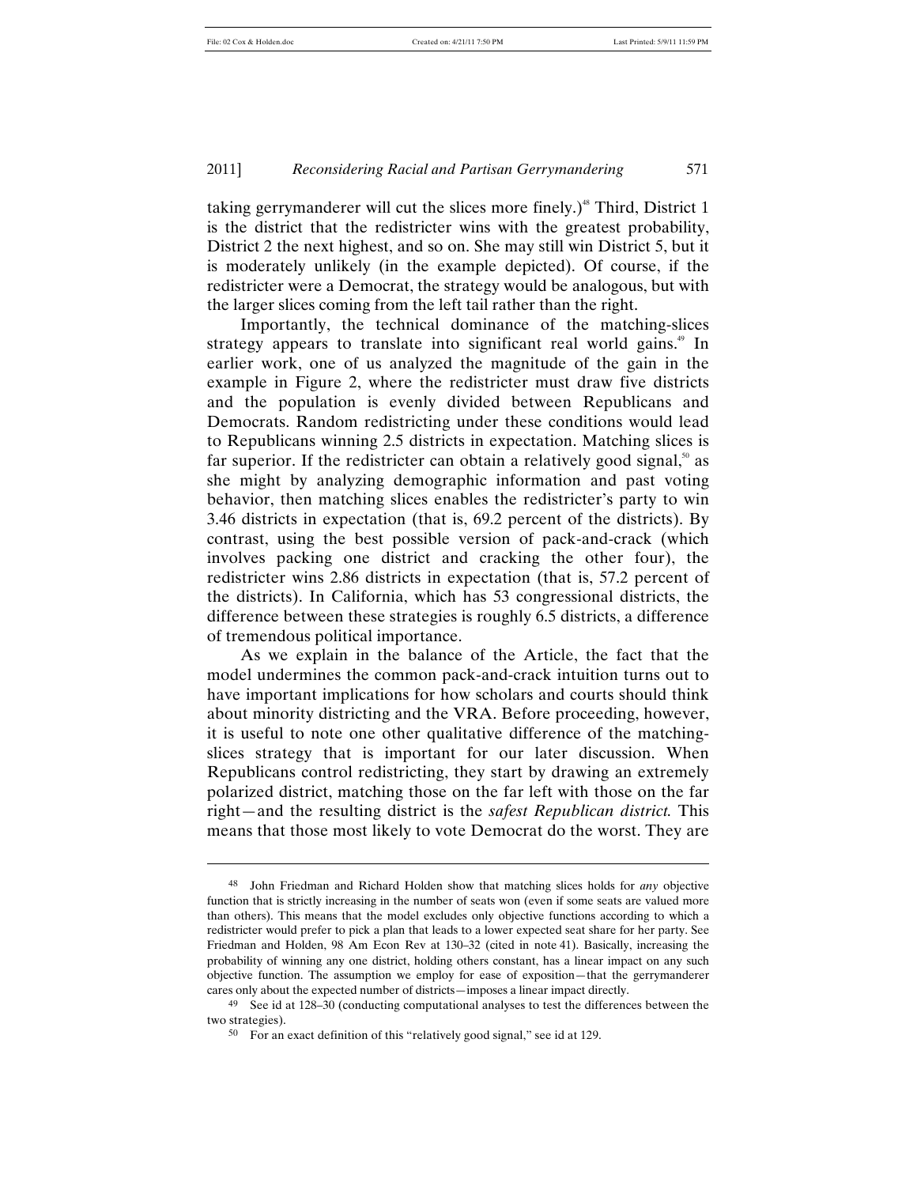taking gerrymanderer will cut the slices more finely.)[48] Third, District 1 is the district that the redistricter wins with the greatest probability, District 2 the next highest, and so on. She may still win District 5, but it is moderately unlikely (in the example depicted). Of course, if the redistricter were a Democrat, the strategy would be analogous, but with the larger slices coming from the left tail rather than the right.

Importantly, the technical dominance of the matching-slices strategy appears to translate into significant real world gains.[49] In earlier work, one of us analyzed the magnitude of the gain in the example in Figure 2, where the redistricter must draw five districts and the population is evenly divided between Republicans and Democrats. Random redistricting under these conditions would lead to Republicans winning 2.5 districts in expectation. Matching slices is far superior. If the redistricter can obtain a relatively good signal,[50] as she might by analyzing demographic information and past voting behavior, then matching slices enables the redistricter's party to win 3.46 districts in expectation (that is, 69.2 percent of the districts). By contrast, using the best possible version of pack-and-crack (which involves packing one district and cracking the other four), the redistricter wins 2.86 districts in expectation (that is, 57.2 percent of the districts). In California, which has 53 congressional districts, the difference between these strategies is roughly 6.5 districts, a difference of tremendous political importance.

As we explain in the balance of the Article, the fact that the model undermines the common pack-and-crack intuition turns out to have important implications for how scholars and courts should think about minority districting and the VRA. Before proceeding, however, it is useful to note one other qualitative difference of the matching-slices strategy that is important for our later discussion. When Republicans control redistricting, they start by drawing an extremely polarized district, matching those on the far left with those on the far right—and the resulting district is the *safest Republican district.* This means that those most likely to vote Democrat do the worst. They are

---

48 John Friedman and Richard Holden show that matching slices holds for *any* objective function that is strictly increasing in the number of seats won (even if some seats are valued more than others). This means that the model excludes only objective functions according to which a redistricter would prefer to pick a plan that leads to a lower expected seat share for her party. See Friedman and Holden, 98 Am Econ Rev at 130–32 (cited in note 41). Basically, increasing the probability of winning any one district, holding others constant, has a linear impact on any such objective function. The assumption we employ for ease of exposition—that the gerrymanderer cares only about the expected number of districts—imposes a linear impact directly.

49 See id at 128–30 (conducting computational analyses to test the differences between the two strategies).

50 For an exact definition of this "relatively good signal," see id at 129.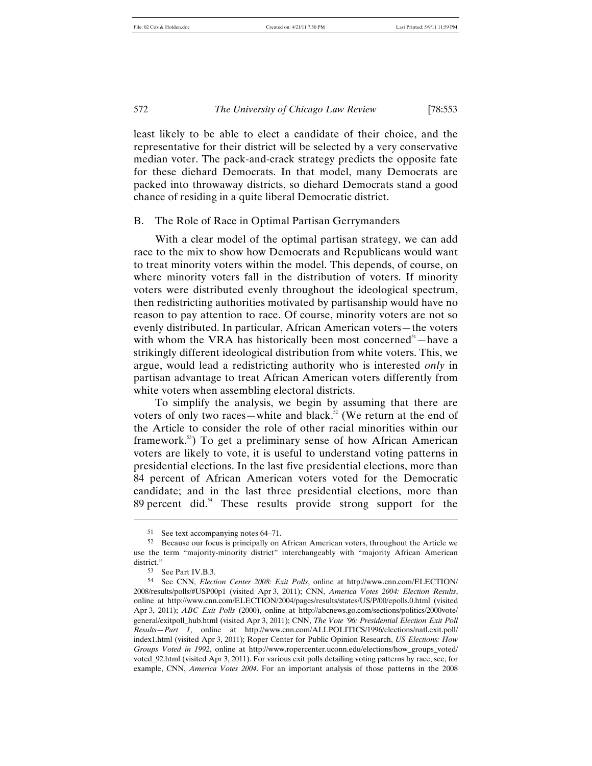least likely to be able to elect a candidate of their choice, and the representative for their district will be selected by a very conservative median voter. The pack-and-crack strategy predicts the opposite fate for these diehard Democrats. In that model, many Democrats are packed into throwaway districts, so diehard Democrats stand a good chance of residing in a quite liberal Democratic district.

## B. The Role of Race in Optimal Partisan Gerrymanders

With a clear model of the optimal partisan strategy, we can add race to the mix to show how Democrats and Republicans would want to treat minority voters within the model. This depends, of course, on where minority voters fall in the distribution of voters. If minority voters were distributed evenly throughout the ideological spectrum, then redistricting authorities motivated by partisanship would have no reason to pay attention to race. Of course, minority voters are not so evenly distributed. In particular, African American voters—the voters with whom the VRA has historically been most concerned[51]—have a strikingly different ideological distribution from white voters. This, we argue, would lead a redistricting authority who is interested *only* in partisan advantage to treat African American voters differently from white voters when assembling electoral districts.

To simplify the analysis, we begin by assuming that there are voters of only two races—white and black.[52] (We return at the end of the Article to consider the role of other racial minorities within our framework.[53]) To get a preliminary sense of how African American voters are likely to vote, it is useful to understand voting patterns in presidential elections. In the last five presidential elections, more than 84 percent of African American voters voted for the Democratic candidate; and in the last three presidential elections, more than 89 percent did.[54] These results provide strong support for the

---

51 See text accompanying notes 64–71.

52 Because our focus is principally on African American voters, throughout the Article we use the term "majority-minority district" interchangeably with "majority African American district."

53 See Part IV.B.3.

54 See CNN, *Election Center 2008: Exit Polls*, online at http://www.cnn.com/ELECTION/2008/results/polls/#USP00p1 (visited Apr 3, 2011); CNN, *America Votes 2004: Election Results*, online at http://www.cnn.com/ELECTION/2004/pages/results/states/US/P/00/epolls.0.html (visited Apr 3, 2011); *ABC Exit Polls* (2000), online at http://abcnews.go.com/sections/politics/2000vote/general/exitpoll_hub.html (visited Apr 3, 2011); CNN, *The Vote '96: Presidential Election Exit Poll Results—Part 1*, online at http://www.cnn.com/ALLPOLITICS/1996/elections/natl.exit.poll/index1.html (visited Apr 3, 2011); Roper Center for Public Opinion Research, *US Elections: How Groups Voted in 1992*, online at http://www.ropercenter.uconn.edu/elections/how_groups_voted/voted_92.html (visited Apr 3, 2011). For various exit polls detailing voting patterns by race, see, for example, CNN, *America Votes 2004*. For an important analysis of those patterns in the 2008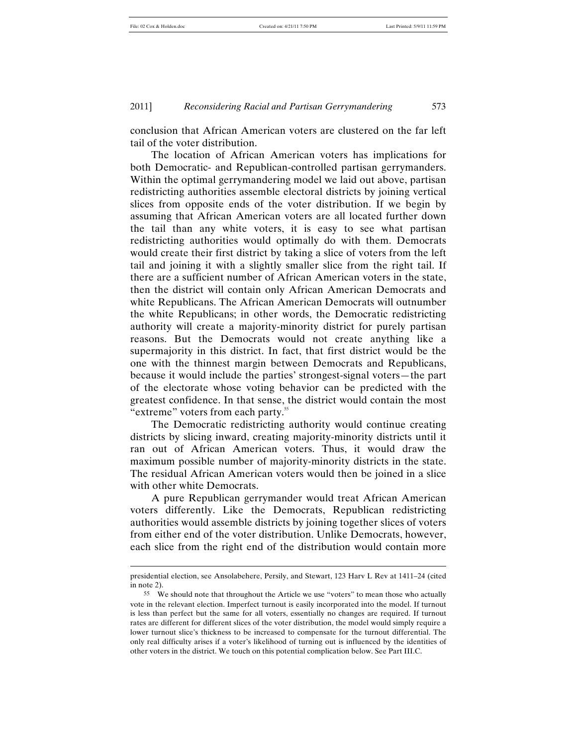conclusion that African American voters are clustered on the far left tail of the voter distribution.

The location of African American voters has implications for both Democratic- and Republican-controlled partisan gerrymanders. Within the optimal gerrymandering model we laid out above, partisan redistricting authorities assemble electoral districts by joining vertical slices from opposite ends of the voter distribution. If we begin by assuming that African American voters are all located further down the tail than any white voters, it is easy to see what partisan redistricting authorities would optimally do with them. Democrats would create their first district by taking a slice of voters from the left tail and joining it with a slightly smaller slice from the right tail. If there are a sufficient number of African American voters in the state, then the district will contain only African American Democrats and white Republicans. The African American Democrats will outnumber the white Republicans; in other words, the Democratic redistricting authority will create a majority-minority district for purely partisan reasons. But the Democrats would not create anything like a supermajority in this district. In fact, that first district would be the one with the thinnest margin between Democrats and Republicans, because it would include the parties' strongest-signal voters—the part of the electorate whose voting behavior can be predicted with the greatest confidence. In that sense, the district would contain the most "extreme" voters from each party.[55]

The Democratic redistricting authority would continue creating districts by slicing inward, creating majority-minority districts until it ran out of African American voters. Thus, it would draw the maximum possible number of majority-minority districts in the state. The residual African American voters would then be joined in a slice with other white Democrats.

A pure Republican gerrymander would treat African American voters differently. Like the Democrats, Republican redistricting authorities would assemble districts by joining together slices of voters from either end of the voter distribution. Unlike Democrats, however, each slice from the right end of the distribution would contain more

---

presidential election, see Ansolabehere, Persily, and Stewart, 123 Harv L Rev at 1411–24 (cited in note 2).

55 We should note that throughout the Article we use "voters" to mean those who actually vote in the relevant election. Imperfect turnout is easily incorporated into the model. If turnout is less than perfect but the same for all voters, essentially no changes are required. If turnout rates are different for different slices of the voter distribution, the model would simply require a lower turnout slice's thickness to be increased to compensate for the turnout differential. The only real difficulty arises if a voter's likelihood of turning out is influenced by the identities of other voters in the district. We touch on this potential complication below. See Part III.C.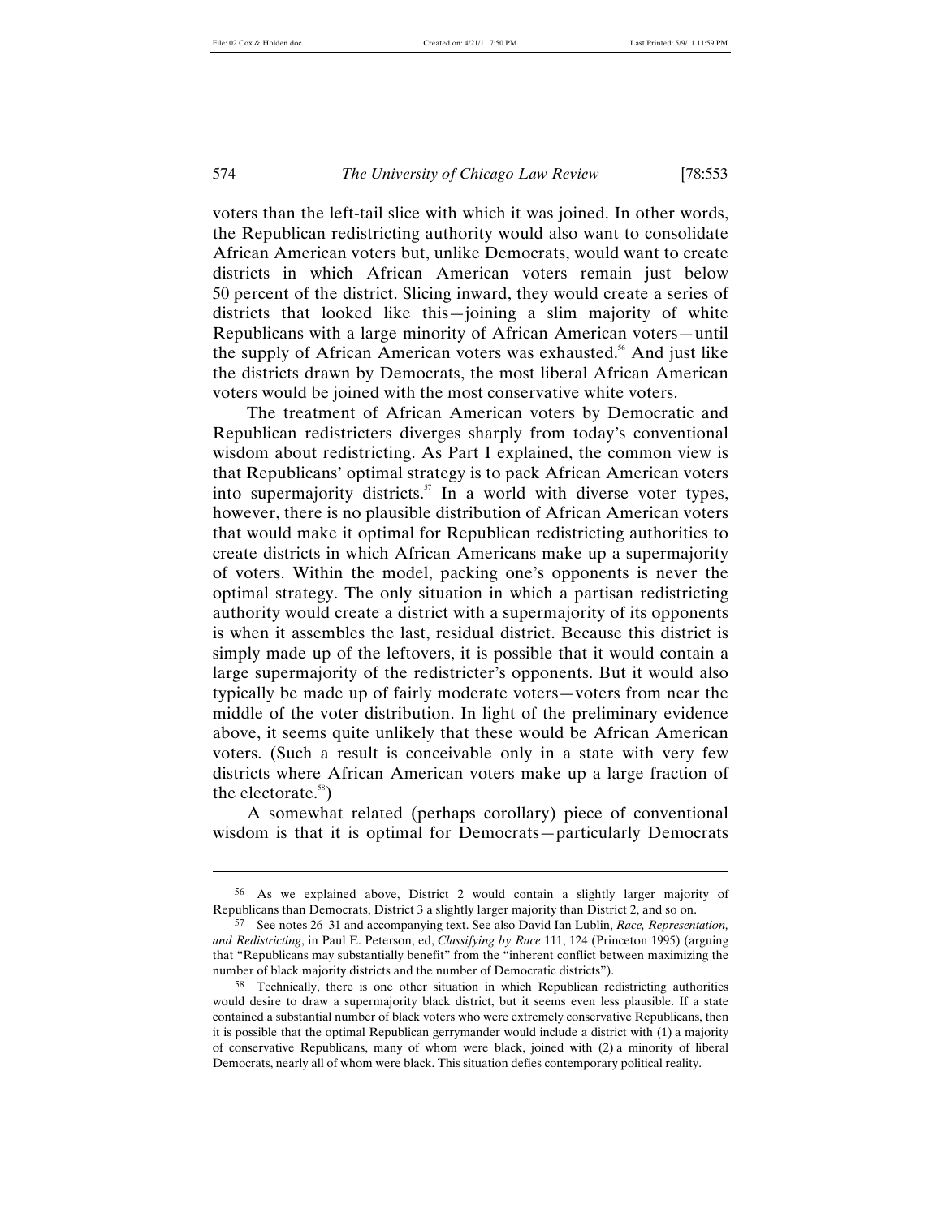voters than the left-tail slice with which it was joined. In other words, the Republican redistricting authority would also want to consolidate African American voters but, unlike Democrats, would want to create districts in which African American voters remain just below 50 percent of the district. Slicing inward, they would create a series of districts that looked like this—joining a slim majority of white Republicans with a large minority of African American voters—until the supply of African American voters was exhausted.[56] And just like the districts drawn by Democrats, the most liberal African American voters would be joined with the most conservative white voters.

The treatment of African American voters by Democratic and Republican redistricters diverges sharply from today's conventional wisdom about redistricting. As Part I explained, the common view is that Republicans' optimal strategy is to pack African American voters into supermajority districts.[57] In a world with diverse voter types, however, there is no plausible distribution of African American voters that would make it optimal for Republican redistricting authorities to create districts in which African Americans make up a supermajority of voters. Within the model, packing one's opponents is never the optimal strategy. The only situation in which a partisan redistricting authority would create a district with a supermajority of its opponents is when it assembles the last, residual district. Because this district is simply made up of the leftovers, it is possible that it would contain a large supermajority of the redistricter's opponents. But it would also typically be made up of fairly moderate voters—voters from near the middle of the voter distribution. In light of the preliminary evidence above, it seems quite unlikely that these would be African American voters. (Such a result is conceivable only in a state with very few districts where African American voters make up a large fraction of the electorate.[58])

A somewhat related (perhaps corollary) piece of conventional wisdom is that it is optimal for Democrats—particularly Democrats

---

[56] As we explained above, District 2 would contain a slightly larger majority of Republicans than Democrats, District 3 a slightly larger majority than District 2, and so on.

[57] See notes 26–31 and accompanying text. See also David Ian Lublin, *Race, Representation, and Redistricting*, in Paul E. Peterson, ed, *Classifying by Race* 111, 124 (Princeton 1995) (arguing that "Republicans may substantially benefit" from the "inherent conflict between maximizing the number of black majority districts and the number of Democratic districts").

[58] Technically, there is one other situation in which Republican redistricting authorities would desire to draw a supermajority black district, but it seems even less plausible. If a state contained a substantial number of black voters who were extremely conservative Republicans, then it is possible that the optimal Republican gerrymander would include a district with (1) a majority of conservative Republicans, many of whom were black, joined with (2) a minority of liberal Democrats, nearly all of whom were black. This situation defies contemporary political reality.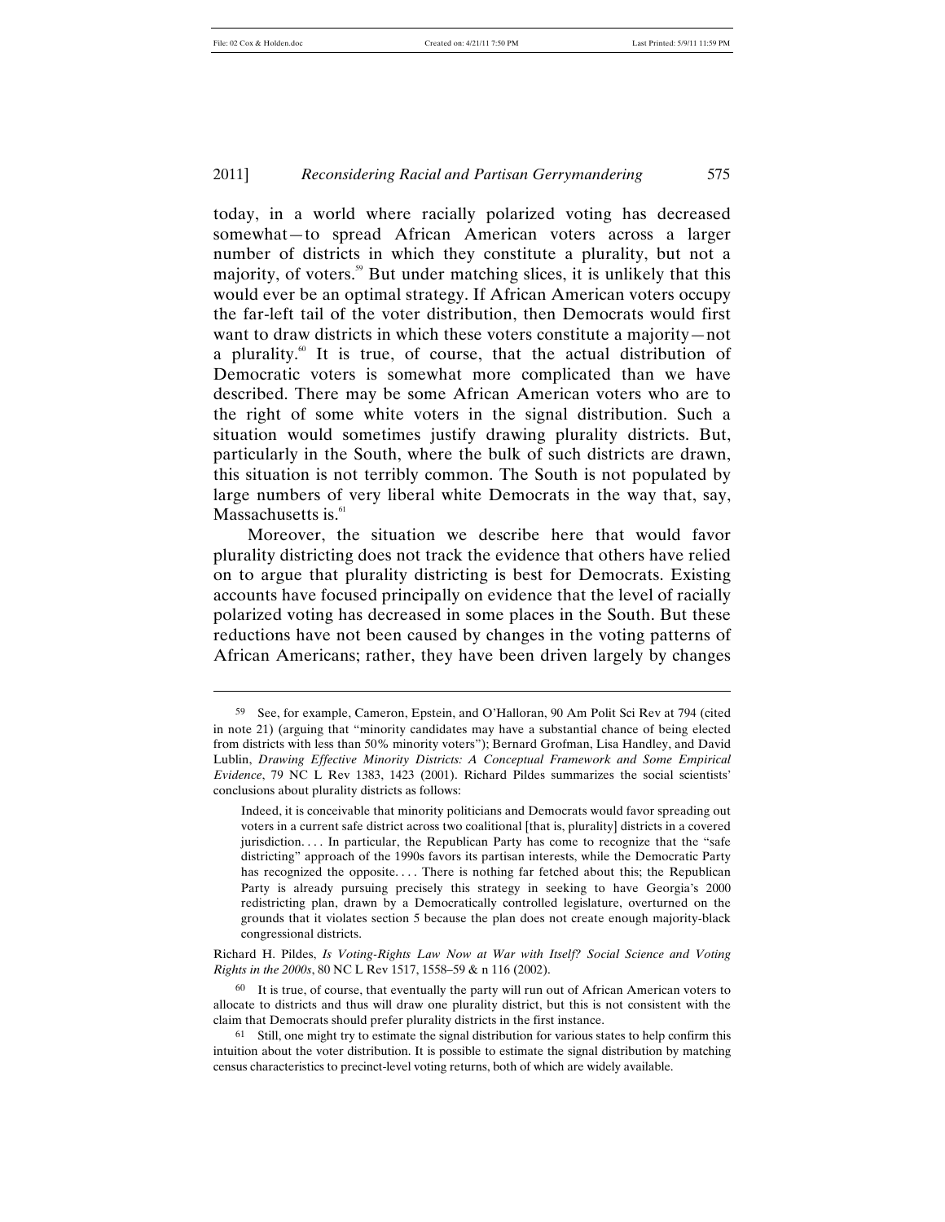today, in a world where racially polarized voting has decreased somewhat—to spread African American voters across a larger number of districts in which they constitute a plurality, but not a majority, of voters.[59] But under matching slices, it is unlikely that this would ever be an optimal strategy. If African American voters occupy the far-left tail of the voter distribution, then Democrats would first want to draw districts in which these voters constitute a majority—not a plurality.[60] It is true, of course, that the actual distribution of Democratic voters is somewhat more complicated than we have described. There may be some African American voters who are to the right of some white voters in the signal distribution. Such a situation would sometimes justify drawing plurality districts. But, particularly in the South, where the bulk of such districts are drawn, this situation is not terribly common. The South is not populated by large numbers of very liberal white Democrats in the way that, say, Massachusetts is.[61]

Moreover, the situation we describe here that would favor plurality districting does not track the evidence that others have relied on to argue that plurality districting is best for Democrats. Existing accounts have focused principally on evidence that the level of racially polarized voting has decreased in some places in the South. But these reductions have not been caused by changes in the voting patterns of African Americans; rather, they have been driven largely by changes

---

[59] See, for example, Cameron, Epstein, and O'Halloran, 90 Am Polit Sci Rev at 794 (cited in note 21) (arguing that "minority candidates may have a substantial chance of being elected from districts with less than 50% minority voters"); Bernard Grofman, Lisa Handley, and David Lublin, *Drawing Effective Minority Districts: A Conceptual Framework and Some Empirical Evidence*, 79 NC L Rev 1383, 1423 (2001). Richard Pildes summarizes the social scientists' conclusions about plurality districts as follows:

> Indeed, it is conceivable that minority politicians and Democrats would favor spreading out voters in a current safe district across two coalitional [that is, plurality] districts in a covered jurisdiction. . . . In particular, the Republican Party has come to recognize that the "safe districting" approach of the 1990s favors its partisan interests, while the Democratic Party has recognized the opposite. . . . There is nothing far fetched about this; the Republican Party is already pursuing precisely this strategy in seeking to have Georgia's 2000 redistricting plan, drawn by a Democratically controlled legislature, overturned on the grounds that it violates section 5 because the plan does not create enough majority-black congressional districts.

Richard H. Pildes, *Is Voting-Rights Law Now at War with Itself? Social Science and Voting Rights in the 2000s*, 80 NC L Rev 1517, 1558–59 & n 116 (2002).

[60] It is true, of course, that eventually the party will run out of African American voters to allocate to districts and thus will draw one plurality district, but this is not consistent with the claim that Democrats should prefer plurality districts in the first instance.

[61] Still, one might try to estimate the signal distribution for various states to help confirm this intuition about the voter distribution. It is possible to estimate the signal distribution by matching census characteristics to precinct-level voting returns, both of which are widely available.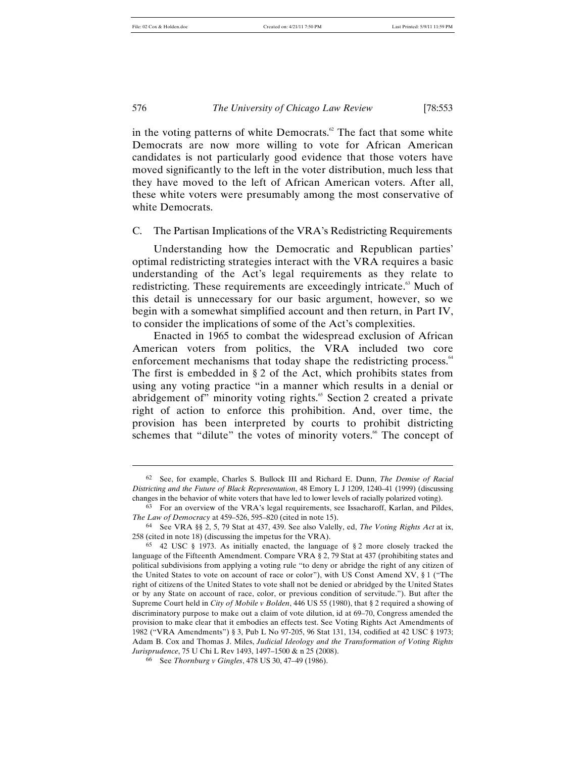in the voting patterns of white Democrats.[62] The fact that some white Democrats are now more willing to vote for African American candidates is not particularly good evidence that those voters have moved significantly to the left in the voter distribution, much less that they have moved to the left of African American voters. After all, these white voters were presumably among the most conservative of white Democrats.

### C. The Partisan Implications of the VRA's Redistricting Requirements

Understanding how the Democratic and Republican parties' optimal redistricting strategies interact with the VRA requires a basic understanding of the Act's legal requirements as they relate to redistricting. These requirements are exceedingly intricate.[63] Much of this detail is unnecessary for our basic argument, however, so we begin with a somewhat simplified account and then return, in Part IV, to consider the implications of some of the Act's complexities.

Enacted in 1965 to combat the widespread exclusion of African American voters from politics, the VRA included two core enforcement mechanisms that today shape the redistricting process.[64] The first is embedded in § 2 of the Act, which prohibits states from using any voting practice "in a manner which results in a denial or abridgement of" minority voting rights.[65] Section 2 created a private right of action to enforce this prohibition. And, over time, the provision has been interpreted by courts to prohibit districting schemes that "dilute" the votes of minority voters.[66] The concept of

---

62 See, for example, Charles S. Bullock III and Richard E. Dunn, *The Demise of Racial Districting and the Future of Black Representation*, 48 Emory L J 1209, 1240–41 (1999) (discussing changes in the behavior of white voters that have led to lower levels of racially polarized voting).

63 For an overview of the VRA's legal requirements, see Issacharoff, Karlan, and Pildes, *The Law of Democracy* at 459–526, 595–820 (cited in note 15).

64 See VRA §§ 2, 5, 79 Stat at 437, 439. See also Valelly, ed, *The Voting Rights Act* at ix, 258 (cited in note 18) (discussing the impetus for the VRA).

65 42 USC § 1973. As initially enacted, the language of § 2 more closely tracked the language of the Fifteenth Amendment. Compare VRA § 2, 79 Stat at 437 (prohibiting states and political subdivisions from applying a voting rule "to deny or abridge the right of any citizen of the United States to vote on account of race or color"), with US Const Amend XV, § 1 ("The right of citizens of the United States to vote shall not be denied or abridged by the United States or by any State on account of race, color, or previous condition of servitude."). But after the Supreme Court held in *City of Mobile v Bolden*, 446 US 55 (1980), that § 2 required a showing of discriminatory purpose to make out a claim of vote dilution, id at 69–70, Congress amended the provision to make clear that it embodies an effects test. See Voting Rights Act Amendments of 1982 ("VRA Amendments") § 3, Pub L No 97-205, 96 Stat 131, 134, codified at 42 USC § 1973; Adam B. Cox and Thomas J. Miles, *Judicial Ideology and the Transformation of Voting Rights Jurisprudence*, 75 U Chi L Rev 1493, 1497–1500 & n 25 (2008).

66 See *Thornburg v Gingles*, 478 US 30, 47–49 (1986).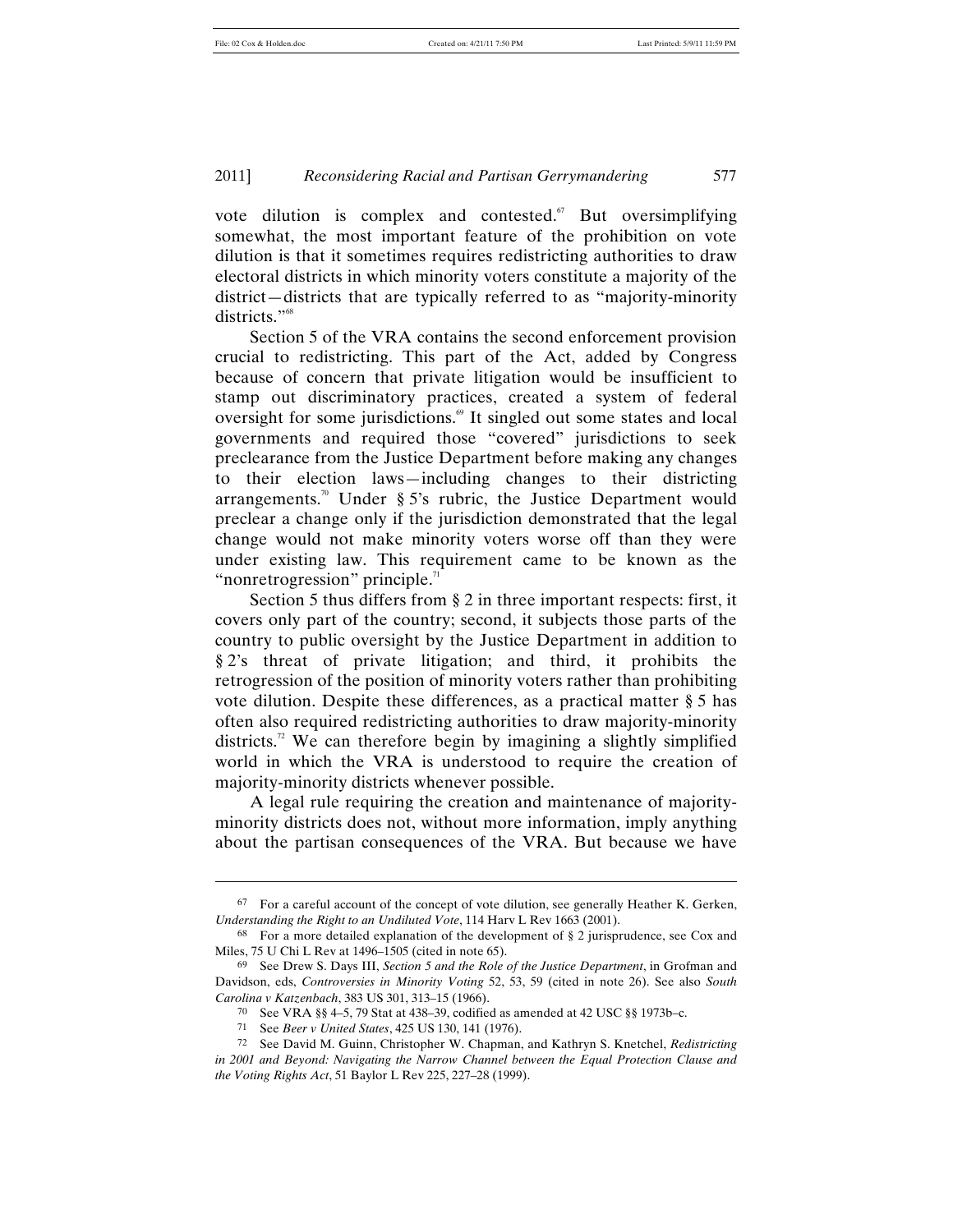vote dilution is complex and contested.[67] But oversimplifying somewhat, the most important feature of the prohibition on vote dilution is that it sometimes requires redistricting authorities to draw electoral districts in which minority voters constitute a majority of the district—districts that are typically referred to as "majority-minority districts."[68]

Section 5 of the VRA contains the second enforcement provision crucial to redistricting. This part of the Act, added by Congress because of concern that private litigation would be insufficient to stamp out discriminatory practices, created a system of federal oversight for some jurisdictions.[69] It singled out some states and local governments and required those "covered" jurisdictions to seek preclearance from the Justice Department before making any changes to their election laws—including changes to their districting arrangements.[70] Under § 5's rubric, the Justice Department would preclear a change only if the jurisdiction demonstrated that the legal change would not make minority voters worse off than they were under existing law. This requirement came to be known as the "nonretrogression" principle.[71]

Section 5 thus differs from § 2 in three important respects: first, it covers only part of the country; second, it subjects those parts of the country to public oversight by the Justice Department in addition to § 2's threat of private litigation; and third, it prohibits the retrogression of the position of minority voters rather than prohibiting vote dilution. Despite these differences, as a practical matter § 5 has often also required redistricting authorities to draw majority-minority districts.[72] We can therefore begin by imagining a slightly simplified world in which the VRA is understood to require the creation of majority-minority districts whenever possible.

A legal rule requiring the creation and maintenance of majority-minority districts does not, without more information, imply anything about the partisan consequences of the VRA. But because we have

---

67 For a careful account of the concept of vote dilution, see generally Heather K. Gerken, *Understanding the Right to an Undiluted Vote*, 114 Harv L Rev 1663 (2001).

68 For a more detailed explanation of the development of § 2 jurisprudence, see Cox and Miles, 75 U Chi L Rev at 1496–1505 (cited in note 65).

69 See Drew S. Days III, *Section 5 and the Role of the Justice Department*, in Grofman and Davidson, eds, *Controversies in Minority Voting* 52, 53, 59 (cited in note 26). See also *South Carolina v Katzenbach*, 383 US 301, 313–15 (1966).

70 See VRA §§ 4–5, 79 Stat at 438–39, codified as amended at 42 USC §§ 1973b–c.

71 See *Beer v United States*, 425 US 130, 141 (1976).

72 See David M. Guinn, Christopher W. Chapman, and Kathryn S. Knetchel, *Redistricting in 2001 and Beyond: Navigating the Narrow Channel between the Equal Protection Clause and the Voting Rights Act*, 51 Baylor L Rev 225, 227–28 (1999).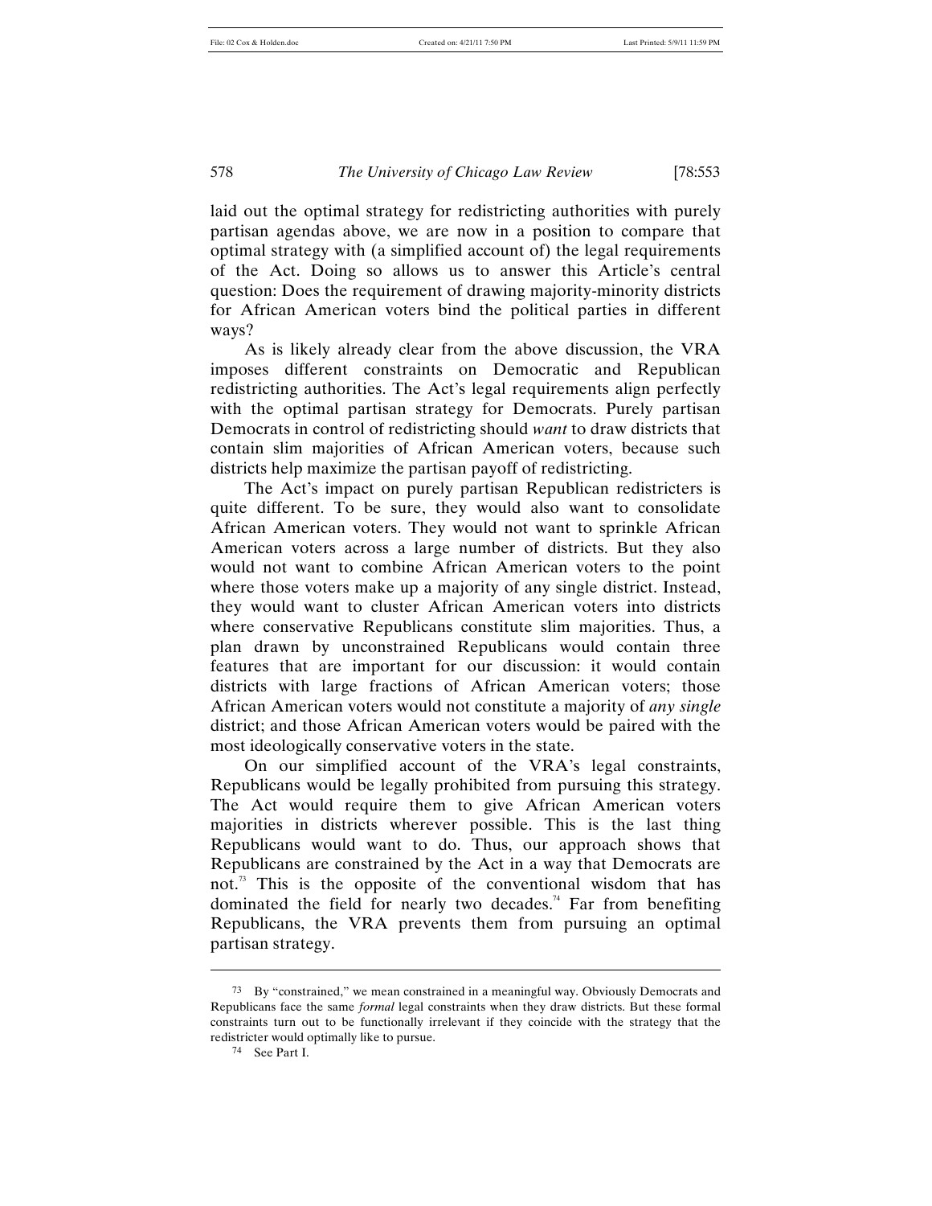laid out the optimal strategy for redistricting authorities with purely partisan agendas above, we are now in a position to compare that optimal strategy with (a simplified account of) the legal requirements of the Act. Doing so allows us to answer this Article's central question: Does the requirement of drawing majority-minority districts for African American voters bind the political parties in different ways?

As is likely already clear from the above discussion, the VRA imposes different constraints on Democratic and Republican redistricting authorities. The Act's legal requirements align perfectly with the optimal partisan strategy for Democrats. Purely partisan Democrats in control of redistricting should *want* to draw districts that contain slim majorities of African American voters, because such districts help maximize the partisan payoff of redistricting.

The Act's impact on purely partisan Republican redistricters is quite different. To be sure, they would also want to consolidate African American voters. They would not want to sprinkle African American voters across a large number of districts. But they also would not want to combine African American voters to the point where those voters make up a majority of any single district. Instead, they would want to cluster African American voters into districts where conservative Republicans constitute slim majorities. Thus, a plan drawn by unconstrained Republicans would contain three features that are important for our discussion: it would contain districts with large fractions of African American voters; those African American voters would not constitute a majority of *any single* district; and those African American voters would be paired with the most ideologically conservative voters in the state.

On our simplified account of the VRA's legal constraints, Republicans would be legally prohibited from pursuing this strategy. The Act would require them to give African American voters majorities in districts wherever possible. This is the last thing Republicans would want to do. Thus, our approach shows that Republicans are constrained by the Act in a way that Democrats are not.[73] This is the opposite of the conventional wisdom that has dominated the field for nearly two decades.[74] Far from benefiting Republicans, the VRA prevents them from pursuing an optimal partisan strategy.

---

[73] By "constrained," we mean constrained in a meaningful way. Obviously Democrats and Republicans face the same *formal* legal constraints when they draw districts. But these formal constraints turn out to be functionally irrelevant if they coincide with the strategy that the redistricter would optimally like to pursue.

[74] See Part I.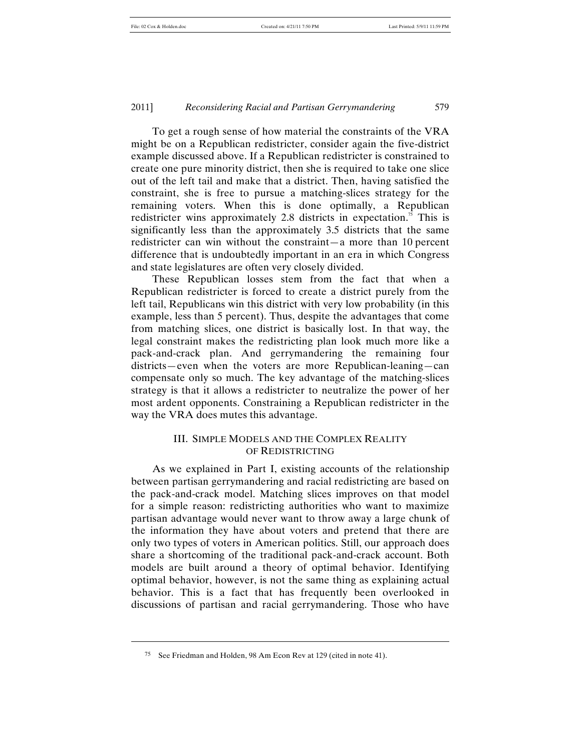To get a rough sense of how material the constraints of the VRA might be on a Republican redistricter, consider again the five-district example discussed above. If a Republican redistricter is constrained to create one pure minority district, then she is required to take one slice out of the left tail and make that a district. Then, having satisfied the constraint, she is free to pursue a matching-slices strategy for the remaining voters. When this is done optimally, a Republican redistricter wins approximately 2.8 districts in expectation.[75] This is significantly less than the approximately 3.5 districts that the same redistricter can win without the constraint—a more than 10 percent difference that is undoubtedly important in an era in which Congress and state legislatures are often very closely divided.

These Republican losses stem from the fact that when a Republican redistricter is forced to create a district purely from the left tail, Republicans win this district with very low probability (in this example, less than 5 percent). Thus, despite the advantages that come from matching slices, one district is basically lost. In that way, the legal constraint makes the redistricting plan look much more like a pack-and-crack plan. And gerrymandering the remaining four districts—even when the voters are more Republican-leaning—can compensate only so much. The key advantage of the matching-slices strategy is that it allows a redistricter to neutralize the power of her most ardent opponents. Constraining a Republican redistricter in the way the VRA does mutes this advantage.

## III. SIMPLE MODELS AND THE COMPLEX REALITY OF REDISTRICTING

As we explained in Part I, existing accounts of the relationship between partisan gerrymandering and racial redistricting are based on the pack-and-crack model. Matching slices improves on that model for a simple reason: redistricting authorities who want to maximize partisan advantage would never want to throw away a large chunk of the information they have about voters and pretend that there are only two types of voters in American politics. Still, our approach does share a shortcoming of the traditional pack-and-crack account. Both models are built around a theory of optimal behavior. Identifying optimal behavior, however, is not the same thing as explaining actual behavior. This is a fact that has frequently been overlooked in discussions of partisan and racial gerrymandering. Those who have

---

[75] See Friedman and Holden, 98 Am Econ Rev at 129 (cited in note 41).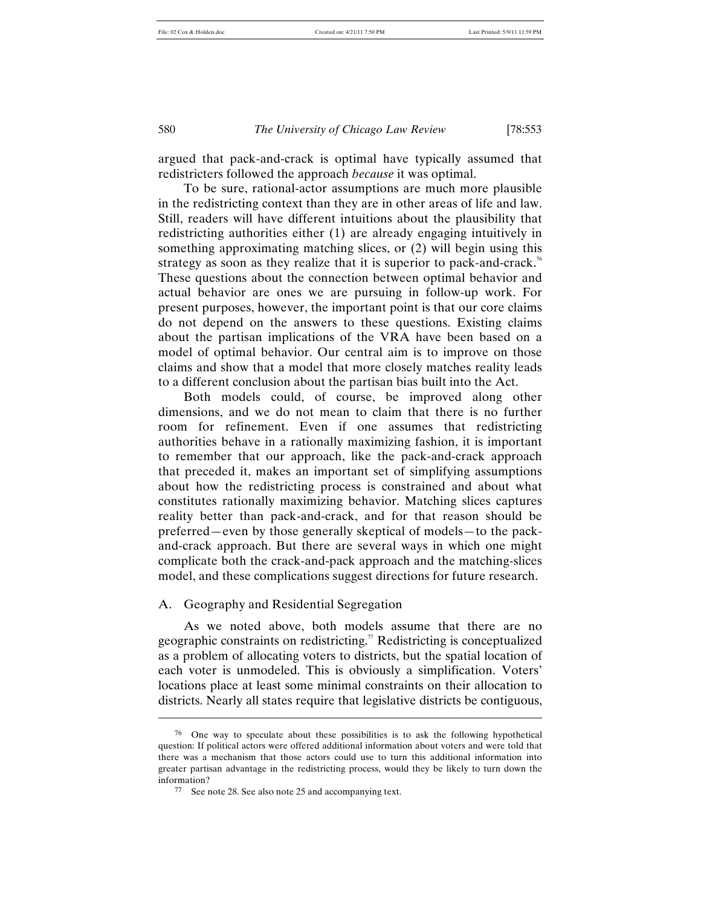argued that pack-and-crack is optimal have typically assumed that redistricters followed the approach *because* it was optimal.

To be sure, rational-actor assumptions are much more plausible in the redistricting context than they are in other areas of life and law. Still, readers will have different intuitions about the plausibility that redistricting authorities either (1) are already engaging intuitively in something approximating matching slices, or (2) will begin using this strategy as soon as they realize that it is superior to pack-and-crack.[76] These questions about the connection between optimal behavior and actual behavior are ones we are pursuing in follow-up work. For present purposes, however, the important point is that our core claims do not depend on the answers to these questions. Existing claims about the partisan implications of the VRA have been based on a model of optimal behavior. Our central aim is to improve on those claims and show that a model that more closely matches reality leads to a different conclusion about the partisan bias built into the Act.

Both models could, of course, be improved along other dimensions, and we do not mean to claim that there is no further room for refinement. Even if one assumes that redistricting authorities behave in a rationally maximizing fashion, it is important to remember that our approach, like the pack-and-crack approach that preceded it, makes an important set of simplifying assumptions about how the redistricting process is constrained and about what constitutes rationally maximizing behavior. Matching slices captures reality better than pack-and-crack, and for that reason should be preferred—even by those generally skeptical of models—to the pack-and-crack approach. But there are several ways in which one might complicate both the crack-and-pack approach and the matching-slices model, and these complications suggest directions for future research.

## A. Geography and Residential Segregation

As we noted above, both models assume that there are no geographic constraints on redistricting.[77] Redistricting is conceptualized as a problem of allocating voters to districts, but the spatial location of each voter is unmodeled. This is obviously a simplification. Voters' locations place at least some minimal constraints on their allocation to districts. Nearly all states require that legislative districts be contiguous,

---

[76] One way to speculate about these possibilities is to ask the following hypothetical question: If political actors were offered additional information about voters and were told that there was a mechanism that those actors could use to turn this additional information into greater partisan advantage in the redistricting process, would they be likely to turn down the information?

[77] See note 28. See also note 25 and accompanying text.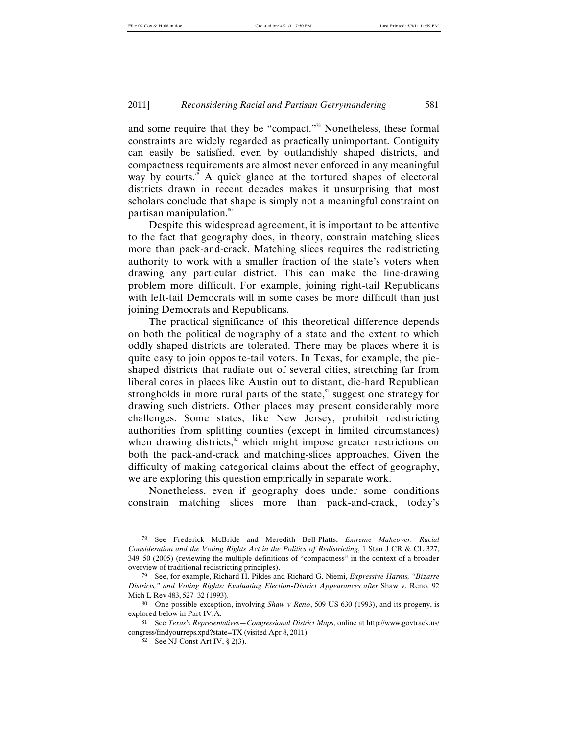and some require that they be "compact."[78] Nonetheless, these formal constraints are widely regarded as practically unimportant. Contiguity can easily be satisfied, even by outlandishly shaped districts, and compactness requirements are almost never enforced in any meaningful way by courts.[79] A quick glance at the tortured shapes of electoral districts drawn in recent decades makes it unsurprising that most scholars conclude that shape is simply not a meaningful constraint on partisan manipulation.[80]

Despite this widespread agreement, it is important to be attentive to the fact that geography does, in theory, constrain matching slices more than pack-and-crack. Matching slices requires the redistricting authority to work with a smaller fraction of the state's voters when drawing any particular district. This can make the line-drawing problem more difficult. For example, joining right-tail Republicans with left-tail Democrats will in some cases be more difficult than just joining Democrats and Republicans.

The practical significance of this theoretical difference depends on both the political demography of a state and the extent to which oddly shaped districts are tolerated. There may be places where it is quite easy to join opposite-tail voters. In Texas, for example, the pie-shaped districts that radiate out of several cities, stretching far from liberal cores in places like Austin out to distant, die-hard Republican strongholds in more rural parts of the state,[81] suggest one strategy for drawing such districts. Other places may present considerably more challenges. Some states, like New Jersey, prohibit redistricting authorities from splitting counties (except in limited circumstances) when drawing districts,[82] which might impose greater restrictions on both the pack-and-crack and matching-slices approaches. Given the difficulty of making categorical claims about the effect of geography, we are exploring this question empirically in separate work.

Nonetheless, even if geography does under some conditions constrain matching slices more than pack-and-crack, today's

---

78 See Frederick McBride and Meredith Bell-Platts, *Extreme Makeover: Racial Consideration and the Voting Rights Act in the Politics of Redistricting*, 1 Stan J CR & CL 327, 349–50 (2005) (reviewing the multiple definitions of "compactness" in the context of a broader overview of traditional redistricting principles).

79 See, for example, Richard H. Pildes and Richard G. Niemi, *Expressive Harms, "Bizarre Districts," and Voting Rights: Evaluating Election-District Appearances after* Shaw v. Reno, 92 Mich L Rev 483, 527–32 (1993).

80 One possible exception, involving *Shaw v Reno*, 509 US 630 (1993), and its progeny, is explored below in Part IV.A.

81 See *Texas's Representatives—Congressional District Maps*, online at http://www.govtrack.us/congress/findyourreps.xpd?state=TX (visited Apr 8, 2011).

82 See NJ Const Art IV, § 2(3).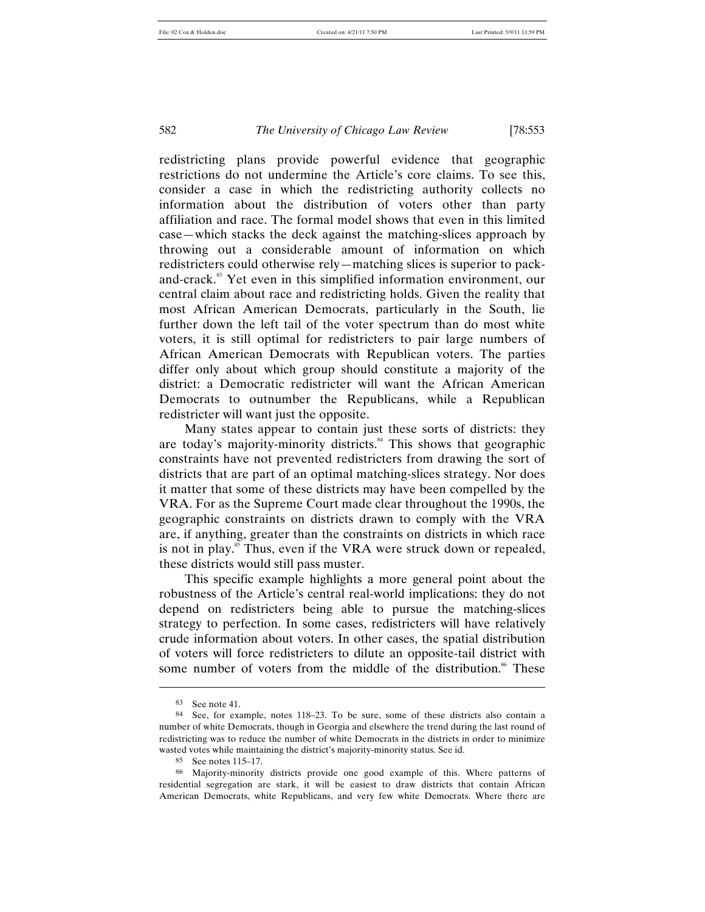redistricting plans provide powerful evidence that geographic restrictions do not undermine the Article's core claims. To see this, consider a case in which the redistricting authority collects no information about the distribution of voters other than party affiliation and race. The formal model shows that even in this limited case—which stacks the deck against the matching-slices approach by throwing out a considerable amount of information on which redistricters could otherwise rely—matching slices is superior to pack-and-crack.[83] Yet even in this simplified information environment, our central claim about race and redistricting holds. Given the reality that most African American Democrats, particularly in the South, lie further down the left tail of the voter spectrum than do most white voters, it is still optimal for redistricters to pair large numbers of African American Democrats with Republican voters. The parties differ only about which group should constitute a majority of the district: a Democratic redistricter will want the African American Democrats to outnumber the Republicans, while a Republican redistricter will want just the opposite.

Many states appear to contain just these sorts of districts: they are today's majority-minority districts.[84] This shows that geographic constraints have not prevented redistricters from drawing the sort of districts that are part of an optimal matching-slices strategy. Nor does it matter that some of these districts may have been compelled by the VRA. For as the Supreme Court made clear throughout the 1990s, the geographic constraints on districts drawn to comply with the VRA are, if anything, greater than the constraints on districts in which race is not in play.[85] Thus, even if the VRA were struck down or repealed, these districts would still pass muster.

This specific example highlights a more general point about the robustness of the Article's central real-world implications: they do not depend on redistricters being able to pursue the matching-slices strategy to perfection. In some cases, redistricters will have relatively crude information about voters. In other cases, the spatial distribution of voters will force redistricters to dilute an opposite-tail district with some number of voters from the middle of the distribution.[86] These

---

83 See note 41.

84 See, for example, notes 118–23. To be sure, some of these districts also contain a number of white Democrats, though in Georgia and elsewhere the trend during the last round of redistricting was to reduce the number of white Democrats in the districts in order to minimize wasted votes while maintaining the district's majority-minority status. See id.

85 See notes 115–17.

86 Majority-minority districts provide one good example of this. Where patterns of residential segregation are stark, it will be easiest to draw districts that contain African American Democrats, white Republicans, and very few white Democrats. Where there are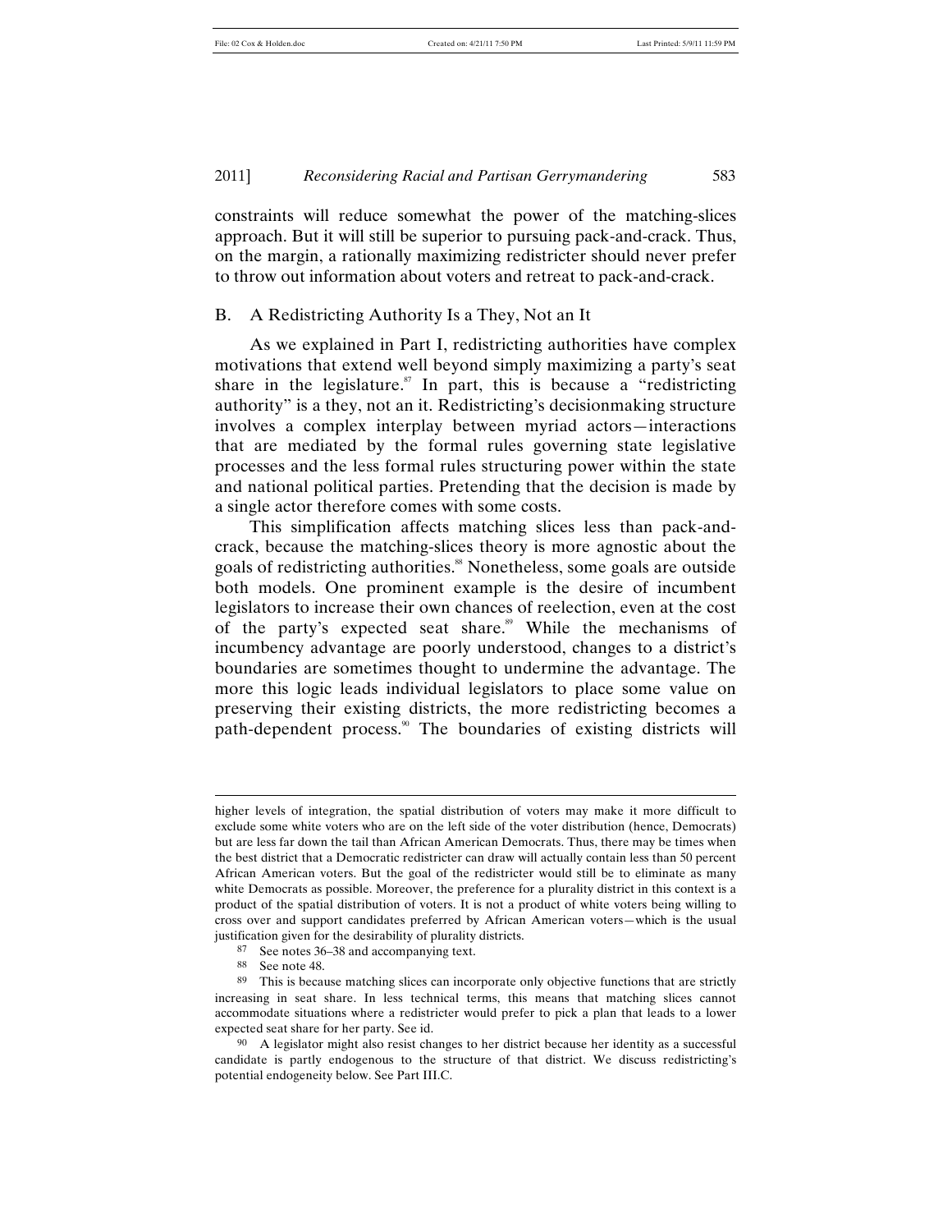constraints will reduce somewhat the power of the matching-slices approach. But it will still be superior to pursuing pack-and-crack. Thus, on the margin, a rationally maximizing redistricter should never prefer to throw out information about voters and retreat to pack-and-crack.

## B. A Redistricting Authority Is a They, Not an It

As we explained in Part I, redistricting authorities have complex motivations that extend well beyond simply maximizing a party's seat share in the legislature.[87] In part, this is because a "redistricting authority" is a they, not an it. Redistricting's decisionmaking structure involves a complex interplay between myriad actors—interactions that are mediated by the formal rules governing state legislative processes and the less formal rules structuring power within the state and national political parties. Pretending that the decision is made by a single actor therefore comes with some costs.

This simplification affects matching slices less than pack-and-crack, because the matching-slices theory is more agnostic about the goals of redistricting authorities.[88] Nonetheless, some goals are outside both models. One prominent example is the desire of incumbent legislators to increase their own chances of reelection, even at the cost of the party's expected seat share.[89] While the mechanisms of incumbency advantage are poorly understood, changes to a district's boundaries are sometimes thought to undermine the advantage. The more this logic leads individual legislators to place some value on preserving their existing districts, the more redistricting becomes a path-dependent process.[90] The boundaries of existing districts will

---

higher levels of integration, the spatial distribution of voters may make it more difficult to exclude some white voters who are on the left side of the voter distribution (hence, Democrats) but are less far down the tail than African American Democrats. Thus, there may be times when the best district that a Democratic redistricter can draw will actually contain less than 50 percent African American voters. But the goal of the redistricter would still be to eliminate as many white Democrats as possible. Moreover, the preference for a plurality district in this context is a product of the spatial distribution of voters. It is not a product of white voters being willing to cross over and support candidates preferred by African American voters—which is the usual justification given for the desirability of plurality districts.

87 See notes 36–38 and accompanying text.

88 See note 48.

89 This is because matching slices can incorporate only objective functions that are strictly increasing in seat share. In less technical terms, this means that matching slices cannot accommodate situations where a redistricter would prefer to pick a plan that leads to a lower expected seat share for her party. See id.

90 A legislator might also resist changes to her district because her identity as a successful candidate is partly endogenous to the structure of that district. We discuss redistricting's potential endogeneity below. See Part III.C.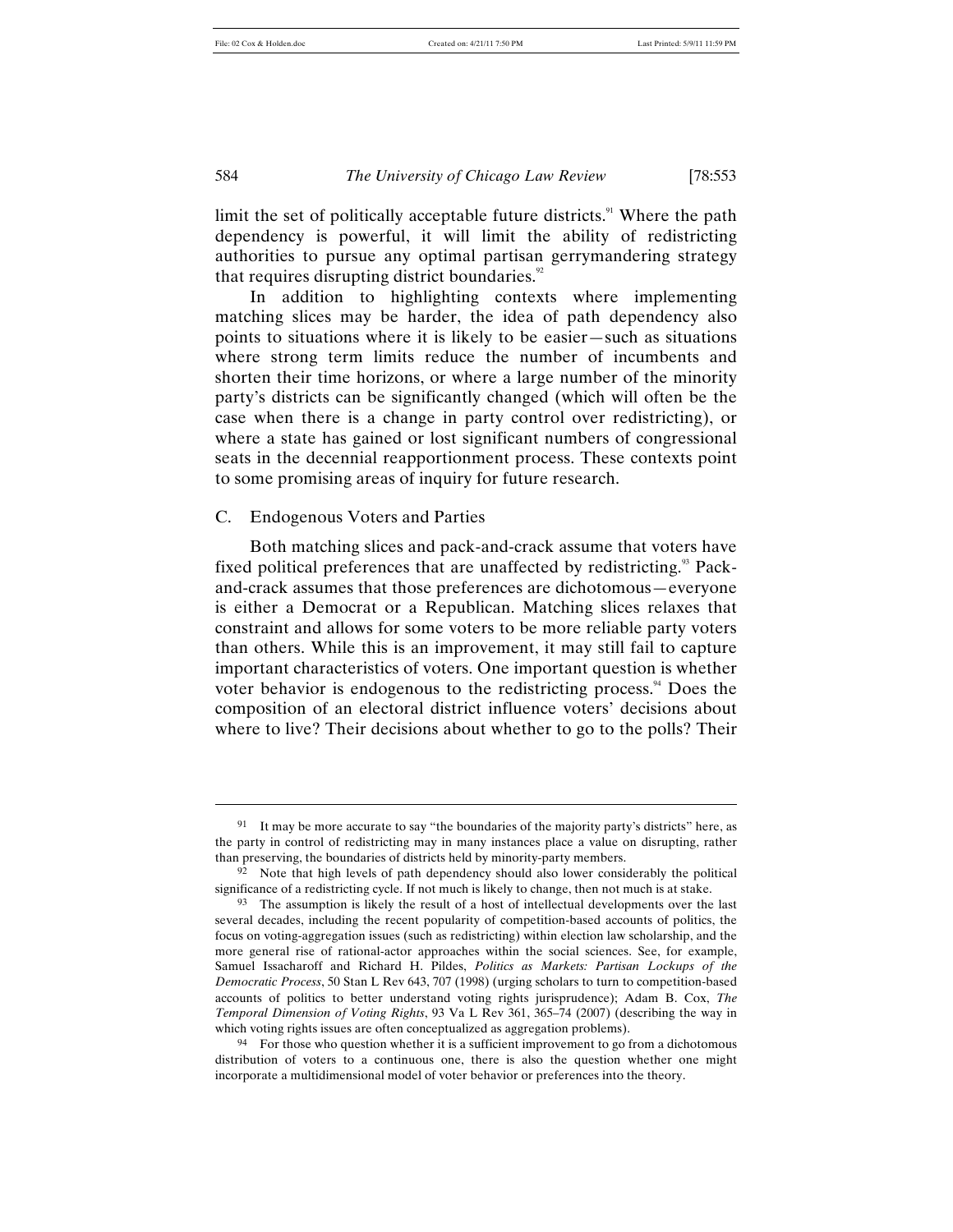limit the set of politically acceptable future districts.[91] Where the path dependency is powerful, it will limit the ability of redistricting authorities to pursue any optimal partisan gerrymandering strategy that requires disrupting district boundaries.[92]

In addition to highlighting contexts where implementing matching slices may be harder, the idea of path dependency also points to situations where it is likely to be easier—such as situations where strong term limits reduce the number of incumbents and shorten their time horizons, or where a large number of the minority party's districts can be significantly changed (which will often be the case when there is a change in party control over redistricting), or where a state has gained or lost significant numbers of congressional seats in the decennial reapportionment process. These contexts point to some promising areas of inquiry for future research.

### C. Endogenous Voters and Parties

Both matching slices and pack-and-crack assume that voters have fixed political preferences that are unaffected by redistricting.[93] Pack-and-crack assumes that those preferences are dichotomous—everyone is either a Democrat or a Republican. Matching slices relaxes that constraint and allows for some voters to be more reliable party voters than others. While this is an improvement, it may still fail to capture important characteristics of voters. One important question is whether voter behavior is endogenous to the redistricting process.[94] Does the composition of an electoral district influence voters' decisions about where to live? Their decisions about whether to go to the polls? Their

---

[91] It may be more accurate to say "the boundaries of the majority party's districts" here, as the party in control of redistricting may in many instances place a value on disrupting, rather than preserving, the boundaries of districts held by minority-party members.

[92] Note that high levels of path dependency should also lower considerably the political significance of a redistricting cycle. If not much is likely to change, then not much is at stake.

[93] The assumption is likely the result of a host of intellectual developments over the last several decades, including the recent popularity of competition-based accounts of politics, the focus on voting-aggregation issues (such as redistricting) within election law scholarship, and the more general rise of rational-actor approaches within the social sciences. See, for example, Samuel Issacharoff and Richard H. Pildes, *Politics as Markets: Partisan Lockups of the Democratic Process*, 50 Stan L Rev 643, 707 (1998) (urging scholars to turn to competition-based accounts of politics to better understand voting rights jurisprudence); Adam B. Cox, *The Temporal Dimension of Voting Rights*, 93 Va L Rev 361, 365–74 (2007) (describing the way in which voting rights issues are often conceptualized as aggregation problems).

[94] For those who question whether it is a sufficient improvement to go from a dichotomous distribution of voters to a continuous one, there is also the question whether one might incorporate a multidimensional model of voter behavior or preferences into the theory.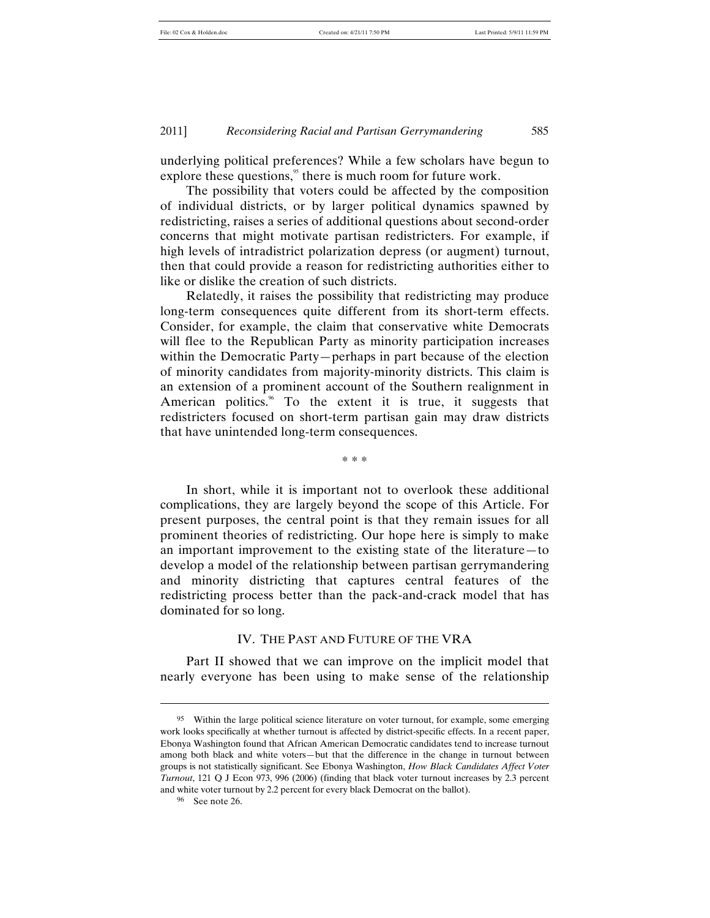underlying political preferences? While a few scholars have begun to explore these questions,[95] there is much room for future work.

The possibility that voters could be affected by the composition of individual districts, or by larger political dynamics spawned by redistricting, raises a series of additional questions about second-order concerns that might motivate partisan redistricters. For example, if high levels of intradistrict polarization depress (or augment) turnout, then that could provide a reason for redistricting authorities either to like or dislike the creation of such districts.

Relatedly, it raises the possibility that redistricting may produce long-term consequences quite different from its short-term effects. Consider, for example, the claim that conservative white Democrats will flee to the Republican Party as minority participation increases within the Democratic Party—perhaps in part because of the election of minority candidates from majority-minority districts. This claim is an extension of a prominent account of the Southern realignment in American politics.[96] To the extent it is true, it suggests that redistricters focused on short-term partisan gain may draw districts that have unintended long-term consequences.

\* \* \*

In short, while it is important not to overlook these additional complications, they are largely beyond the scope of this Article. For present purposes, the central point is that they remain issues for all prominent theories of redistricting. Our hope here is simply to make an important improvement to the existing state of the literature—to develop a model of the relationship between partisan gerrymandering and minority districting that captures central features of the redistricting process better than the pack-and-crack model that has dominated for so long.

## IV. THE PAST AND FUTURE OF THE VRA

Part II showed that we can improve on the implicit model that nearly everyone has been using to make sense of the relationship

---

[95] Within the large political science literature on voter turnout, for example, some emerging work looks specifically at whether turnout is affected by district-specific effects. In a recent paper, Ebonya Washington found that African American Democratic candidates tend to increase turnout among both black and white voters—but that the difference in the change in turnout between groups is not statistically significant. See Ebonya Washington, *How Black Candidates Affect Voter Turnout*, 121 Q J Econ 973, 996 (2006) (finding that black voter turnout increases by 2.3 percent and white voter turnout by 2.2 percent for every black Democrat on the ballot).

[96] See note 26.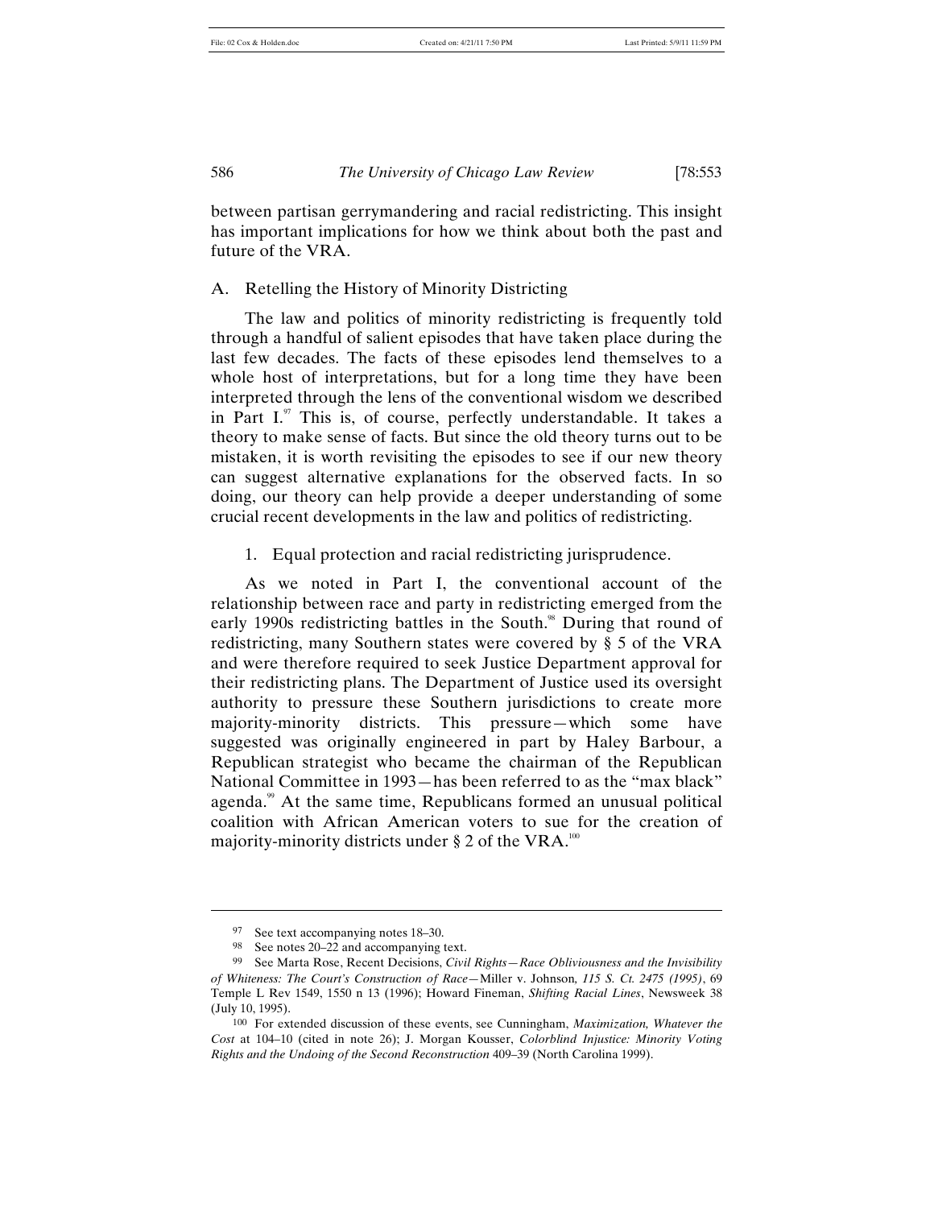between partisan gerrymandering and racial redistricting. This insight has important implications for how we think about both the past and future of the VRA.

### A. Retelling the History of Minority Districting

The law and politics of minority redistricting is frequently told through a handful of salient episodes that have taken place during the last few decades. The facts of these episodes lend themselves to a whole host of interpretations, but for a long time they have been interpreted through the lens of the conventional wisdom we described in Part I.[97] This is, of course, perfectly understandable. It takes a theory to make sense of facts. But since the old theory turns out to be mistaken, it is worth revisiting the episodes to see if our new theory can suggest alternative explanations for the observed facts. In so doing, our theory can help provide a deeper understanding of some crucial recent developments in the law and politics of redistricting.

#### 1. Equal protection and racial redistricting jurisprudence.

As we noted in Part I, the conventional account of the relationship between race and party in redistricting emerged from the early 1990s redistricting battles in the South.[98] During that round of redistricting, many Southern states were covered by § 5 of the VRA and were therefore required to seek Justice Department approval for their redistricting plans. The Department of Justice used its oversight authority to pressure these Southern jurisdictions to create more majority-minority districts. This pressure—which some have suggested was originally engineered in part by Haley Barbour, a Republican strategist who became the chairman of the Republican National Committee in 1993—has been referred to as the "max black" agenda.[99] At the same time, Republicans formed an unusual political coalition with African American voters to sue for the creation of majority-minority districts under § 2 of the VRA.[100]

---

[97] See text accompanying notes 18–30.

[98] See notes 20–22 and accompanying text.

[99] See Marta Rose, Recent Decisions, *Civil Rights—Race Obliviousness and the Invisibility of Whiteness: The Court's Construction of Race—*Miller v. Johnson*, 115 S. Ct. 2475 (1995)*, 69 Temple L Rev 1549, 1550 n 13 (1996); Howard Fineman, *Shifting Racial Lines*, Newsweek 38 (July 10, 1995).

[100] For extended discussion of these events, see Cunningham, *Maximization, Whatever the Cost* at 104–10 (cited in note 26); J. Morgan Kousser, *Colorblind Injustice: Minority Voting Rights and the Undoing of the Second Reconstruction* 409–39 (North Carolina 1999).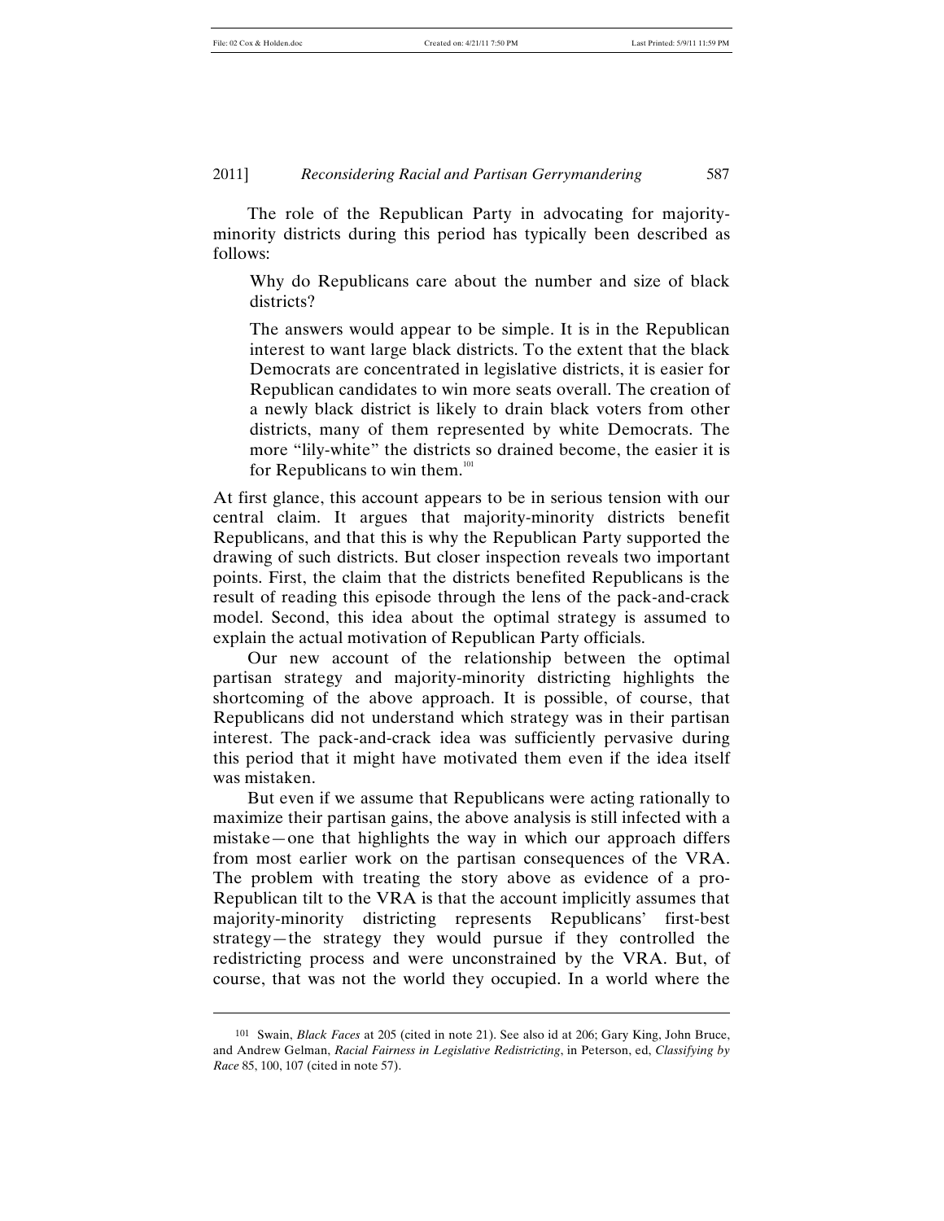The role of the Republican Party in advocating for majority-minority districts during this period has typically been described as follows:

> Why do Republicans care about the number and size of black districts?
>
> The answers would appear to be simple. It is in the Republican interest to want large black districts. To the extent that the black Democrats are concentrated in legislative districts, it is easier for Republican candidates to win more seats overall. The creation of a newly black district is likely to drain black voters from other districts, many of them represented by white Democrats. The more "lily-white" the districts so drained become, the easier it is for Republicans to win them.[101]

At first glance, this account appears to be in serious tension with our central claim. It argues that majority-minority districts benefit Republicans, and that this is why the Republican Party supported the drawing of such districts. But closer inspection reveals two important points. First, the claim that the districts benefited Republicans is the result of reading this episode through the lens of the pack-and-crack model. Second, this idea about the optimal strategy is assumed to explain the actual motivation of Republican Party officials.

Our new account of the relationship between the optimal partisan strategy and majority-minority districting highlights the shortcoming of the above approach. It is possible, of course, that Republicans did not understand which strategy was in their partisan interest. The pack-and-crack idea was sufficiently pervasive during this period that it might have motivated them even if the idea itself was mistaken.

But even if we assume that Republicans were acting rationally to maximize their partisan gains, the above analysis is still infected with a mistake—one that highlights the way in which our approach differs from most earlier work on the partisan consequences of the VRA. The problem with treating the story above as evidence of a pro-Republican tilt to the VRA is that the account implicitly assumes that majority-minority districting represents Republicans' first-best strategy—the strategy they would pursue if they controlled the redistricting process and were unconstrained by the VRA. But, of course, that was not the world they occupied. In a world where the

---

101 Swain, *Black Faces* at 205 (cited in note 21). See also id at 206; Gary King, John Bruce, and Andrew Gelman, *Racial Fairness in Legislative Redistricting*, in Peterson, ed, *Classifying by Race* 85, 100, 107 (cited in note 57).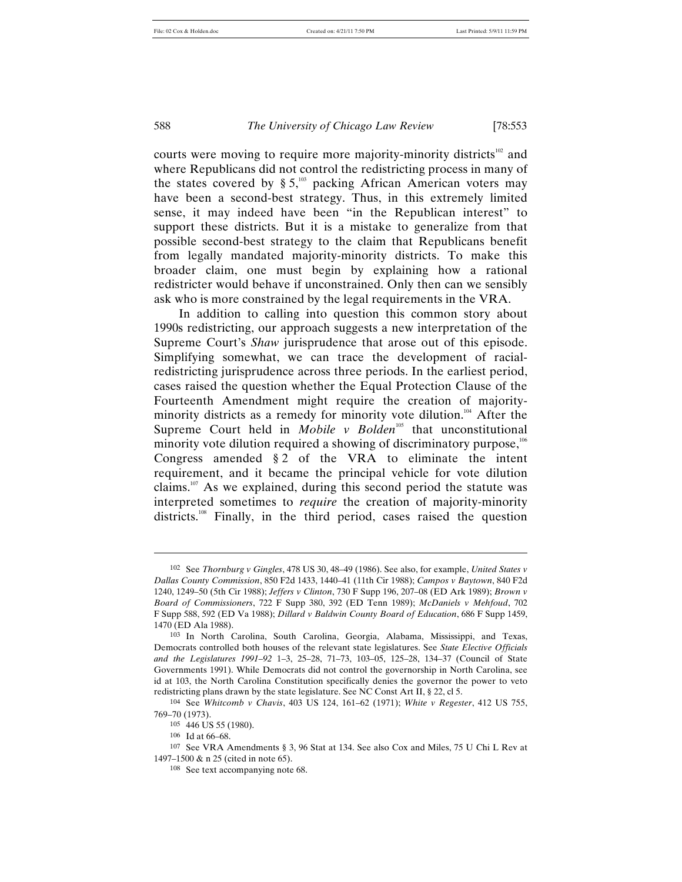courts were moving to require more majority-minority districts[102] and where Republicans did not control the redistricting process in many of the states covered by § 5,[103] packing African American voters may have been a second-best strategy. Thus, in this extremely limited sense, it may indeed have been "in the Republican interest" to support these districts. But it is a mistake to generalize from that possible second-best strategy to the claim that Republicans benefit from legally mandated majority-minority districts. To make this broader claim, one must begin by explaining how a rational redistricter would behave if unconstrained. Only then can we sensibly ask who is more constrained by the legal requirements in the VRA.

In addition to calling into question this common story about 1990s redistricting, our approach suggests a new interpretation of the Supreme Court's *Shaw* jurisprudence that arose out of this episode. Simplifying somewhat, we can trace the development of racial-redistricting jurisprudence across three periods. In the earliest period, cases raised the question whether the Equal Protection Clause of the Fourteenth Amendment might require the creation of majority-minority districts as a remedy for minority vote dilution.[104] After the Supreme Court held in *Mobile v Bolden*[105] that unconstitutional minority vote dilution required a showing of discriminatory purpose,[106] Congress amended § 2 of the VRA to eliminate the intent requirement, and it became the principal vehicle for vote dilution claims.[107] As we explained, during this second period the statute was interpreted sometimes to *require* the creation of majority-minority districts.[108] Finally, in the third period, cases raised the question

---

102 See *Thornburg v Gingles*, 478 US 30, 48–49 (1986). See also, for example, *United States v Dallas County Commission*, 850 F2d 1433, 1440–41 (11th Cir 1988); *Campos v Baytown*, 840 F2d 1240, 1249–50 (5th Cir 1988); *Jeffers v Clinton*, 730 F Supp 196, 207–08 (ED Ark 1989); *Brown v Board of Commissioners*, 722 F Supp 380, 392 (ED Tenn 1989); *McDaniels v Mehfoud*, 702 F Supp 588, 592 (ED Va 1988); *Dillard v Baldwin County Board of Education*, 686 F Supp 1459, 1470 (ED Ala 1988).

103 In North Carolina, South Carolina, Georgia, Alabama, Mississippi, and Texas, Democrats controlled both houses of the relevant state legislatures. See *State Elective Officials and the Legislatures 1991–92* 1–3, 25–28, 71–73, 103–05, 125–28, 134–37 (Council of State Governments 1991). While Democrats did not control the governorship in North Carolina, see id at 103, the North Carolina Constitution specifically denies the governor the power to veto redistricting plans drawn by the state legislature. See NC Const Art II, § 22, cl 5.

104 See *Whitcomb v Chavis*, 403 US 124, 161–62 (1971); *White v Regester*, 412 US 755, 769–70 (1973).

105 446 US 55 (1980).

106 Id at 66–68.

107 See VRA Amendments § 3, 96 Stat at 134. See also Cox and Miles, 75 U Chi L Rev at 1497–1500 & n 25 (cited in note 65).

108 See text accompanying note 68.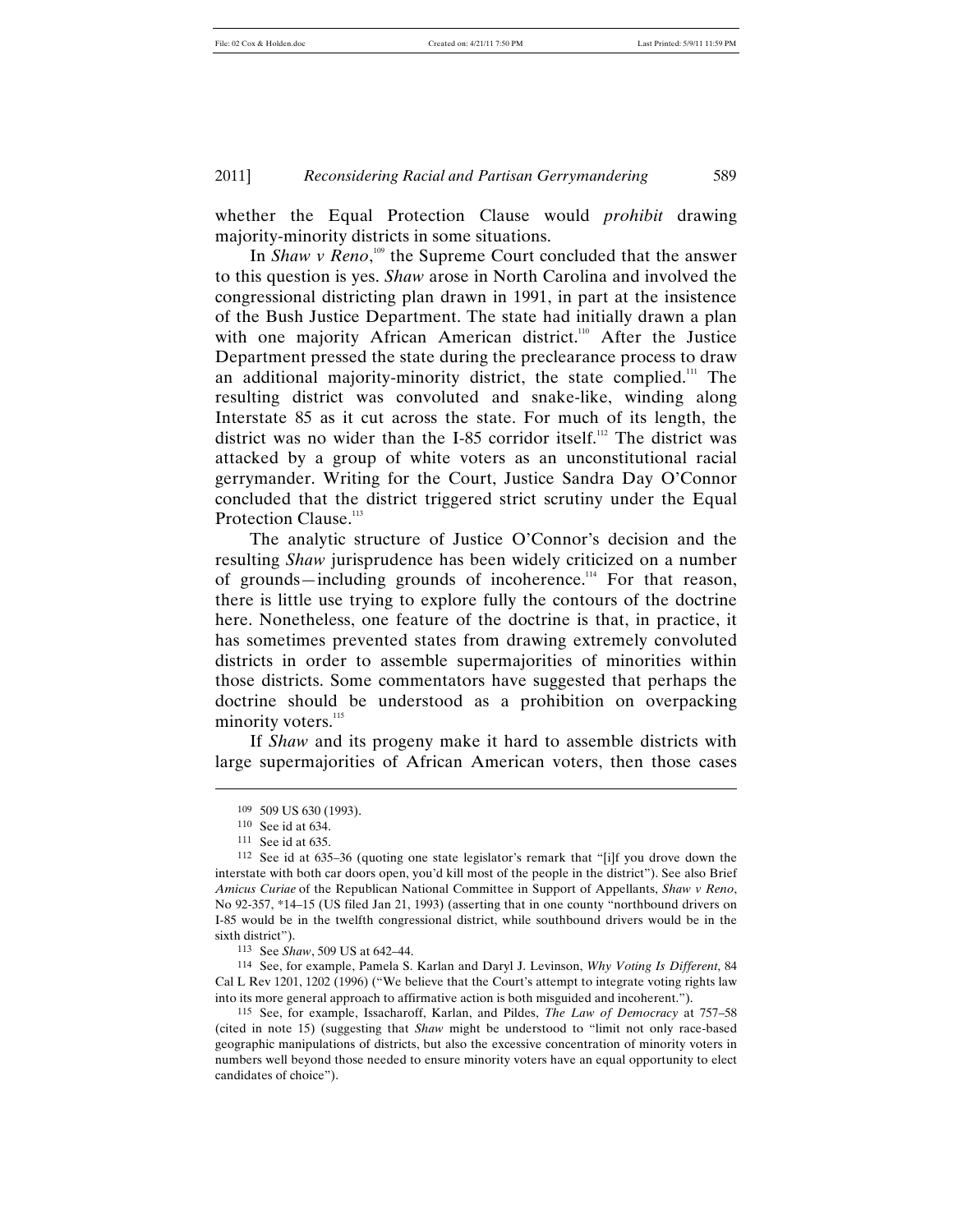whether the Equal Protection Clause would *prohibit* drawing majority-minority districts in some situations.

In *Shaw v Reno*,[109] the Supreme Court concluded that the answer to this question is yes. *Shaw* arose in North Carolina and involved the congressional districting plan drawn in 1991, in part at the insistence of the Bush Justice Department. The state had initially drawn a plan with one majority African American district.[110] After the Justice Department pressed the state during the preclearance process to draw an additional majority-minority district, the state complied.[111] The resulting district was convoluted and snake-like, winding along Interstate 85 as it cut across the state. For much of its length, the district was no wider than the I-85 corridor itself.[112] The district was attacked by a group of white voters as an unconstitutional racial gerrymander. Writing for the Court, Justice Sandra Day O'Connor concluded that the district triggered strict scrutiny under the Equal Protection Clause.[113]

The analytic structure of Justice O'Connor's decision and the resulting *Shaw* jurisprudence has been widely criticized on a number of grounds—including grounds of incoherence.[114] For that reason, there is little use trying to explore fully the contours of the doctrine here. Nonetheless, one feature of the doctrine is that, in practice, it has sometimes prevented states from drawing extremely convoluted districts in order to assemble supermajorities of minorities within those districts. Some commentators have suggested that perhaps the doctrine should be understood as a prohibition on overpacking minority voters.[115]

If *Shaw* and its progeny make it hard to assemble districts with large supermajorities of African American voters, then those cases

---

109 509 US 630 (1993).

110 See id at 634.

111 See id at 635.

112 See id at 635–36 (quoting one state legislator's remark that "[i]f you drove down the interstate with both car doors open, you'd kill most of the people in the district"). See also Brief *Amicus Curiae* of the Republican National Committee in Support of Appellants, *Shaw v Reno*, No 92-357, *14–15 (US filed Jan 21, 1993) (asserting that in one county "northbound drivers on I-85 would be in the twelfth congressional district, while southbound drivers would be in the sixth district").

113 See *Shaw*, 509 US at 642–44.

114 See, for example, Pamela S. Karlan and Daryl J. Levinson, *Why Voting Is Different*, 84 Cal L Rev 1201, 1202 (1996) ("We believe that the Court's attempt to integrate voting rights law into its more general approach to affirmative action is both misguided and incoherent.").

115 See, for example, Issacharoff, Karlan, and Pildes, *The Law of Democracy* at 757–58 (cited in note 15) (suggesting that *Shaw* might be understood to "limit not only race-based geographic manipulations of districts, but also the excessive concentration of minority voters in numbers well beyond those needed to ensure minority voters have an equal opportunity to elect candidates of choice").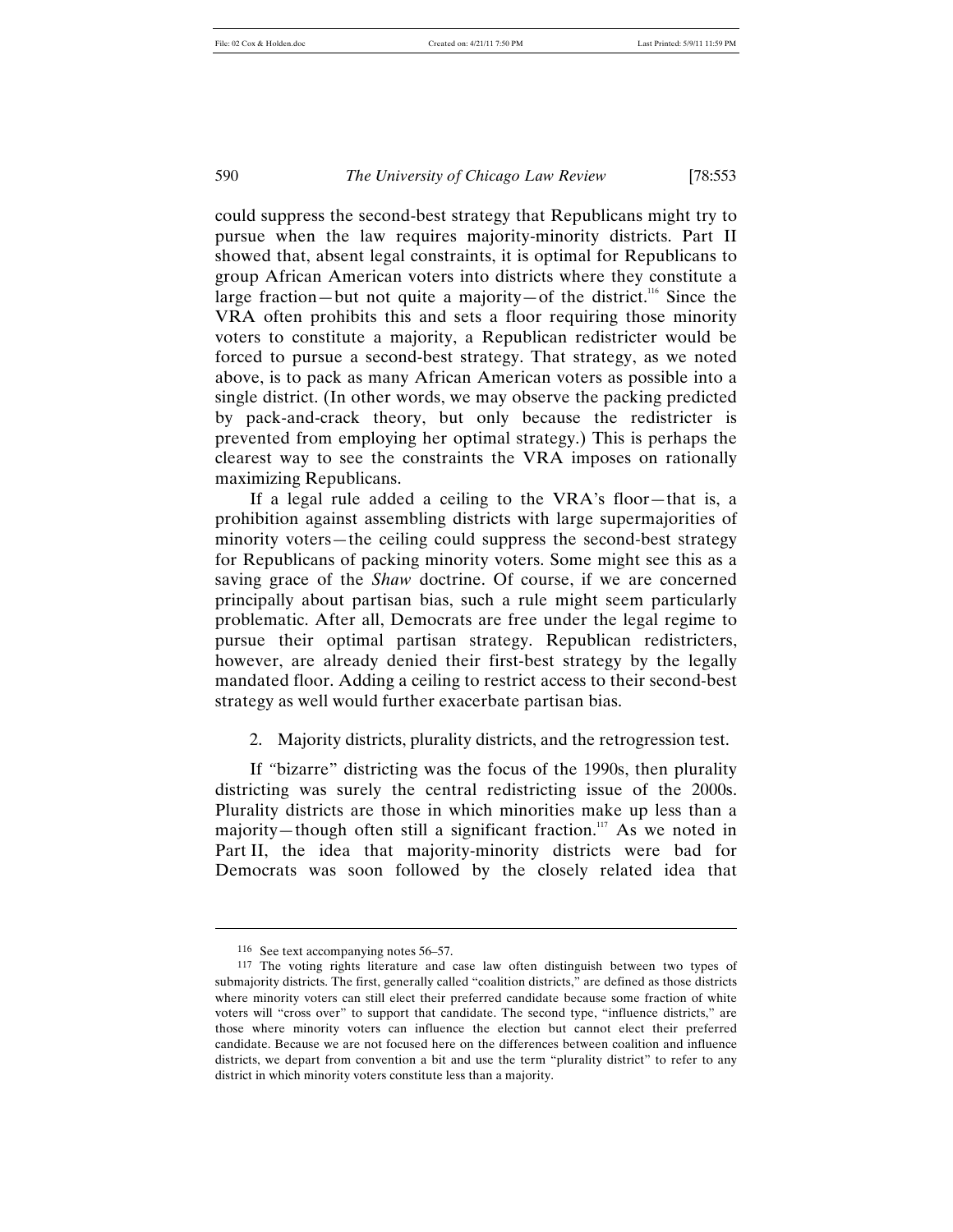could suppress the second-best strategy that Republicans might try to pursue when the law requires majority-minority districts. Part II showed that, absent legal constraints, it is optimal for Republicans to group African American voters into districts where they constitute a large fraction—but not quite a majority—of the district.[116] Since the VRA often prohibits this and sets a floor requiring those minority voters to constitute a majority, a Republican redistricter would be forced to pursue a second-best strategy. That strategy, as we noted above, is to pack as many African American voters as possible into a single district. (In other words, we may observe the packing predicted by pack-and-crack theory, but only because the redistricter is prevented from employing her optimal strategy.) This is perhaps the clearest way to see the constraints the VRA imposes on rationally maximizing Republicans.

If a legal rule added a ceiling to the VRA's floor—that is, a prohibition against assembling districts with large supermajorities of minority voters—the ceiling could suppress the second-best strategy for Republicans of packing minority voters. Some might see this as a saving grace of the *Shaw* doctrine. Of course, if we are concerned principally about partisan bias, such a rule might seem particularly problematic. After all, Democrats are free under the legal regime to pursue their optimal partisan strategy. Republican redistricters, however, are already denied their first-best strategy by the legally mandated floor. Adding a ceiling to restrict access to their second-best strategy as well would further exacerbate partisan bias.

2. Majority districts, plurality districts, and the retrogression test.

If "bizarre" districting was the focus of the 1990s, then plurality districting was surely the central redistricting issue of the 2000s. Plurality districts are those in which minorities make up less than a majority—though often still a significant fraction.[117] As we noted in Part II, the idea that majority-minority districts were bad for Democrats was soon followed by the closely related idea that

---

116 See text accompanying notes 56–57.

117 The voting rights literature and case law often distinguish between two types of submajority districts. The first, generally called "coalition districts," are defined as those districts where minority voters can still elect their preferred candidate because some fraction of white voters will "cross over" to support that candidate. The second type, "influence districts," are those where minority voters can influence the election but cannot elect their preferred candidate. Because we are not focused here on the differences between coalition and influence districts, we depart from convention a bit and use the term "plurality district" to refer to any district in which minority voters constitute less than a majority.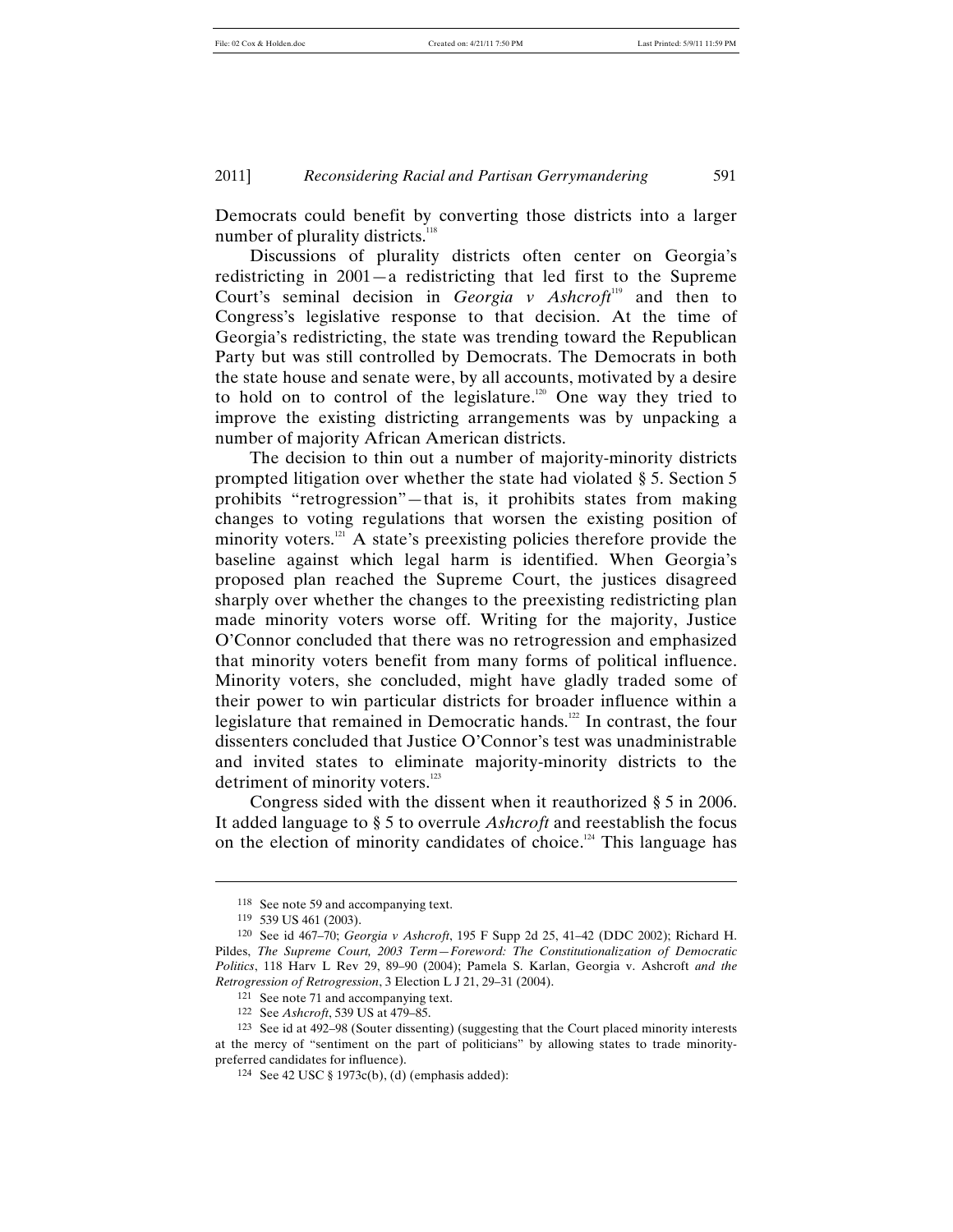Democrats could benefit by converting those districts into a larger number of plurality districts.[118]

Discussions of plurality districts often center on Georgia's redistricting in 2001—a redistricting that led first to the Supreme Court's seminal decision in *Georgia v Ashcroft*[119] and then to Congress's legislative response to that decision. At the time of Georgia's redistricting, the state was trending toward the Republican Party but was still controlled by Democrats. The Democrats in both the state house and senate were, by all accounts, motivated by a desire to hold on to control of the legislature.[120] One way they tried to improve the existing districting arrangements was by unpacking a number of majority African American districts.

The decision to thin out a number of majority-minority districts prompted litigation over whether the state had violated § 5. Section 5 prohibits "retrogression"—that is, it prohibits states from making changes to voting regulations that worsen the existing position of minority voters.[121] A state's preexisting policies therefore provide the baseline against which legal harm is identified. When Georgia's proposed plan reached the Supreme Court, the justices disagreed sharply over whether the changes to the preexisting redistricting plan made minority voters worse off. Writing for the majority, Justice O'Connor concluded that there was no retrogression and emphasized that minority voters benefit from many forms of political influence. Minority voters, she concluded, might have gladly traded some of their power to win particular districts for broader influence within a legislature that remained in Democratic hands.[122] In contrast, the four dissenters concluded that Justice O'Connor's test was unadministrable and invited states to eliminate majority-minority districts to the detriment of minority voters.[123]

Congress sided with the dissent when it reauthorized § 5 in 2006. It added language to § 5 to overrule *Ashcroft* and reestablish the focus on the election of minority candidates of choice.[124] This language has

---

118 See note 59 and accompanying text.

119 539 US 461 (2003).

120 See id 467–70; *Georgia v Ashcroft*, 195 F Supp 2d 25, 41–42 (DDC 2002); Richard H. Pildes, *The Supreme Court, 2003 Term—Foreword: The Constitutionalization of Democratic Politics*, 118 Harv L Rev 29, 89–90 (2004); Pamela S. Karlan, Georgia v. Ashcroft *and the Retrogression of Retrogression*, 3 Election L J 21, 29–31 (2004).

121 See note 71 and accompanying text.

122 See *Ashcroft*, 539 US at 479–85.

123 See id at 492–98 (Souter dissenting) (suggesting that the Court placed minority interests at the mercy of "sentiment on the part of politicians" by allowing states to trade minority-preferred candidates for influence).

124 See 42 USC § 1973c(b), (d) (emphasis added):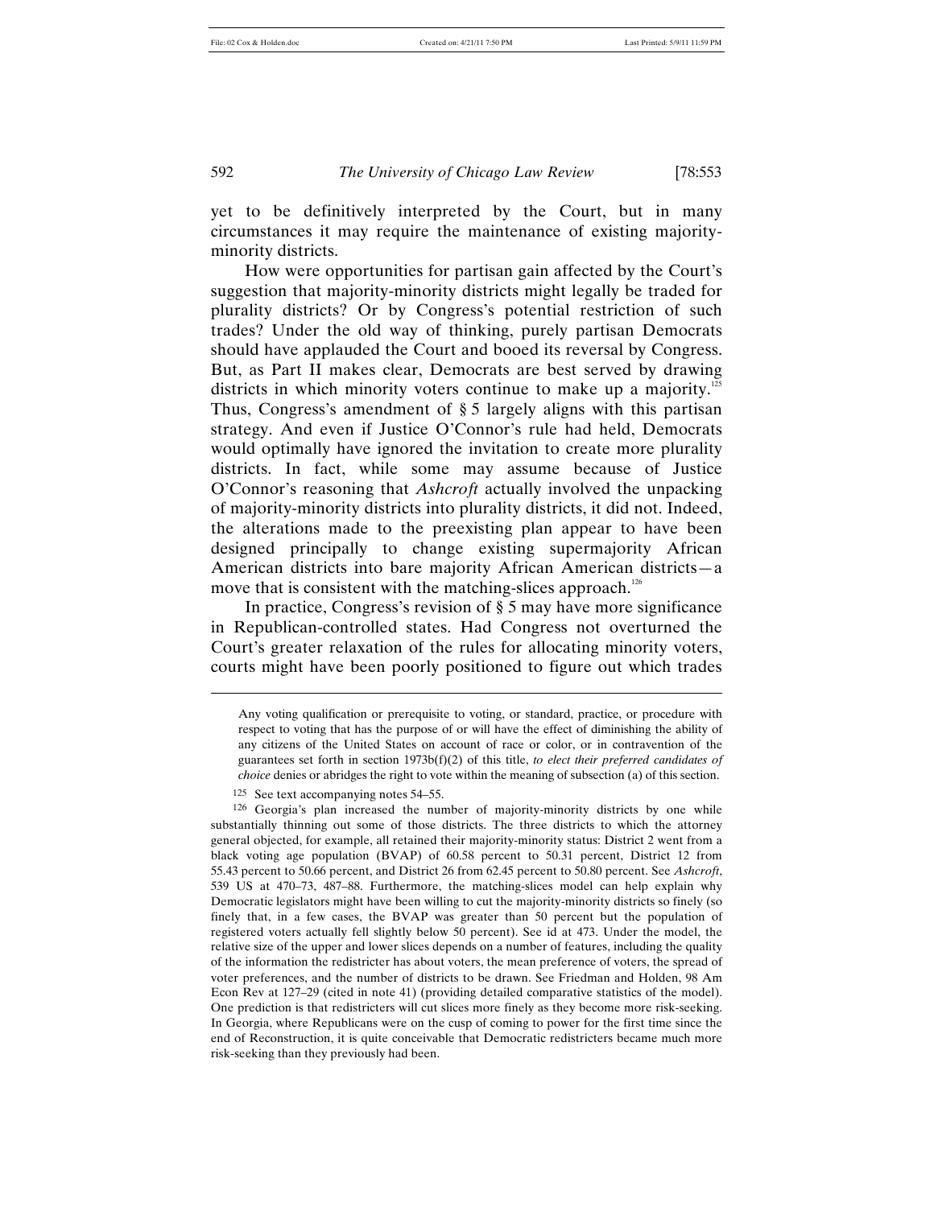yet to be definitively interpreted by the Court, but in many circumstances it may require the maintenance of existing majority-minority districts.

How were opportunities for partisan gain affected by the Court's suggestion that majority-minority districts might legally be traded for plurality districts? Or by Congress's potential restriction of such trades? Under the old way of thinking, purely partisan Democrats should have applauded the Court and booed its reversal by Congress. But, as Part II makes clear, Democrats are best served by drawing districts in which minority voters continue to make up a majority.[125] Thus, Congress's amendment of § 5 largely aligns with this partisan strategy. And even if Justice O'Connor's rule had held, Democrats would optimally have ignored the invitation to create more plurality districts. In fact, while some may assume because of Justice O'Connor's reasoning that *Ashcroft* actually involved the unpacking of majority-minority districts into plurality districts, it did not. Indeed, the alterations made to the preexisting plan appear to have been designed principally to change existing supermajority African American districts into bare majority African American districts—a move that is consistent with the matching-slices approach.[126]

In practice, Congress's revision of § 5 may have more significance in Republican-controlled states. Had Congress not overturned the Court's greater relaxation of the rules for allocating minority voters, courts might have been poorly positioned to figure out which trades

---

> Any voting qualification or prerequisite to voting, or standard, practice, or procedure with respect to voting that has the purpose of or will have the effect of diminishing the ability of any citizens of the United States on account of race or color, or in contravention of the guarantees set forth in section 1973b(f)(2) of this title, *to elect their preferred candidates of choice* denies or abridges the right to vote within the meaning of subsection (a) of this section.

125 See text accompanying notes 54–55.

126 Georgia's plan increased the number of majority-minority districts by one while substantially thinning out some of those districts. The three districts to which the attorney general objected, for example, all retained their majority-minority status: District 2 went from a black voting age population (BVAP) of 60.58 percent to 50.31 percent, District 12 from 55.43 percent to 50.66 percent, and District 26 from 62.45 percent to 50.80 percent. See *Ashcroft*, 539 US at 470–73, 487–88. Furthermore, the matching-slices model can help explain why Democratic legislators might have been willing to cut the majority-minority districts so finely (so finely that, in a few cases, the BVAP was greater than 50 percent but the population of registered voters actually fell slightly below 50 percent). See id at 473. Under the model, the relative size of the upper and lower slices depends on a number of features, including the quality of the information the redistricter has about voters, the mean preference of voters, the spread of voter preferences, and the number of districts to be drawn. See Friedman and Holden, 98 Am Econ Rev at 127–29 (cited in note 41) (providing detailed comparative statistics of the model). One prediction is that redistricters will cut slices more finely as they become more risk-seeking. In Georgia, where Republicans were on the cusp of coming to power for the first time since the end of Reconstruction, it is quite conceivable that Democratic redistricters became much more risk-seeking than they previously had been.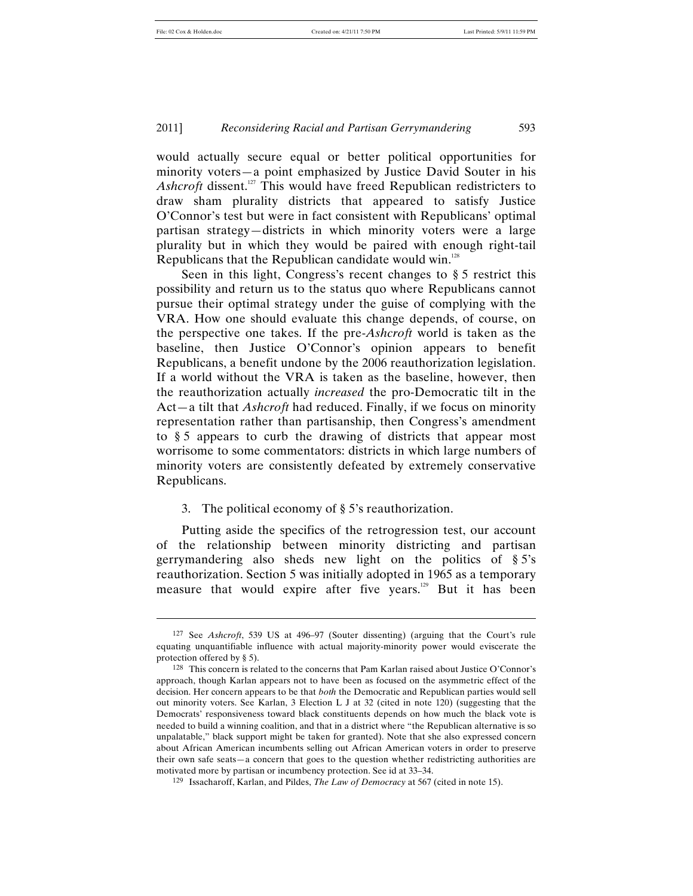would actually secure equal or better political opportunities for minority voters—a point emphasized by Justice David Souter in his *Ashcroft* dissent.[127] This would have freed Republican redistricters to draw sham plurality districts that appeared to satisfy Justice O'Connor's test but were in fact consistent with Republicans' optimal partisan strategy—districts in which minority voters were a large plurality but in which they would be paired with enough right-tail Republicans that the Republican candidate would win.[128]

Seen in this light, Congress's recent changes to § 5 restrict this possibility and return us to the status quo where Republicans cannot pursue their optimal strategy under the guise of complying with the VRA. How one should evaluate this change depends, of course, on the perspective one takes. If the pre-*Ashcroft* world is taken as the baseline, then Justice O'Connor's opinion appears to benefit Republicans, a benefit undone by the 2006 reauthorization legislation. If a world without the VRA is taken as the baseline, however, then the reauthorization actually *increased* the pro-Democratic tilt in the Act—a tilt that *Ashcroft* had reduced. Finally, if we focus on minority representation rather than partisanship, then Congress's amendment to § 5 appears to curb the drawing of districts that appear most worrisome to some commentators: districts in which large numbers of minority voters are consistently defeated by extremely conservative Republicans.

3. The political economy of § 5's reauthorization.

Putting aside the specifics of the retrogression test, our account of the relationship between minority districting and partisan gerrymandering also sheds new light on the politics of § 5's reauthorization. Section 5 was initially adopted in 1965 as a temporary measure that would expire after five years.[129] But it has been

---

[127] See *Ashcroft*, 539 US at 496–97 (Souter dissenting) (arguing that the Court's rule equating unquantifiable influence with actual majority-minority power would eviscerate the protection offered by § 5).

[128] This concern is related to the concerns that Pam Karlan raised about Justice O'Connor's approach, though Karlan appears not to have been as focused on the asymmetric effect of the decision. Her concern appears to be that *both* the Democratic and Republican parties would sell out minority voters. See Karlan, 3 Election L J at 32 (cited in note 120) (suggesting that the Democrats' responsiveness toward black constituents depends on how much the black vote is needed to build a winning coalition, and that in a district where "the Republican alternative is so unpalatable," black support might be taken for granted). Note that she also expressed concern about African American incumbents selling out African American voters in order to preserve their own safe seats—a concern that goes to the question whether redistricting authorities are motivated more by partisan or incumbency protection. See id at 33–34.

[129] Issacharoff, Karlan, and Pildes, *The Law of Democracy* at 567 (cited in note 15).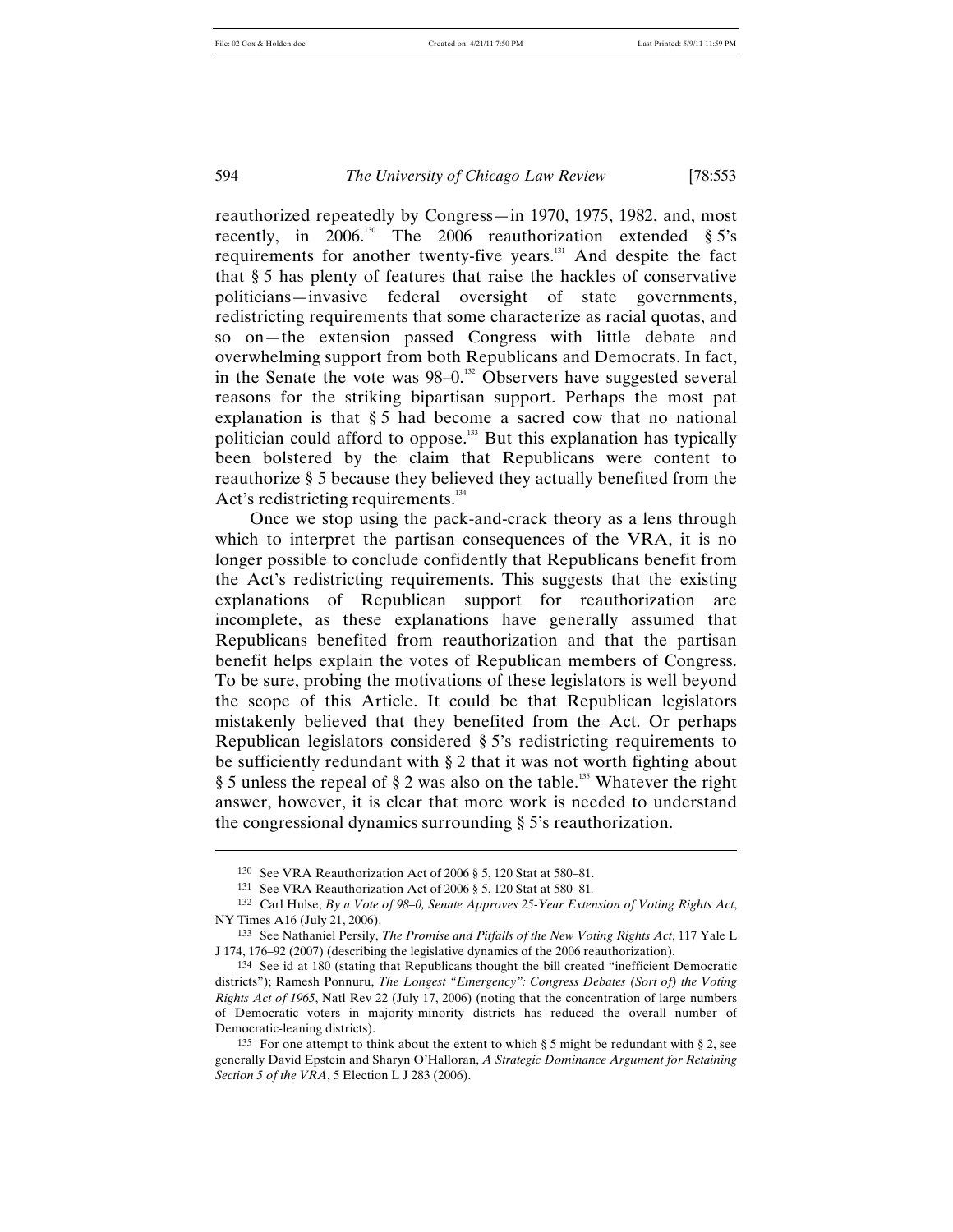reauthorized repeatedly by Congress—in 1970, 1975, 1982, and, most recently, in 2006.[130] The 2006 reauthorization extended § 5's requirements for another twenty-five years.[131] And despite the fact that § 5 has plenty of features that raise the hackles of conservative politicians—invasive federal oversight of state governments, redistricting requirements that some characterize as racial quotas, and so on—the extension passed Congress with little debate and overwhelming support from both Republicans and Democrats. In fact, in the Senate the vote was 98–0.[132] Observers have suggested several reasons for the striking bipartisan support. Perhaps the most pat explanation is that § 5 had become a sacred cow that no national politician could afford to oppose.[133] But this explanation has typically been bolstered by the claim that Republicans were content to reauthorize § 5 because they believed they actually benefited from the Act's redistricting requirements.[134]

Once we stop using the pack-and-crack theory as a lens through which to interpret the partisan consequences of the VRA, it is no longer possible to conclude confidently that Republicans benefit from the Act's redistricting requirements. This suggests that the existing explanations of Republican support for reauthorization are incomplete, as these explanations have generally assumed that Republicans benefited from reauthorization and that the partisan benefit helps explain the votes of Republican members of Congress. To be sure, probing the motivations of these legislators is well beyond the scope of this Article. It could be that Republican legislators mistakenly believed that they benefited from the Act. Or perhaps Republican legislators considered § 5's redistricting requirements to be sufficiently redundant with § 2 that it was not worth fighting about § 5 unless the repeal of § 2 was also on the table.[135] Whatever the right answer, however, it is clear that more work is needed to understand the congressional dynamics surrounding § 5's reauthorization.

---

[130] See VRA Reauthorization Act of 2006 § 5, 120 Stat at 580–81.

[131] See VRA Reauthorization Act of 2006 § 5, 120 Stat at 580–81.

[132] Carl Hulse, *By a Vote of 98–0, Senate Approves 25-Year Extension of Voting Rights Act*, NY Times A16 (July 21, 2006).

[133] See Nathaniel Persily, *The Promise and Pitfalls of the New Voting Rights Act*, 117 Yale L J 174, 176–92 (2007) (describing the legislative dynamics of the 2006 reauthorization).

[134] See id at 180 (stating that Republicans thought the bill created "inefficient Democratic districts"); Ramesh Ponnuru, *The Longest "Emergency": Congress Debates (Sort of) the Voting Rights Act of 1965*, Natl Rev 22 (July 17, 2006) (noting that the concentration of large numbers of Democratic voters in majority-minority districts has reduced the overall number of Democratic-leaning districts).

[135] For one attempt to think about the extent to which § 5 might be redundant with § 2, see generally David Epstein and Sharyn O'Halloran, *A Strategic Dominance Argument for Retaining Section 5 of the VRA*, 5 Election L J 283 (2006).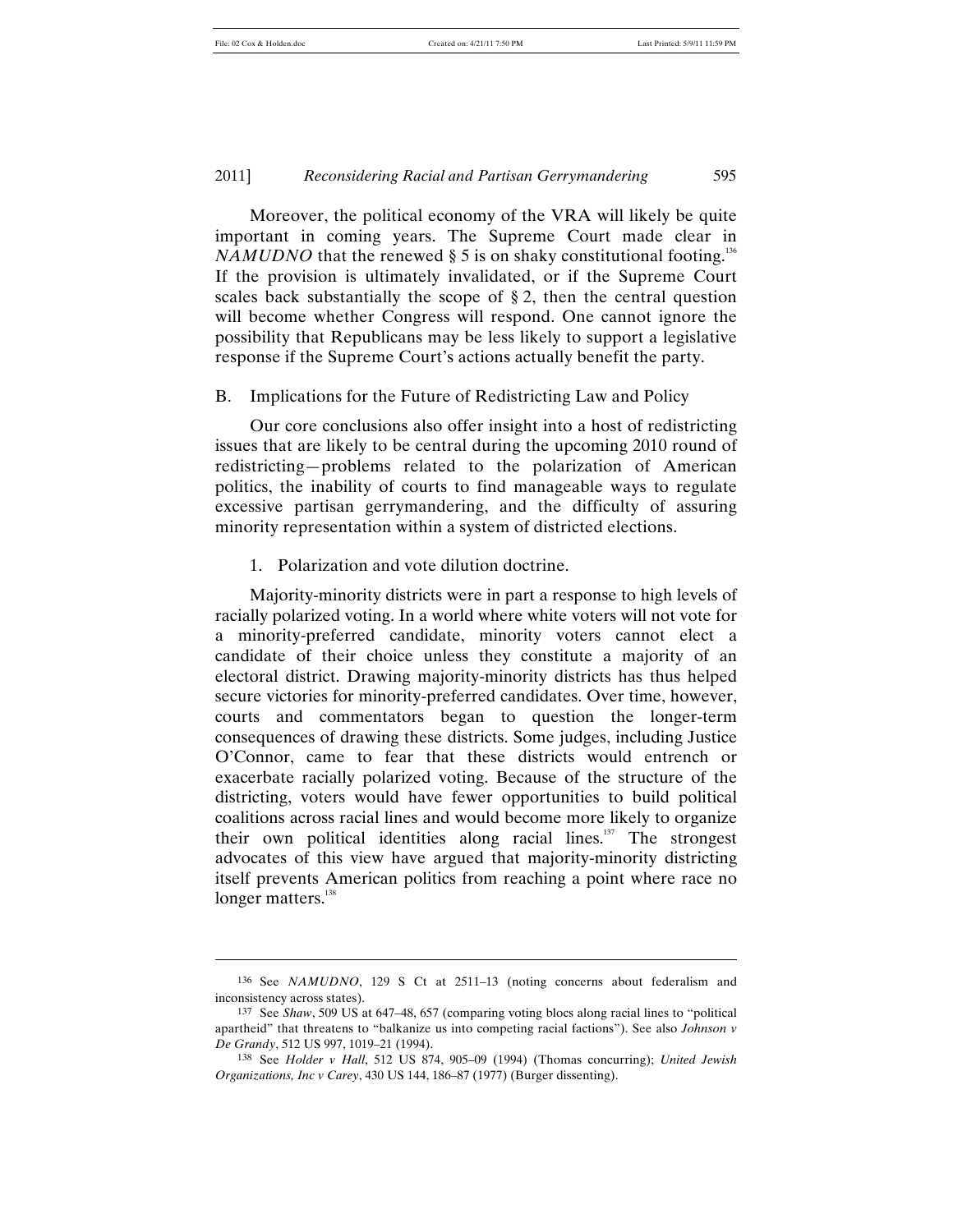Moreover, the political economy of the VRA will likely be quite important in coming years. The Supreme Court made clear in *NAMUDNO* that the renewed § 5 is on shaky constitutional footing.[136] If the provision is ultimately invalidated, or if the Supreme Court scales back substantially the scope of § 2, then the central question will become whether Congress will respond. One cannot ignore the possibility that Republicans may be less likely to support a legislative response if the Supreme Court's actions actually benefit the party.

## B. Implications for the Future of Redistricting Law and Policy

Our core conclusions also offer insight into a host of redistricting issues that are likely to be central during the upcoming 2010 round of redistricting—problems related to the polarization of American politics, the inability of courts to find manageable ways to regulate excessive partisan gerrymandering, and the difficulty of assuring minority representation within a system of districted elections.

### 1. Polarization and vote dilution doctrine.

Majority-minority districts were in part a response to high levels of racially polarized voting. In a world where white voters will not vote for a minority-preferred candidate, minority voters cannot elect a candidate of their choice unless they constitute a majority of an electoral district. Drawing majority-minority districts has thus helped secure victories for minority-preferred candidates. Over time, however, courts and commentators began to question the longer-term consequences of drawing these districts. Some judges, including Justice O'Connor, came to fear that these districts would entrench or exacerbate racially polarized voting. Because of the structure of the districting, voters would have fewer opportunities to build political coalitions across racial lines and would become more likely to organize their own political identities along racial lines.[137] The strongest advocates of this view have argued that majority-minority districting itself prevents American politics from reaching a point where race no longer matters.[138]

---

136 See *NAMUDNO*, 129 S Ct at 2511–13 (noting concerns about federalism and inconsistency across states).

137 See *Shaw*, 509 US at 647–48, 657 (comparing voting blocs along racial lines to "political apartheid" that threatens to "balkanize us into competing racial factions"). See also *Johnson v De Grandy*, 512 US 997, 1019–21 (1994).

138 See *Holder v Hall*, 512 US 874, 905–09 (1994) (Thomas concurring); *United Jewish Organizations, Inc v Carey*, 430 US 144, 186–87 (1977) (Burger dissenting).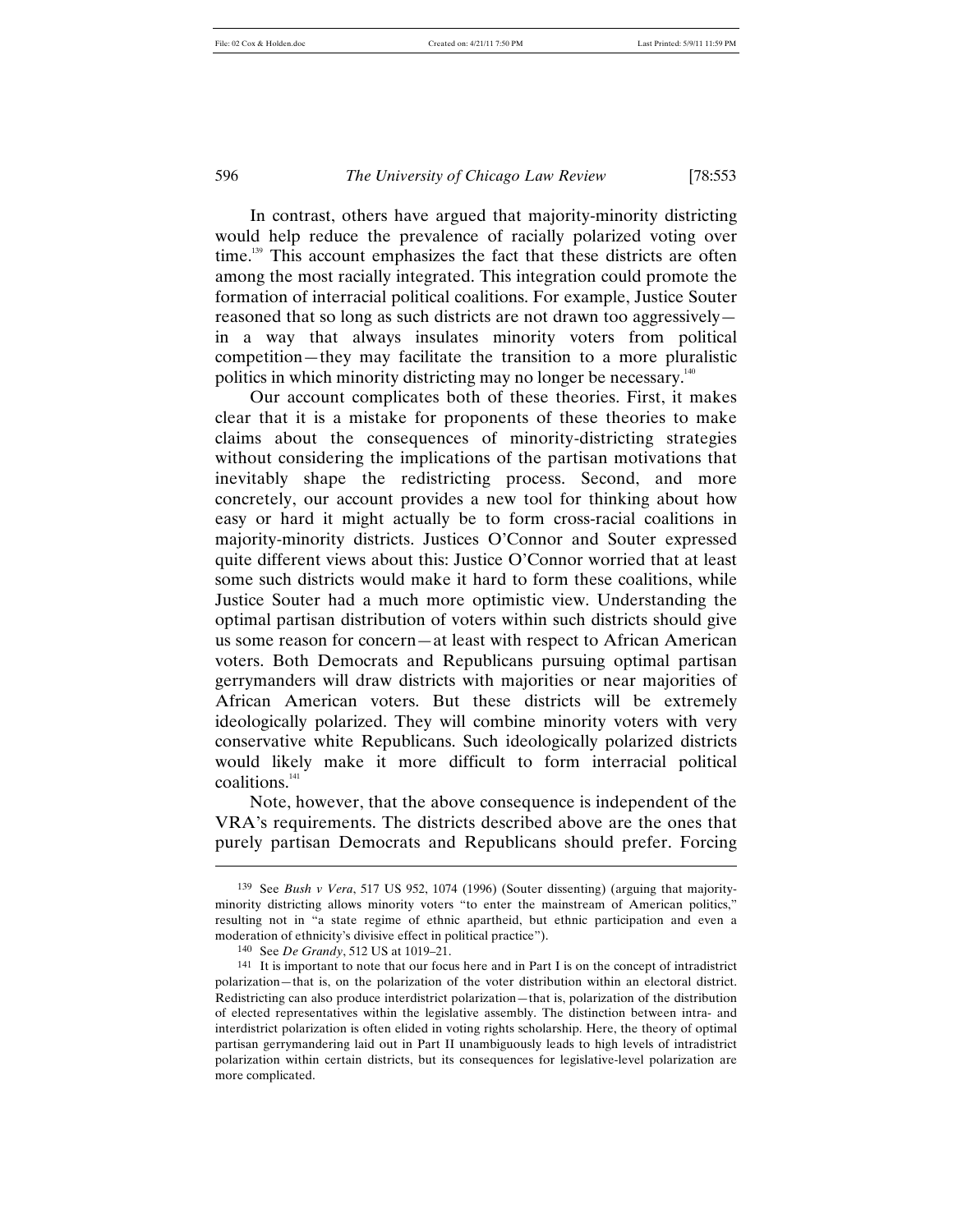In contrast, others have argued that majority-minority districting would help reduce the prevalence of racially polarized voting over time.[139] This account emphasizes the fact that these districts are often among the most racially integrated. This integration could promote the formation of interracial political coalitions. For example, Justice Souter reasoned that so long as such districts are not drawn too aggressively—in a way that always insulates minority voters from political competition—they may facilitate the transition to a more pluralistic politics in which minority districting may no longer be necessary.[140]

Our account complicates both of these theories. First, it makes clear that it is a mistake for proponents of these theories to make claims about the consequences of minority-districting strategies without considering the implications of the partisan motivations that inevitably shape the redistricting process. Second, and more concretely, our account provides a new tool for thinking about how easy or hard it might actually be to form cross-racial coalitions in majority-minority districts. Justices O'Connor and Souter expressed quite different views about this: Justice O'Connor worried that at least some such districts would make it hard to form these coalitions, while Justice Souter had a much more optimistic view. Understanding the optimal partisan distribution of voters within such districts should give us some reason for concern—at least with respect to African American voters. Both Democrats and Republicans pursuing optimal partisan gerrymanders will draw districts with majorities or near majorities of African American voters. But these districts will be extremely ideologically polarized. They will combine minority voters with very conservative white Republicans. Such ideologically polarized districts would likely make it more difficult to form interracial political coalitions.[141]

Note, however, that the above consequence is independent of the VRA's requirements. The districts described above are the ones that purely partisan Democrats and Republicans should prefer. Forcing

---

[139] See *Bush v Vera*, 517 US 952, 1074 (1996) (Souter dissenting) (arguing that majority-minority districting allows minority voters "to enter the mainstream of American politics," resulting not in "a state regime of ethnic apartheid, but ethnic participation and even a moderation of ethnicity's divisive effect in political practice").

[140] See *De Grandy*, 512 US at 1019–21.

[141] It is important to note that our focus here and in Part I is on the concept of intradistrict polarization—that is, on the polarization of the voter distribution within an electoral district. Redistricting can also produce interdistrict polarization—that is, polarization of the distribution of elected representatives within the legislative assembly. The distinction between intra- and interdistrict polarization is often elided in voting rights scholarship. Here, the theory of optimal partisan gerrymandering laid out in Part II unambiguously leads to high levels of intradistrict polarization within certain districts, but its consequences for legislative-level polarization are more complicated.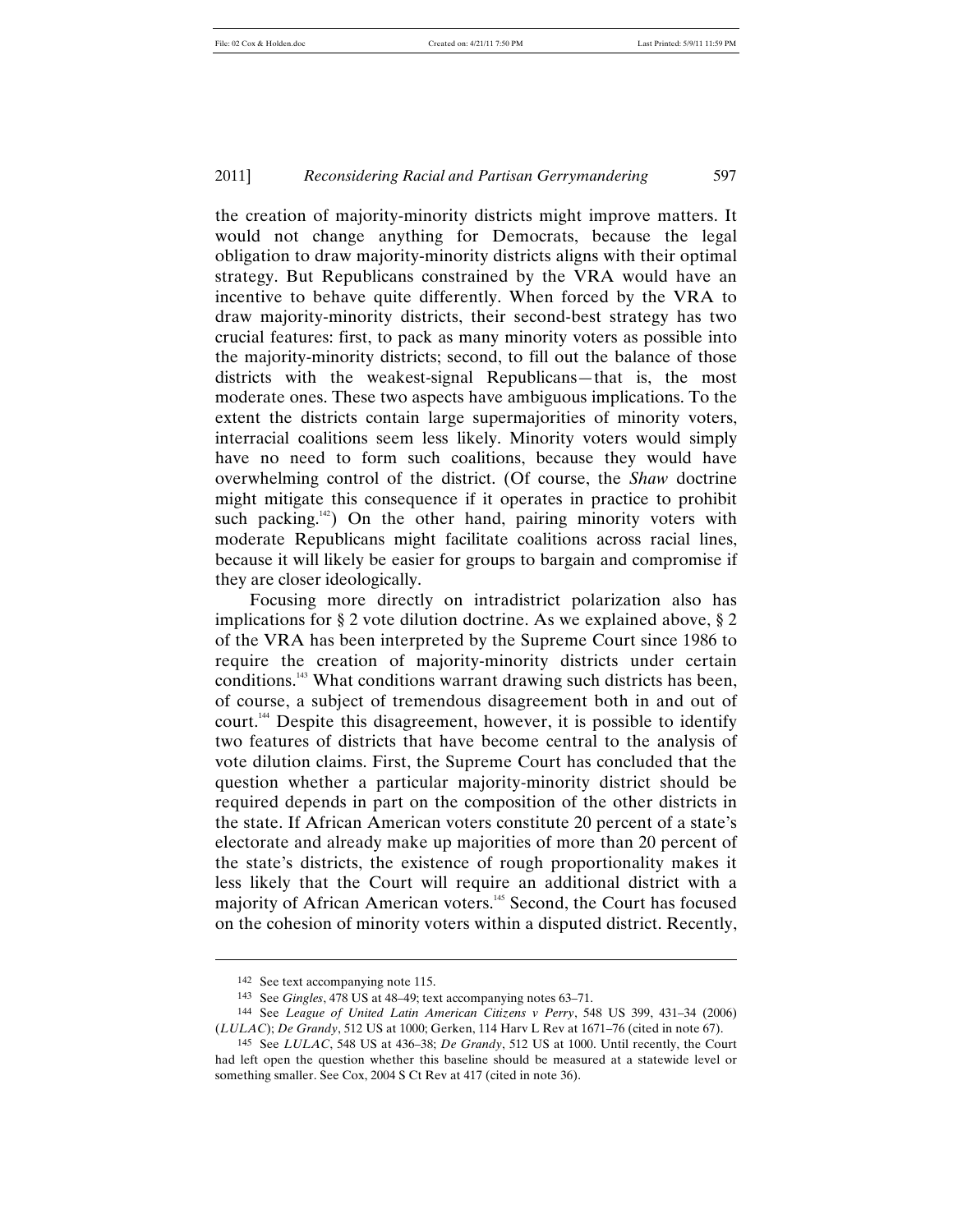the creation of majority-minority districts might improve matters. It would not change anything for Democrats, because the legal obligation to draw majority-minority districts aligns with their optimal strategy. But Republicans constrained by the VRA would have an incentive to behave quite differently. When forced by the VRA to draw majority-minority districts, their second-best strategy has two crucial features: first, to pack as many minority voters as possible into the majority-minority districts; second, to fill out the balance of those districts with the weakest-signal Republicans—that is, the most moderate ones. These two aspects have ambiguous implications. To the extent the districts contain large supermajorities of minority voters, interracial coalitions seem less likely. Minority voters would simply have no need to form such coalitions, because they would have overwhelming control of the district. (Of course, the *Shaw* doctrine might mitigate this consequence if it operates in practice to prohibit such packing.[142]) On the other hand, pairing minority voters with moderate Republicans might facilitate coalitions across racial lines, because it will likely be easier for groups to bargain and compromise if they are closer ideologically.

Focusing more directly on intradistrict polarization also has implications for § 2 vote dilution doctrine. As we explained above, § 2 of the VRA has been interpreted by the Supreme Court since 1986 to require the creation of majority-minority districts under certain conditions.[143] What conditions warrant drawing such districts has been, of course, a subject of tremendous disagreement both in and out of court.[144] Despite this disagreement, however, it is possible to identify two features of districts that have become central to the analysis of vote dilution claims. First, the Supreme Court has concluded that the question whether a particular majority-minority district should be required depends in part on the composition of the other districts in the state. If African American voters constitute 20 percent of a state's electorate and already make up majorities of more than 20 percent of the state's districts, the existence of rough proportionality makes it less likely that the Court will require an additional district with a majority of African American voters.[145] Second, the Court has focused on the cohesion of minority voters within a disputed district. Recently,

---

142 See text accompanying note 115.

143 See *Gingles*, 478 US at 48–49; text accompanying notes 63–71.

144 See *League of United Latin American Citizens v Perry*, 548 US 399, 431–34 (2006) (*LULAC*); *De Grandy*, 512 US at 1000; Gerken, 114 Harv L Rev at 1671–76 (cited in note 67).

145 See *LULAC*, 548 US at 436–38; *De Grandy*, 512 US at 1000. Until recently, the Court had left open the question whether this baseline should be measured at a statewide level or something smaller. See Cox, 2004 S Ct Rev at 417 (cited in note 36).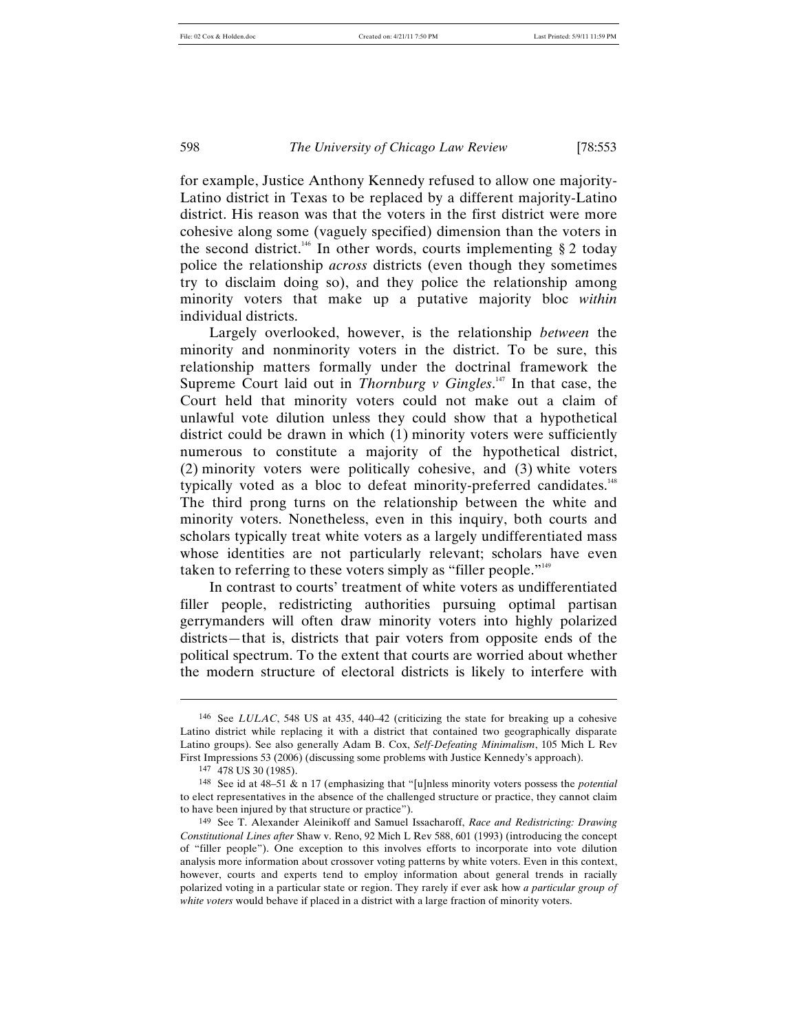for example, Justice Anthony Kennedy refused to allow one majority-Latino district in Texas to be replaced by a different majority-Latino district. His reason was that the voters in the first district were more cohesive along some (vaguely specified) dimension than the voters in the second district.[146] In other words, courts implementing § 2 today police the relationship *across* districts (even though they sometimes try to disclaim doing so), and they police the relationship among minority voters that make up a putative majority bloc *within* individual districts.

Largely overlooked, however, is the relationship *between* the minority and nonminority voters in the district. To be sure, this relationship matters formally under the doctrinal framework the Supreme Court laid out in *Thornburg v Gingles*.[147] In that case, the Court held that minority voters could not make out a claim of unlawful vote dilution unless they could show that a hypothetical district could be drawn in which (1) minority voters were sufficiently numerous to constitute a majority of the hypothetical district, (2) minority voters were politically cohesive, and (3) white voters typically voted as a bloc to defeat minority-preferred candidates.[148] The third prong turns on the relationship between the white and minority voters. Nonetheless, even in this inquiry, both courts and scholars typically treat white voters as a largely undifferentiated mass whose identities are not particularly relevant; scholars have even taken to referring to these voters simply as "filler people."[149]

In contrast to courts' treatment of white voters as undifferentiated filler people, redistricting authorities pursuing optimal partisan gerrymanders will often draw minority voters into highly polarized districts—that is, districts that pair voters from opposite ends of the political spectrum. To the extent that courts are worried about whether the modern structure of electoral districts is likely to interfere with

---

146 See *LULAC*, 548 US at 435, 440–42 (criticizing the state for breaking up a cohesive Latino district while replacing it with a district that contained two geographically disparate Latino groups). See also generally Adam B. Cox, *Self-Defeating Minimalism*, 105 Mich L Rev First Impressions 53 (2006) (discussing some problems with Justice Kennedy's approach).

147 478 US 30 (1985).

148 See id at 48–51 & n 17 (emphasizing that "[u]nless minority voters possess the *potential* to elect representatives in the absence of the challenged structure or practice, they cannot claim to have been injured by that structure or practice").

149 See T. Alexander Aleinikoff and Samuel Issacharoff, *Race and Redistricting: Drawing Constitutional Lines after* Shaw v. Reno, 92 Mich L Rev 588, 601 (1993) (introducing the concept of "filler people"). One exception to this involves efforts to incorporate into vote dilution analysis more information about crossover voting patterns by white voters. Even in this context, however, courts and experts tend to employ information about general trends in racially polarized voting in a particular state or region. They rarely if ever ask how *a particular group of white voters* would behave if placed in a district with a large fraction of minority voters.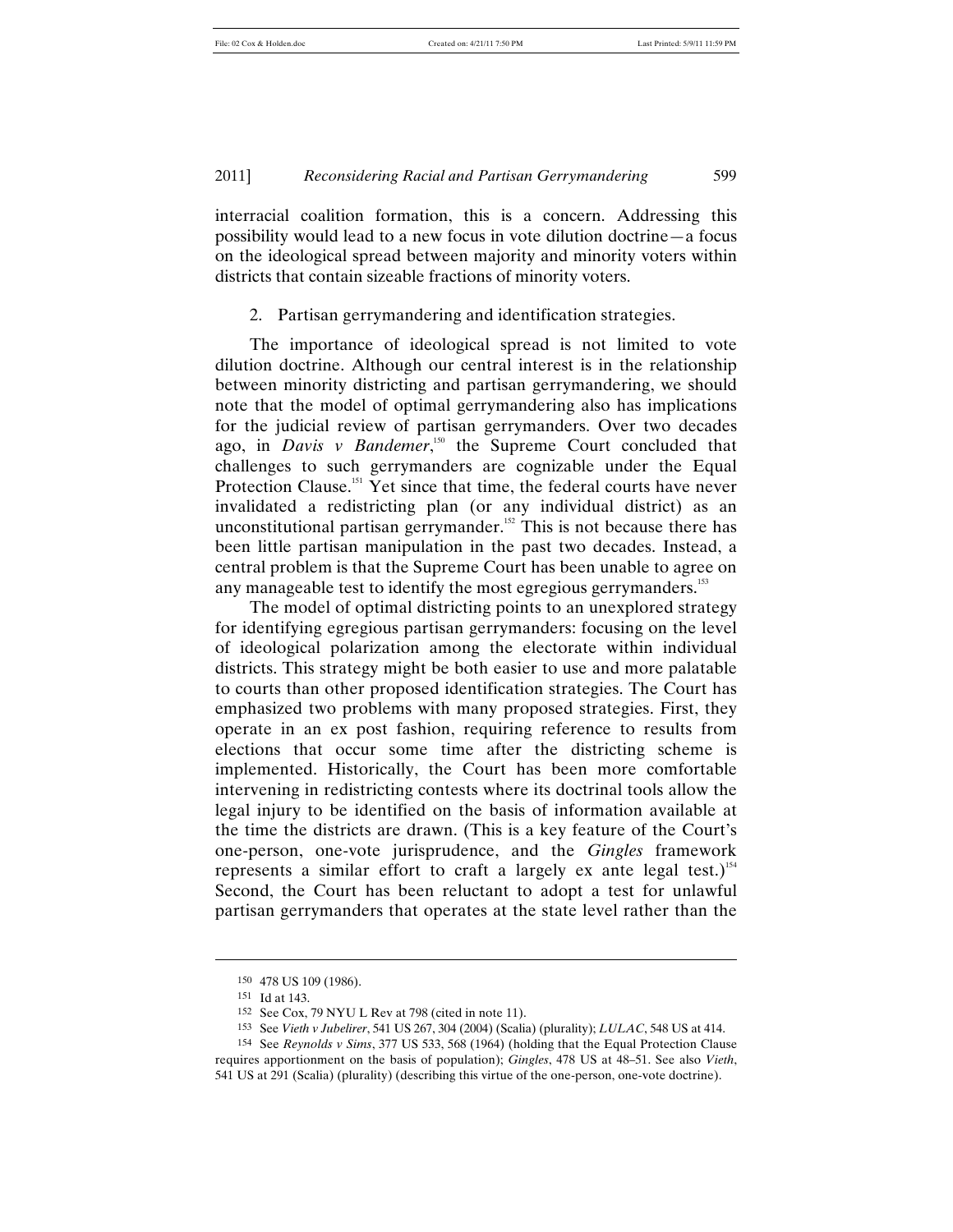interracial coalition formation, this is a concern. Addressing this possibility would lead to a new focus in vote dilution doctrine—a focus on the ideological spread between majority and minority voters within districts that contain sizeable fractions of minority voters.

2. Partisan gerrymandering and identification strategies.

The importance of ideological spread is not limited to vote dilution doctrine. Although our central interest is in the relationship between minority districting and partisan gerrymandering, we should note that the model of optimal gerrymandering also has implications for the judicial review of partisan gerrymanders. Over two decades ago, in *Davis v Bandemer*,[150] the Supreme Court concluded that challenges to such gerrymanders are cognizable under the Equal Protection Clause.[151] Yet since that time, the federal courts have never invalidated a redistricting plan (or any individual district) as an unconstitutional partisan gerrymander.[152] This is not because there has been little partisan manipulation in the past two decades. Instead, a central problem is that the Supreme Court has been unable to agree on any manageable test to identify the most egregious gerrymanders.[153]

The model of optimal districting points to an unexplored strategy for identifying egregious partisan gerrymanders: focusing on the level of ideological polarization among the electorate within individual districts. This strategy might be both easier to use and more palatable to courts than other proposed identification strategies. The Court has emphasized two problems with many proposed strategies. First, they operate in an ex post fashion, requiring reference to results from elections that occur some time after the districting scheme is implemented. Historically, the Court has been more comfortable intervening in redistricting contests where its doctrinal tools allow the legal injury to be identified on the basis of information available at the time the districts are drawn. (This is a key feature of the Court's one-person, one-vote jurisprudence, and the *Gingles* framework represents a similar effort to craft a largely ex ante legal test.)[154] Second, the Court has been reluctant to adopt a test for unlawful partisan gerrymanders that operates at the state level rather than the

---

150 478 US 109 (1986).

151 Id at 143.

152 See Cox, 79 NYU L Rev at 798 (cited in note 11).

153 See *Vieth v Jubelirer*, 541 US 267, 304 (2004) (Scalia) (plurality); *LULAC*, 548 US at 414.

154 See *Reynolds v Sims*, 377 US 533, 568 (1964) (holding that the Equal Protection Clause requires apportionment on the basis of population); *Gingles*, 478 US at 48–51. See also *Vieth*, 541 US at 291 (Scalia) (plurality) (describing this virtue of the one-person, one-vote doctrine).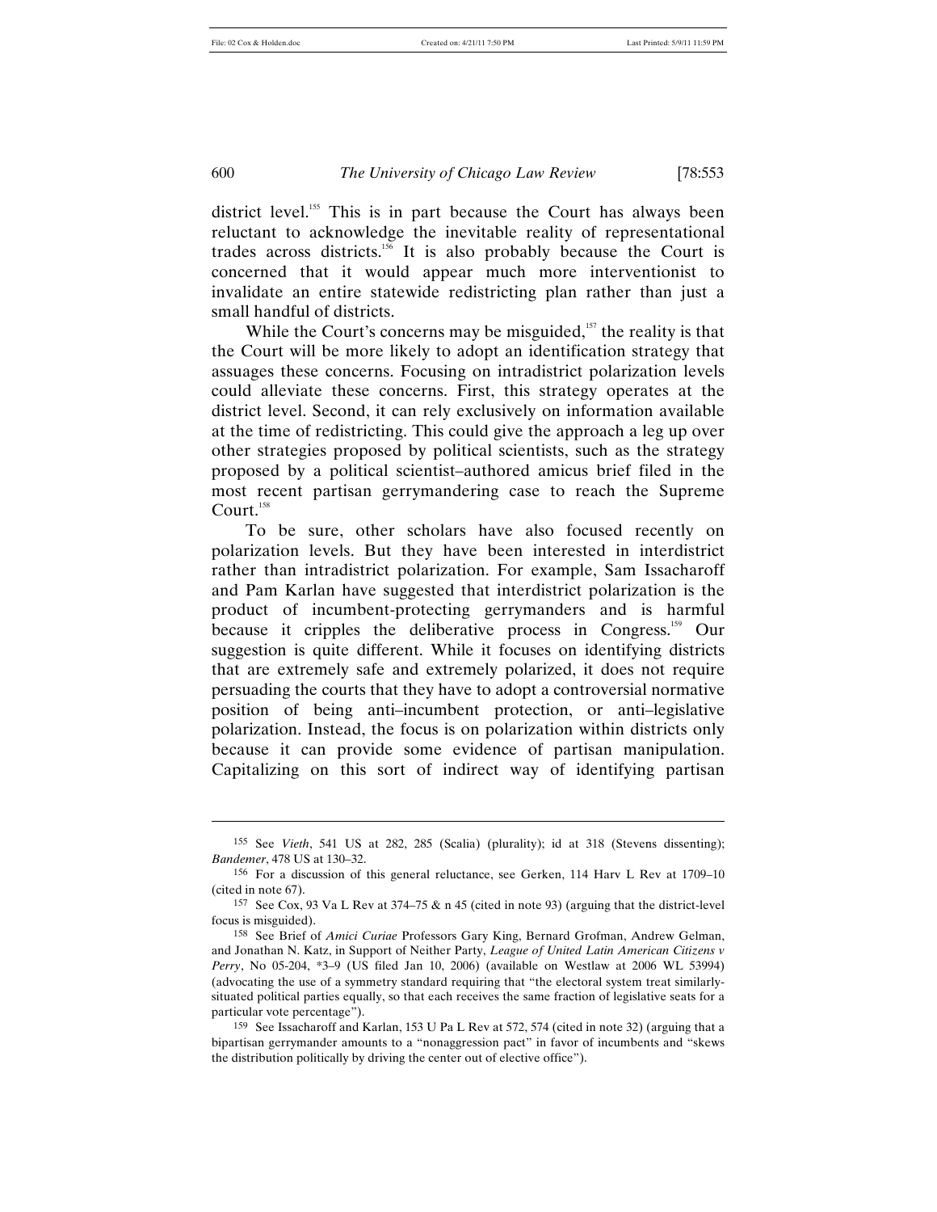district level.[155] This is in part because the Court has always been reluctant to acknowledge the inevitable reality of representational trades across districts.[156] It is also probably because the Court is concerned that it would appear much more interventionist to invalidate an entire statewide redistricting plan rather than just a small handful of districts.

While the Court's concerns may be misguided,[157] the reality is that the Court will be more likely to adopt an identification strategy that assuages these concerns. Focusing on intradistrict polarization levels could alleviate these concerns. First, this strategy operates at the district level. Second, it can rely exclusively on information available at the time of redistricting. This could give the approach a leg up over other strategies proposed by political scientists, such as the strategy proposed by a political scientist–authored amicus brief filed in the most recent partisan gerrymandering case to reach the Supreme Court.[158]

To be sure, other scholars have also focused recently on polarization levels. But they have been interested in interdistrict rather than intradistrict polarization. For example, Sam Issacharoff and Pam Karlan have suggested that interdistrict polarization is the product of incumbent-protecting gerrymanders and is harmful because it cripples the deliberative process in Congress.[159] Our suggestion is quite different. While it focuses on identifying districts that are extremely safe and extremely polarized, it does not require persuading the courts that they have to adopt a controversial normative position of being anti–incumbent protection, or anti–legislative polarization. Instead, the focus is on polarization within districts only because it can provide some evidence of partisan manipulation. Capitalizing on this sort of indirect way of identifying partisan

---

155 See *Vieth*, 541 US at 282, 285 (Scalia) (plurality); id at 318 (Stevens dissenting); *Bandemer*, 478 US at 130–32.

156 For a discussion of this general reluctance, see Gerken, 114 Harv L Rev at 1709–10 (cited in note 67).

157 See Cox, 93 Va L Rev at 374–75 & n 45 (cited in note 93) (arguing that the district-level focus is misguided).

158 See Brief of *Amici Curiae* Professors Gary King, Bernard Grofman, Andrew Gelman, and Jonathan N. Katz, in Support of Neither Party, *League of United Latin American Citizens v Perry*, No 05-204, *3–9 (US filed Jan 10, 2006) (available on Westlaw at 2006 WL 53994) (advocating the use of a symmetry standard requiring that "the electoral system treat similarly-situated political parties equally, so that each receives the same fraction of legislative seats for a particular vote percentage").

159 See Issacharoff and Karlan, 153 U Pa L Rev at 572, 574 (cited in note 32) (arguing that a bipartisan gerrymander amounts to a "nonaggression pact" in favor of incumbents and "skews the distribution politically by driving the center out of elective office").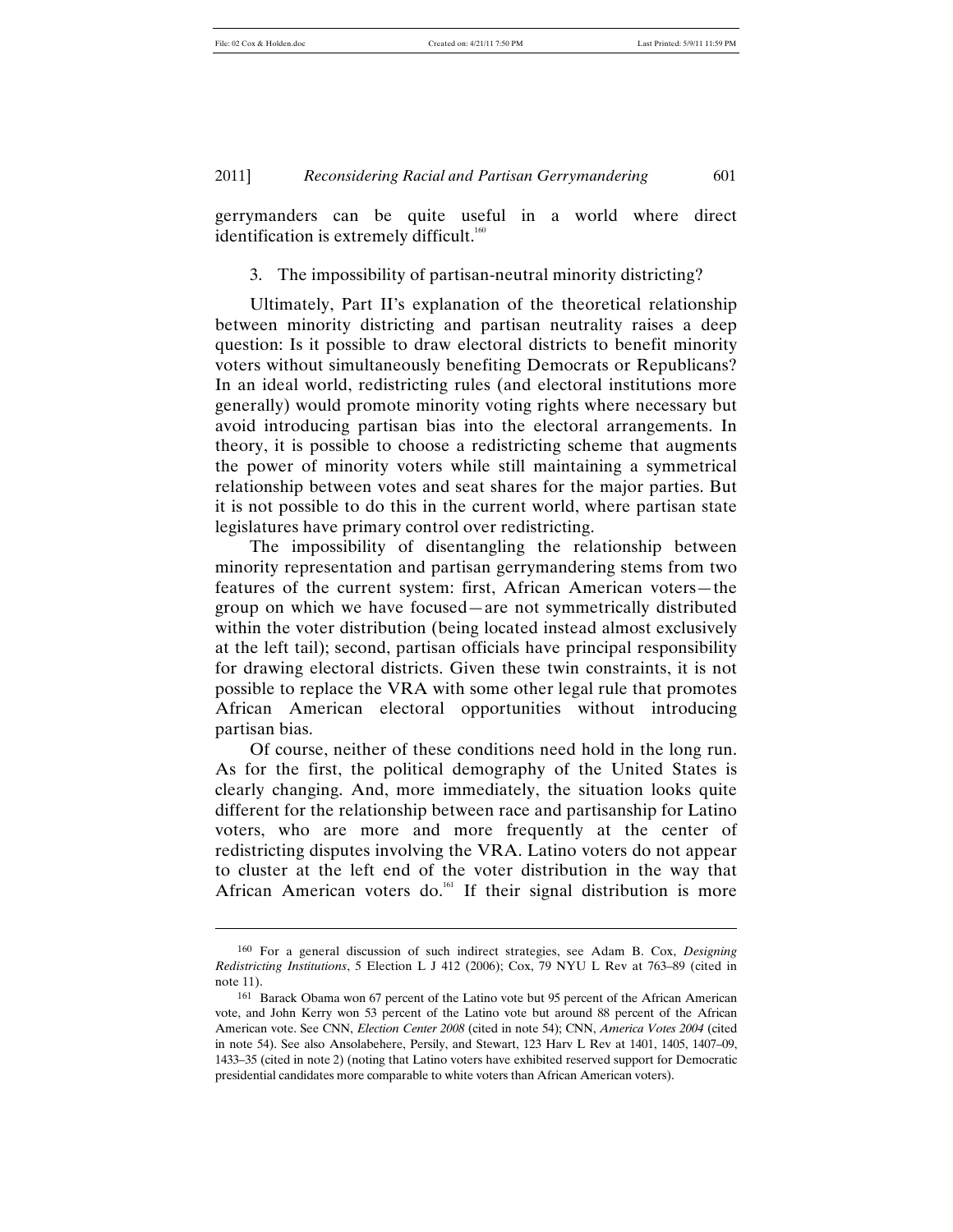gerrymanders can be quite useful in a world where direct identification is extremely difficult.[160]

### 3. The impossibility of partisan-neutral minority districting?

Ultimately, Part II's explanation of the theoretical relationship between minority districting and partisan neutrality raises a deep question: Is it possible to draw electoral districts to benefit minority voters without simultaneously benefiting Democrats or Republicans? In an ideal world, redistricting rules (and electoral institutions more generally) would promote minority voting rights where necessary but avoid introducing partisan bias into the electoral arrangements. In theory, it is possible to choose a redistricting scheme that augments the power of minority voters while still maintaining a symmetrical relationship between votes and seat shares for the major parties. But it is not possible to do this in the current world, where partisan state legislatures have primary control over redistricting.

The impossibility of disentangling the relationship between minority representation and partisan gerrymandering stems from two features of the current system: first, African American voters—the group on which we have focused—are not symmetrically distributed within the voter distribution (being located instead almost exclusively at the left tail); second, partisan officials have principal responsibility for drawing electoral districts. Given these twin constraints, it is not possible to replace the VRA with some other legal rule that promotes African American electoral opportunities without introducing partisan bias.

Of course, neither of these conditions need hold in the long run. As for the first, the political demography of the United States is clearly changing. And, more immediately, the situation looks quite different for the relationship between race and partisanship for Latino voters, who are more and more frequently at the center of redistricting disputes involving the VRA. Latino voters do not appear to cluster at the left end of the voter distribution in the way that African American voters do.[161] If their signal distribution is more

---

[160] For a general discussion of such indirect strategies, see Adam B. Cox, *Designing Redistricting Institutions*, 5 Election L J 412 (2006); Cox, 79 NYU L Rev at 763–89 (cited in note 11).

[161] Barack Obama won 67 percent of the Latino vote but 95 percent of the African American vote, and John Kerry won 53 percent of the Latino vote but around 88 percent of the African American vote. See CNN, *Election Center 2008* (cited in note 54); CNN, *America Votes 2004* (cited in note 54). See also Ansolabehere, Persily, and Stewart, 123 Harv L Rev at 1401, 1405, 1407–09, 1433–35 (cited in note 2) (noting that Latino voters have exhibited reserved support for Democratic presidential candidates more comparable to white voters than African American voters).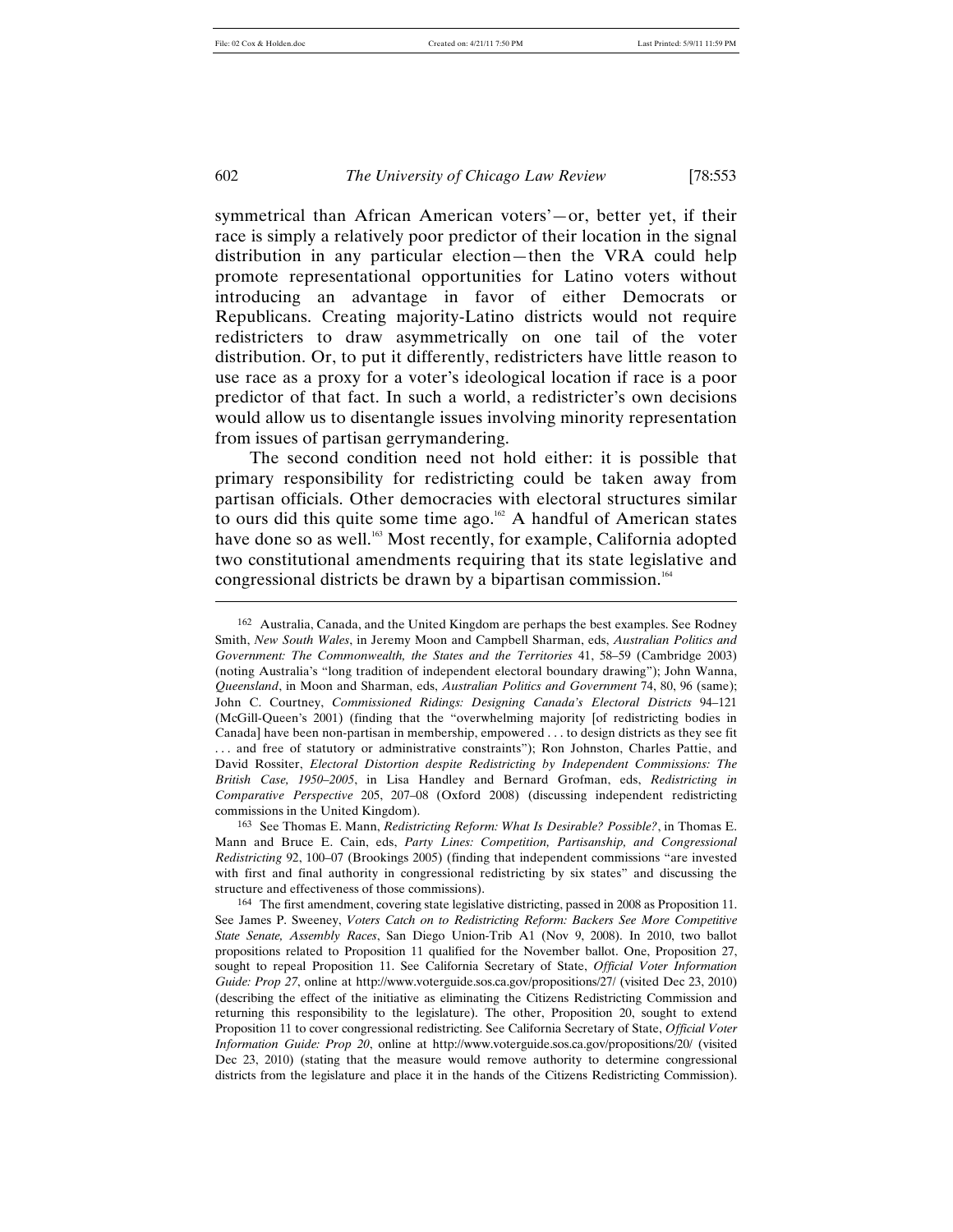symmetrical than African American voters'—or, better yet, if their race is simply a relatively poor predictor of their location in the signal distribution in any particular election—then the VRA could help promote representational opportunities for Latino voters without introducing an advantage in favor of either Democrats or Republicans. Creating majority-Latino districts would not require redistricters to draw asymmetrically on one tail of the voter distribution. Or, to put it differently, redistricters have little reason to use race as a proxy for a voter's ideological location if race is a poor predictor of that fact. In such a world, a redistricter's own decisions would allow us to disentangle issues involving minority representation from issues of partisan gerrymandering.

The second condition need not hold either: it is possible that primary responsibility for redistricting could be taken away from partisan officials. Other democracies with electoral structures similar to ours did this quite some time ago.[162] A handful of American states have done so as well.[163] Most recently, for example, California adopted two constitutional amendments requiring that its state legislative and congressional districts be drawn by a bipartisan commission.[164]

---

162 Australia, Canada, and the United Kingdom are perhaps the best examples. See Rodney Smith, *New South Wales*, in Jeremy Moon and Campbell Sharman, eds, *Australian Politics and Government: The Commonwealth, the States and the Territories* 41, 58–59 (Cambridge 2003) (noting Australia's "long tradition of independent electoral boundary drawing"); John Wanna, *Queensland*, in Moon and Sharman, eds, *Australian Politics and Government* 74, 80, 96 (same); John C. Courtney, *Commissioned Ridings: Designing Canada's Electoral Districts* 94–121 (McGill-Queen's 2001) (finding that the "overwhelming majority [of redistricting bodies in Canada] have been non-partisan in membership, empowered . . . to design districts as they see fit . . . and free of statutory or administrative constraints"); Ron Johnston, Charles Pattie, and David Rossiter, *Electoral Distortion despite Redistricting by Independent Commissions: The British Case, 1950–2005*, in Lisa Handley and Bernard Grofman, eds, *Redistricting in Comparative Perspective* 205, 207–08 (Oxford 2008) (discussing independent redistricting commissions in the United Kingdom).

163 See Thomas E. Mann, *Redistricting Reform: What Is Desirable? Possible?*, in Thomas E. Mann and Bruce E. Cain, eds, *Party Lines: Competition, Partisanship, and Congressional Redistricting* 92, 100–07 (Brookings 2005) (finding that independent commissions "are invested with first and final authority in congressional redistricting by six states" and discussing the structure and effectiveness of those commissions).

164 The first amendment, covering state legislative districting, passed in 2008 as Proposition 11. See James P. Sweeney, *Voters Catch on to Redistricting Reform: Backers See More Competitive State Senate, Assembly Races*, San Diego Union-Trib A1 (Nov 9, 2008). In 2010, two ballot propositions related to Proposition 11 qualified for the November ballot. One, Proposition 27, sought to repeal Proposition 11. See California Secretary of State, *Official Voter Information Guide: Prop 27*, online at http://www.voterguide.sos.ca.gov/propositions/27/ (visited Dec 23, 2010) (describing the effect of the initiative as eliminating the Citizens Redistricting Commission and returning this responsibility to the legislature). The other, Proposition 20, sought to extend Proposition 11 to cover congressional redistricting. See California Secretary of State, *Official Voter Information Guide: Prop 20*, online at http://www.voterguide.sos.ca.gov/propositions/20/ (visited Dec 23, 2010) (stating that the measure would remove authority to determine congressional districts from the legislature and place it in the hands of the Citizens Redistricting Commission).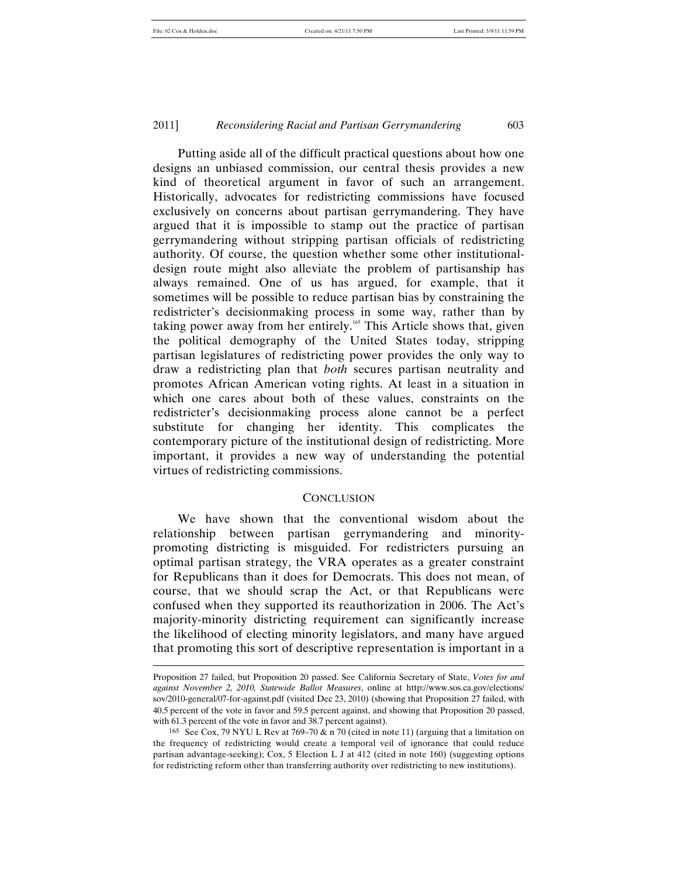Putting aside all of the difficult practical questions about how one designs an unbiased commission, our central thesis provides a new kind of theoretical argument in favor of such an arrangement. Historically, advocates for redistricting commissions have focused exclusively on concerns about partisan gerrymandering. They have argued that it is impossible to stamp out the practice of partisan gerrymandering without stripping partisan officials of redistricting authority. Of course, the question whether some other institutional-design route might also alleviate the problem of partisanship has always remained. One of us has argued, for example, that it sometimes will be possible to reduce partisan bias by constraining the redistricter's decisionmaking process in some way, rather than by taking power away from her entirely.[165] This Article shows that, given the political demography of the United States today, stripping partisan legislatures of redistricting power provides the only way to draw a redistricting plan that *both* secures partisan neutrality and promotes African American voting rights. At least in a situation in which one cares about both of these values, constraints on the redistricter's decisionmaking process alone cannot be a perfect substitute for changing her identity. This complicates the contemporary picture of the institutional design of redistricting. More important, it provides a new way of understanding the potential virtues of redistricting commissions.

## CONCLUSION

We have shown that the conventional wisdom about the relationship between partisan gerrymandering and minority-promoting districting is misguided. For redistricters pursuing an optimal partisan strategy, the VRA operates as a greater constraint for Republicans than it does for Democrats. This does not mean, of course, that we should scrap the Act, or that Republicans were confused when they supported its reauthorization in 2006. The Act's majority-minority districting requirement can significantly increase the likelihood of electing minority legislators, and many have argued that promoting this sort of descriptive representation is important in a

---

Proposition 27 failed, but Proposition 20 passed. See California Secretary of State, *Votes for and against November 2, 2010, Statewide Ballot Measures*, online at http://www.sos.ca.gov/elections/sov/2010-general/07-for-against.pdf (visited Dec 23, 2010) (showing that Proposition 27 failed, with 40.5 percent of the vote in favor and 59.5 percent against, and showing that Proposition 20 passed, with 61.3 percent of the vote in favor and 38.7 percent against).

165 See Cox, 79 NYU L Rev at 769–70 & n 70 (cited in note 11) (arguing that a limitation on the frequency of redistricting would create a temporal veil of ignorance that could reduce partisan advantage-seeking); Cox, 5 Election L J at 412 (cited in note 160) (suggesting options for redistricting reform other than transferring authority over redistricting to new institutions).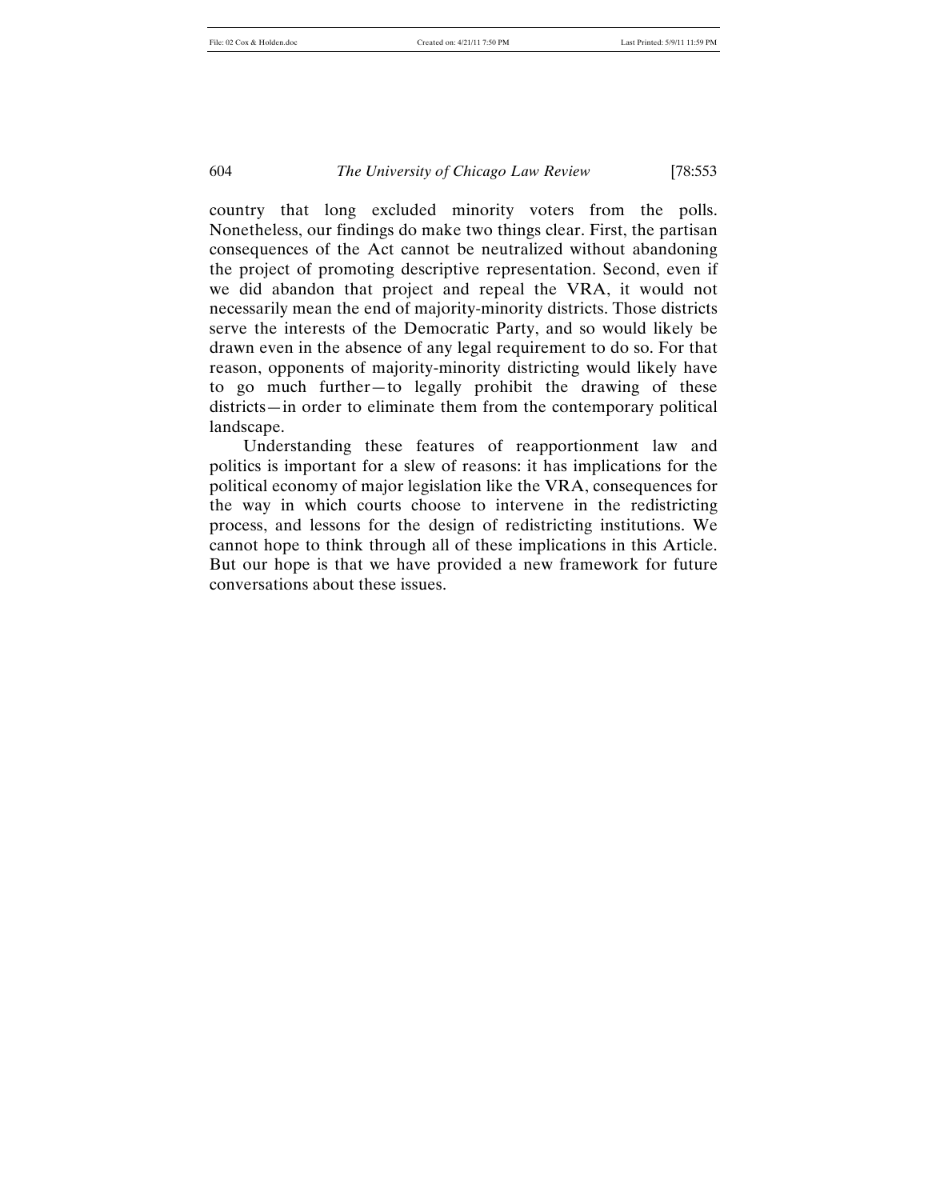country that long excluded minority voters from the polls. Nonetheless, our findings do make two things clear. First, the partisan consequences of the Act cannot be neutralized without abandoning the project of promoting descriptive representation. Second, even if we did abandon that project and repeal the VRA, it would not necessarily mean the end of majority-minority districts. Those districts serve the interests of the Democratic Party, and so would likely be drawn even in the absence of any legal requirement to do so. For that reason, opponents of majority-minority districting would likely have to go much further—to legally prohibit the drawing of these districts—in order to eliminate them from the contemporary political landscape.

Understanding these features of reapportionment law and politics is important for a slew of reasons: it has implications for the political economy of major legislation like the VRA, consequences for the way in which courts choose to intervene in the redistricting process, and lessons for the design of redistricting institutions. We cannot hope to think through all of these implications in this Article. But our hope is that we have provided a new framework for future conversations about these issues.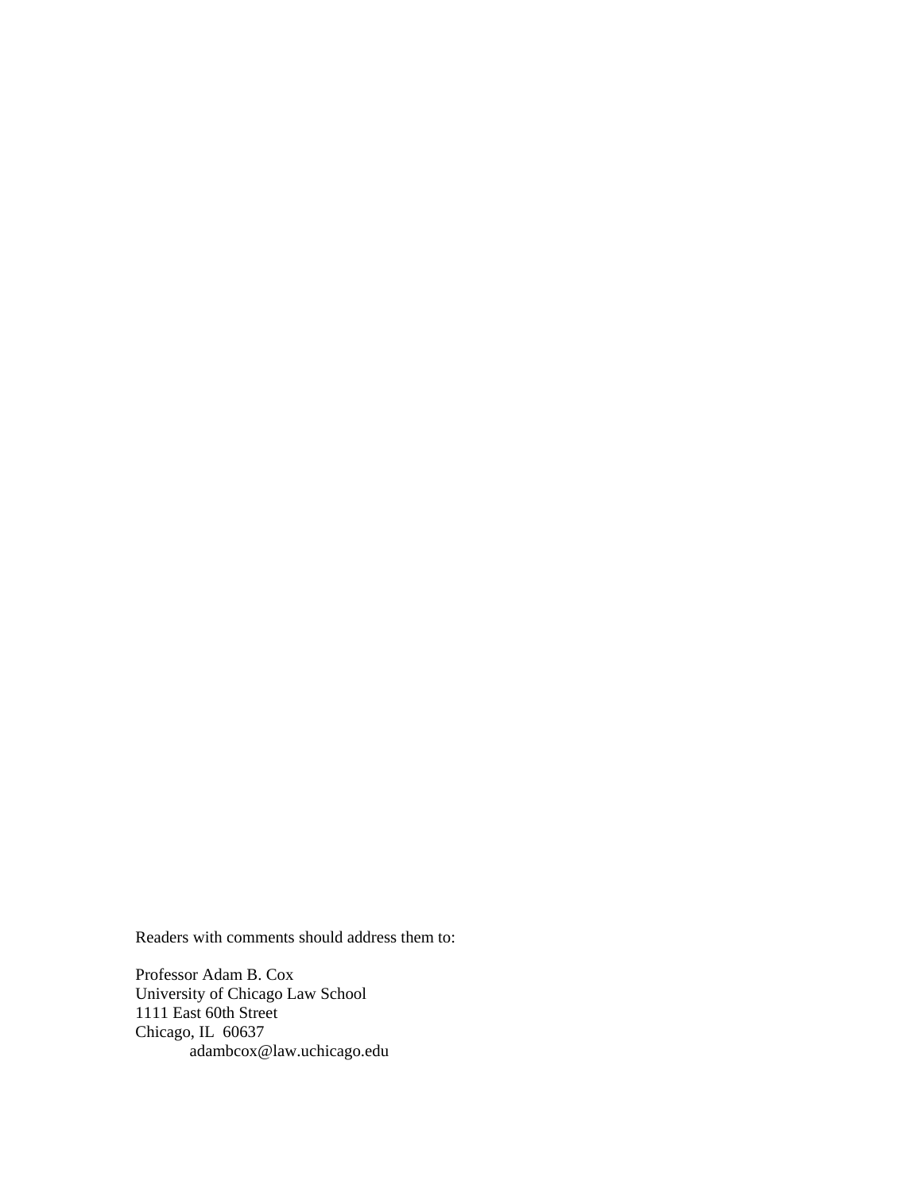Readers with comments should address them to:

Professor Adam B. Cox
University of Chicago Law School
1111 East 60th Street
Chicago, IL 60637
adambcox@law.uchicago.edu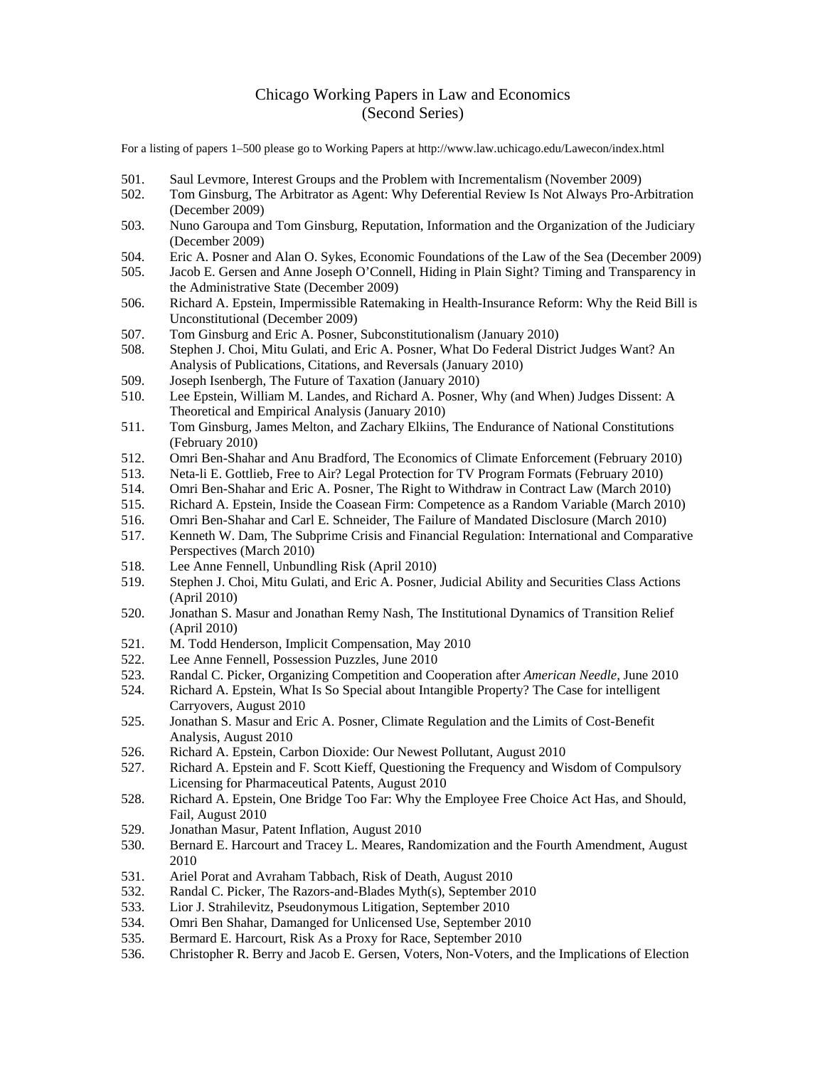# Chicago Working Papers in Law and Economics
## (Second Series)

For a listing of papers 1–500 please go to Working Papers at http://www.law.uchicago.edu/Lawecon/index.html

501. Saul Levmore, Interest Groups and the Problem with Incrementalism (November 2009)
502. Tom Ginsburg, The Arbitrator as Agent: Why Deferential Review Is Not Always Pro-Arbitration (December 2009)
503. Nuno Garoupa and Tom Ginsburg, Reputation, Information and the Organization of the Judiciary (December 2009)
504. Eric A. Posner and Alan O. Sykes, Economic Foundations of the Law of the Sea (December 2009)
505. Jacob E. Gersen and Anne Joseph O'Connell, Hiding in Plain Sight? Timing and Transparency in the Administrative State (December 2009)
506. Richard A. Epstein, Impermissible Ratemaking in Health-Insurance Reform: Why the Reid Bill is Unconstitutional (December 2009)
507. Tom Ginsburg and Eric A. Posner, Subconstitutionalism (January 2010)
508. Stephen J. Choi, Mitu Gulati, and Eric A. Posner, What Do Federal District Judges Want? An Analysis of Publications, Citations, and Reversals (January 2010)
509. Joseph Isenbergh, The Future of Taxation (January 2010)
510. Lee Epstein, William M. Landes, and Richard A. Posner, Why (and When) Judges Dissent: A Theoretical and Empirical Analysis (January 2010)
511. Tom Ginsburg, James Melton, and Zachary Elkiins, The Endurance of National Constitutions (February 2010)
512. Omri Ben-Shahar and Anu Bradford, The Economics of Climate Enforcement (February 2010)
513. Neta-li E. Gottlieb, Free to Air? Legal Protection for TV Program Formats (February 2010)
514. Omri Ben-Shahar and Eric A. Posner, The Right to Withdraw in Contract Law (March 2010)
515. Richard A. Epstein, Inside the Coasean Firm: Competence as a Random Variable (March 2010)
516. Omri Ben-Shahar and Carl E. Schneider, The Failure of Mandated Disclosure (March 2010)
517. Kenneth W. Dam, The Subprime Crisis and Financial Regulation: International and Comparative Perspectives (March 2010)
518. Lee Anne Fennell, Unbundling Risk (April 2010)
519. Stephen J. Choi, Mitu Gulati, and Eric A. Posner, Judicial Ability and Securities Class Actions (April 2010)
520. Jonathan S. Masur and Jonathan Remy Nash, The Institutional Dynamics of Transition Relief (April 2010)
521. M. Todd Henderson, Implicit Compensation, May 2010
522. Lee Anne Fennell, Possession Puzzles, June 2010
523. Randal C. Picker, Organizing Competition and Cooperation after *American Needle*, June 2010
524. Richard A. Epstein, What Is So Special about Intangible Property? The Case for intelligent Carryovers, August 2010
525. Jonathan S. Masur and Eric A. Posner, Climate Regulation and the Limits of Cost-Benefit Analysis, August 2010
526. Richard A. Epstein, Carbon Dioxide: Our Newest Pollutant, August 2010
527. Richard A. Epstein and F. Scott Kieff, Questioning the Frequency and Wisdom of Compulsory Licensing for Pharmaceutical Patents, August 2010
528. Richard A. Epstein, One Bridge Too Far: Why the Employee Free Choice Act Has, and Should, Fail, August 2010
529. Jonathan Masur, Patent Inflation, August 2010
530. Bernard E. Harcourt and Tracey L. Meares, Randomization and the Fourth Amendment, August 2010
531. Ariel Porat and Avraham Tabbach, Risk of Death, August 2010
532. Randal C. Picker, The Razors-and-Blades Myth(s), September 2010
533. Lior J. Strahilevitz, Pseudonymous Litigation, September 2010
534. Omri Ben Shahar, Damanged for Unlicensed Use, September 2010
535. Bermard E. Harcourt, Risk As a Proxy for Race, September 2010
536. Christopher R. Berry and Jacob E. Gersen, Voters, Non-Voters, and the Implications of Election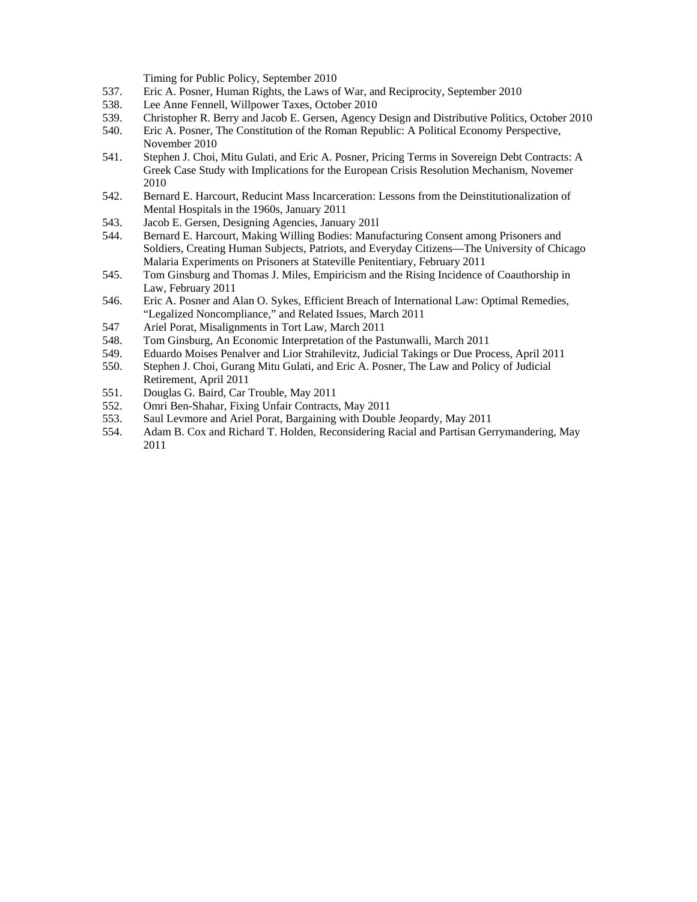Timing for Public Policy, September 2010

537. Eric A. Posner, Human Rights, the Laws of War, and Reciprocity, September 2010
538. Lee Anne Fennell, Willpower Taxes, October 2010
539. Christopher R. Berry and Jacob E. Gersen, Agency Design and Distributive Politics, October 2010
540. Eric A. Posner, The Constitution of the Roman Republic: A Political Economy Perspective, November 2010
541. Stephen J. Choi, Mitu Gulati, and Eric A. Posner, Pricing Terms in Sovereign Debt Contracts: A Greek Case Study with Implications for the European Crisis Resolution Mechanism, Novemer 2010
542. Bernard E. Harcourt, Reducint Mass Incarceration: Lessons from the Deinstitutionalization of Mental Hospitals in the 1960s, January 2011
543. Jacob E. Gersen, Designing Agencies, January 201l
544. Bernard E. Harcourt, Making Willing Bodies: Manufacturing Consent among Prisoners and Soldiers, Creating Human Subjects, Patriots, and Everyday Citizens—The University of Chicago Malaria Experiments on Prisoners at Stateville Penitentiary, February 2011
545. Tom Ginsburg and Thomas J. Miles, Empiricism and the Rising Incidence of Coauthorship in Law, February 2011
546. Eric A. Posner and Alan O. Sykes, Efficient Breach of International Law: Optimal Remedies, "Legalized Noncompliance," and Related Issues, March 2011

547 Ariel Porat, Misalignments in Tort Law, March 2011

548. Tom Ginsburg, An Economic Interpretation of the Pastunwalli, March 2011
549. Eduardo Moises Penalver and Lior Strahilevitz, Judicial Takings or Due Process, April 2011
550. Stephen J. Choi, Gurang Mitu Gulati, and Eric A. Posner, The Law and Policy of Judicial Retirement, April 2011
551. Douglas G. Baird, Car Trouble, May 2011
552. Omri Ben-Shahar, Fixing Unfair Contracts, May 2011
553. Saul Levmore and Ariel Porat, Bargaining with Double Jeopardy, May 2011
554. Adam B. Cox and Richard T. Holden, Reconsidering Racial and Partisan Gerrymandering, May 2011